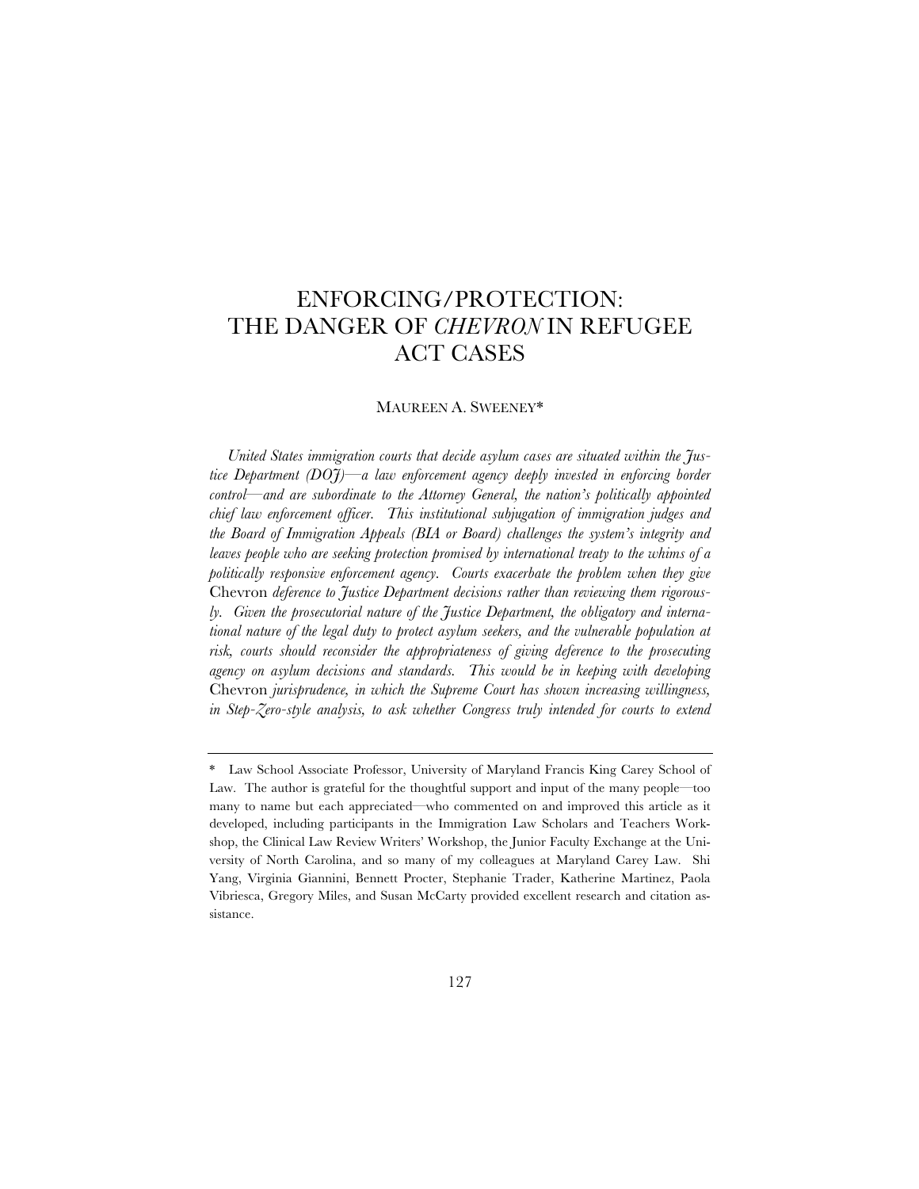# ENFORCING/PROTECTION: THE DANGER OF *CHEVRON* IN REFUGEE ACT CASES

MAUREEN A. SWEENEY*

*United States immigration courts that decide asylum cases are situated within the Justice Department (DOJ)—a law enforcement agency deeply invested in enforcing border control—and are subordinate to the Attorney General, the nation's politically appointed chief law enforcement officer. This institutional subjugation of immigration judges and the Board of Immigration Appeals (BIA or Board) challenges the system's integrity and leaves people who are seeking protection promised by international treaty to the whims of a politically responsive enforcement agency. Courts exacerbate the problem when they give* Chevron *deference to Justice Department decisions rather than reviewing them rigorously. Given the prosecutorial nature of the Justice Department, the obligatory and international nature of the legal duty to protect asylum seekers, and the vulnerable population at risk, courts should reconsider the appropriateness of giving deference to the prosecuting agency on asylum decisions and standards. This would be in keeping with developing* Chevron *jurisprudence, in which the Supreme Court has shown increasing willingness, in Step-Zero-style analysis, to ask whether Congress truly intended for courts to extend*

---

\* Law School Associate Professor, University of Maryland Francis King Carey School of Law. The author is grateful for the thoughtful support and input of the many people—too many to name but each appreciated—who commented on and improved this article as it developed, including participants in the Immigration Law Scholars and Teachers Workshop, the Clinical Law Review Writers' Workshop, the Junior Faculty Exchange at the University of North Carolina, and so many of my colleagues at Maryland Carey Law. Shi Yang, Virginia Giannini, Bennett Procter, Stephanie Trader, Katherine Martinez, Paola Vibriesca, Gregory Miles, and Susan McCarty provided excellent research and citation assistance.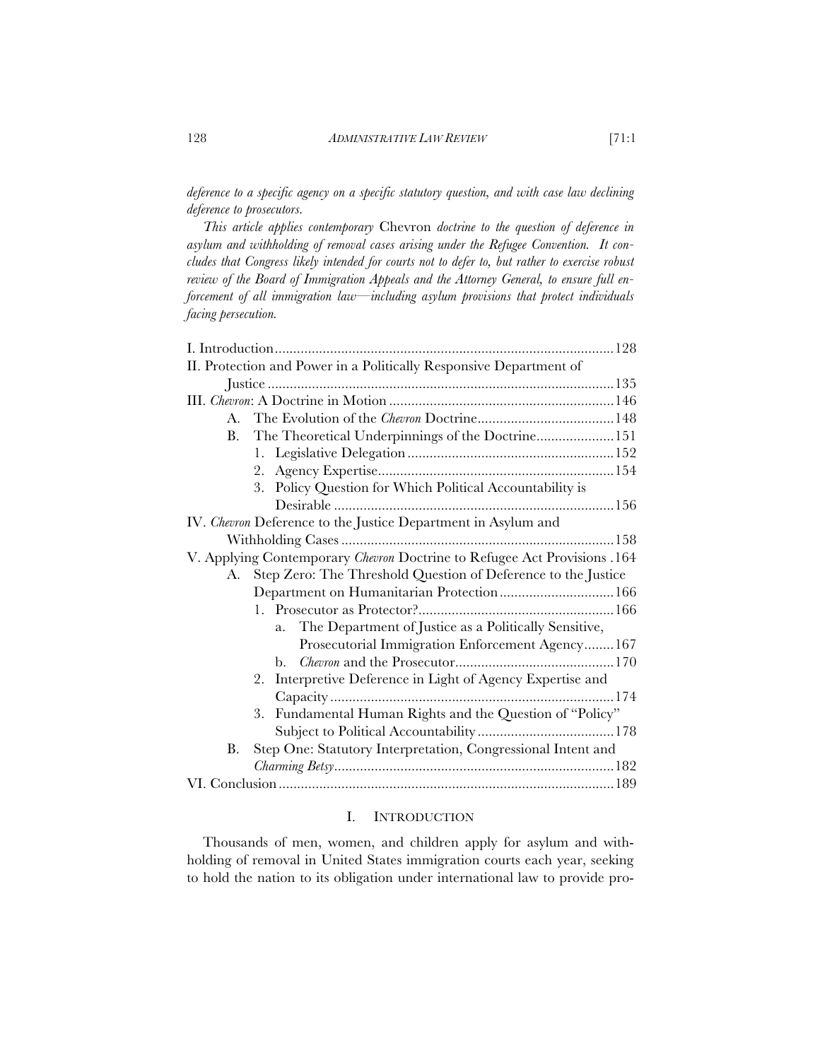*deference to a specific agency on a specific statutory question, and with case law declining deference to prosecutors.*

*This article applies contemporary* Chevron *doctrine to the question of deference in asylum and withholding of removal cases arising under the Refugee Convention. It concludes that Congress likely intended for courts not to defer to, but rather to exercise robust review of the Board of Immigration Appeals and the Attorney General, to ensure full enforcement of all immigration law—including asylum provisions that protect individuals facing persecution.*

I. Introduction ........ 128
II. Protection and Power in a Politically Responsive Department of Justice ........ 135
III. *Chevron*: A Doctrine in Motion ........ 146
- A. The Evolution of the *Chevron* Doctrine ........ 148
- B. The Theoretical Underpinnings of the Doctrine ........ 151
  - 1. Legislative Delegation ........ 152
  - 2. Agency Expertise ........ 154
  - 3. Policy Question for Which Political Accountability is Desirable ........ 156

IV. *Chevron* Deference to the Justice Department in Asylum and Withholding Cases ........ 158
V. Applying Contemporary *Chevron* Doctrine to Refugee Act Provisions . 164
- A. Step Zero: The Threshold Question of Deference to the Justice Department on Humanitarian Protection ........ 166
  - 1. Prosecutor as Protector? ........ 166
    - a. The Department of Justice as a Politically Sensitive, Prosecutorial Immigration Enforcement Agency ........ 167
    - b. *Chevron* and the Prosecutor ........ 170
  - 2. Interpretive Deference in Light of Agency Expertise and Capacity ........ 174
  - 3. Fundamental Human Rights and the Question of "Policy" Subject to Political Accountability ........ 178
- B. Step One: Statutory Interpretation, Congressional Intent and *Charming Betsy* ........ 182

VI. Conclusion ........ 189

## I. INTRODUCTION

Thousands of men, women, and children apply for asylum and withholding of removal in United States immigration courts each year, seeking to hold the nation to its obligation under international law to provide pro-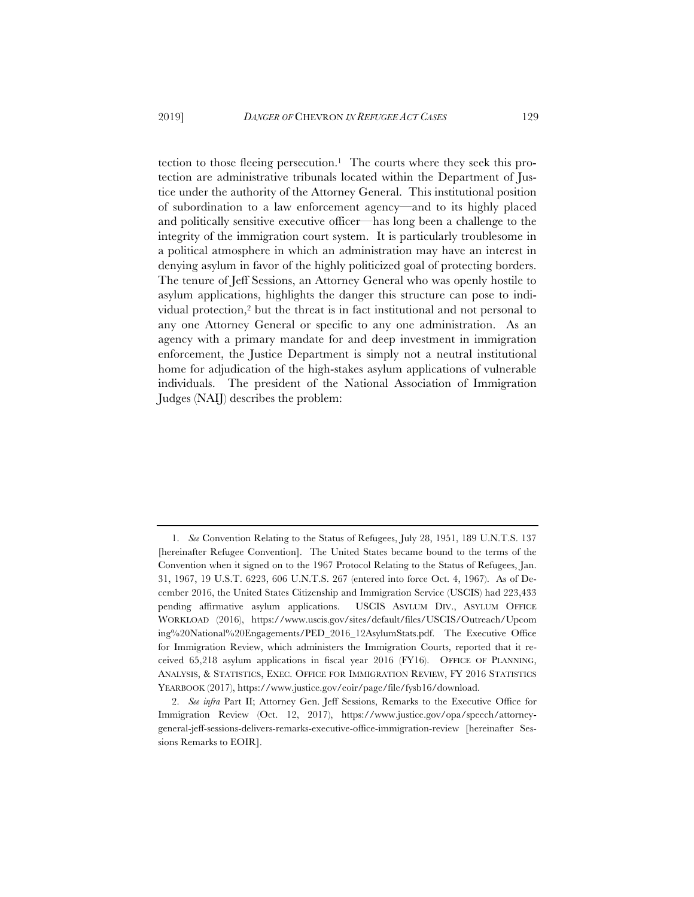tection to those fleeing persecution.[1] The courts where they seek this protection are administrative tribunals located within the Department of Justice under the authority of the Attorney General. This institutional position of subordination to a law enforcement agency—and to its highly placed and politically sensitive executive officer—has long been a challenge to the integrity of the immigration court system. It is particularly troublesome in a political atmosphere in which an administration may have an interest in denying asylum in favor of the highly politicized goal of protecting borders. The tenure of Jeff Sessions, an Attorney General who was openly hostile to asylum applications, highlights the danger this structure can pose to individual protection,[2] but the threat is in fact institutional and not personal to any one Attorney General or specific to any one administration. As an agency with a primary mandate for and deep investment in immigration enforcement, the Justice Department is simply not a neutral institutional home for adjudication of the high-stakes asylum applications of vulnerable individuals. The president of the National Association of Immigration Judges (NAIJ) describes the problem:

---

1. *See* Convention Relating to the Status of Refugees, July 28, 1951, 189 U.N.T.S. 137 [hereinafter Refugee Convention]. The United States became bound to the terms of the Convention when it signed on to the 1967 Protocol Relating to the Status of Refugees, Jan. 31, 1967, 19 U.S.T. 6223, 606 U.N.T.S. 267 (entered into force Oct. 4, 1967). As of December 2016, the United States Citizenship and Immigration Service (USCIS) had 223,433 pending affirmative asylum applications. USCIS ASYLUM DIV., ASYLUM OFFICE WORKLOAD (2016), https://www.uscis.gov/sites/default/files/USCIS/Outreach/Upcoming%20National%20Engagements/PED_2016_12AsylumStats.pdf. The Executive Office for Immigration Review, which administers the Immigration Courts, reported that it received 65,218 asylum applications in fiscal year 2016 (FY16). OFFICE OF PLANNING, ANALYSIS, & STATISTICS, EXEC. OFFICE FOR IMMIGRATION REVIEW, FY 2016 STATISTICS YEARBOOK (2017), https://www.justice.gov/eoir/page/file/fysb16/download.

2. *See infra* Part II; Attorney Gen. Jeff Sessions, Remarks to the Executive Office for Immigration Review (Oct. 12, 2017), https://www.justice.gov/opa/speech/attorney-general-jeff-sessions-delivers-remarks-executive-office-immigration-review [hereinafter Sessions Remarks to EOIR].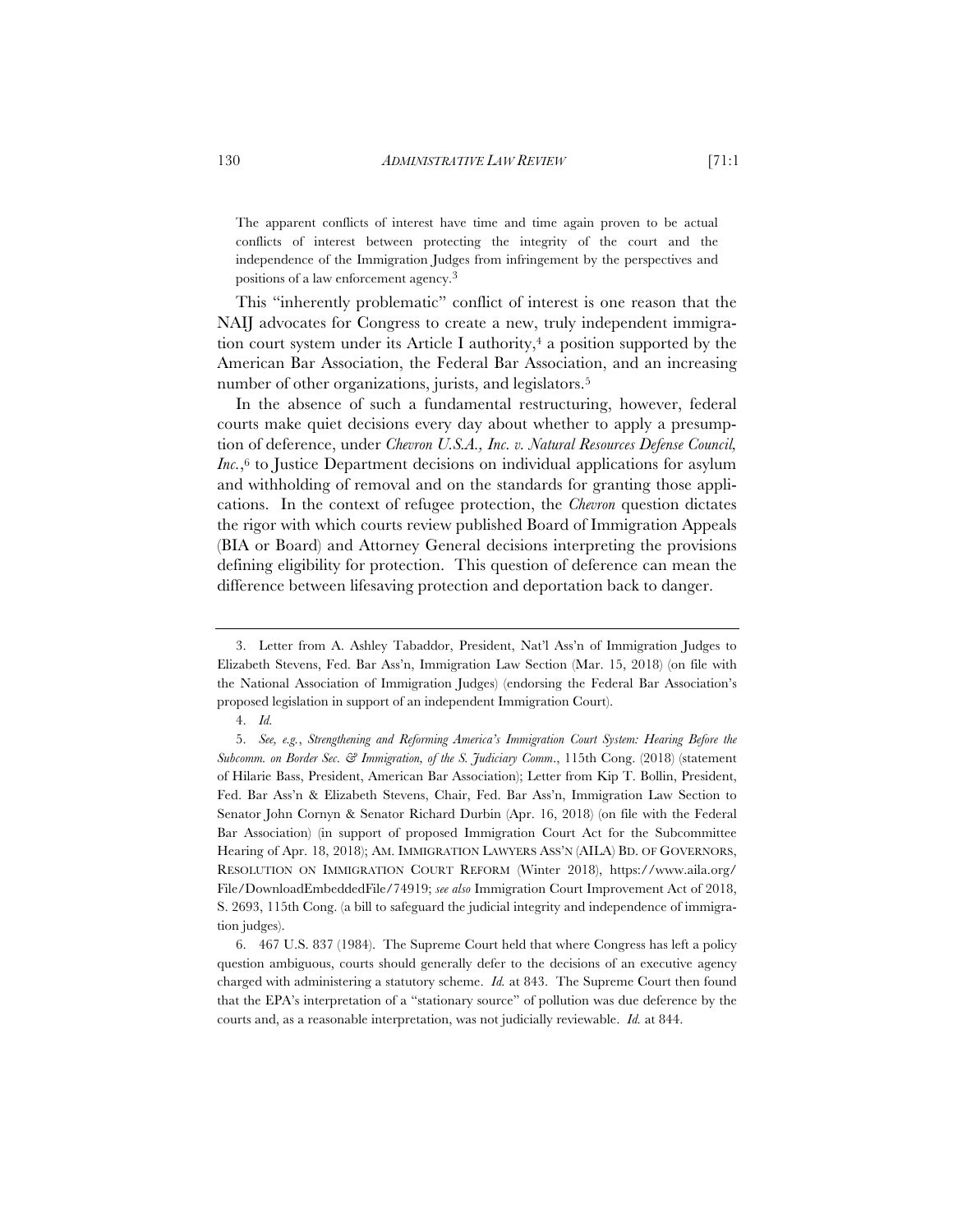> The apparent conflicts of interest have time and time again proven to be actual conflicts of interest between protecting the integrity of the court and the independence of the Immigration Judges from infringement by the perspectives and positions of a law enforcement agency.[3]

This "inherently problematic" conflict of interest is one reason that the NAIJ advocates for Congress to create a new, truly independent immigration court system under its Article I authority,[4] a position supported by the American Bar Association, the Federal Bar Association, and an increasing number of other organizations, jurists, and legislators.[5]

In the absence of such a fundamental restructuring, however, federal courts make quiet decisions every day about whether to apply a presumption of deference, under *Chevron U.S.A., Inc. v. Natural Resources Defense Council, Inc.*,[6] to Justice Department decisions on individual applications for asylum and withholding of removal and on the standards for granting those applications. In the context of refugee protection, the *Chevron* question dictates the rigor with which courts review published Board of Immigration Appeals (BIA or Board) and Attorney General decisions interpreting the provisions defining eligibility for protection. This question of deference can mean the difference between lifesaving protection and deportation back to danger.

---

3. Letter from A. Ashley Tabaddor, President, Nat'l Ass'n of Immigration Judges to Elizabeth Stevens, Fed. Bar Ass'n, Immigration Law Section (Mar. 15, 2018) (on file with the National Association of Immigration Judges) (endorsing the Federal Bar Association's proposed legislation in support of an independent Immigration Court).

4. *Id.*

5. *See, e.g.*, *Strengthening and Reforming America's Immigration Court System: Hearing Before the Subcomm. on Border Sec. & Immigration, of the S. Judiciary Comm*., 115th Cong. (2018) (statement of Hilarie Bass, President, American Bar Association); Letter from Kip T. Bollin, President, Fed. Bar Ass'n & Elizabeth Stevens, Chair, Fed. Bar Ass'n, Immigration Law Section to Senator John Cornyn & Senator Richard Durbin (Apr. 16, 2018) (on file with the Federal Bar Association) (in support of proposed Immigration Court Act for the Subcommittee Hearing of Apr. 18, 2018); AM. IMMIGRATION LAWYERS ASS'N (AILA) BD. OF GOVERNORS, RESOLUTION ON IMMIGRATION COURT REFORM (Winter 2018), https://www.aila.org/File/DownloadEmbeddedFile/74919; *see also* Immigration Court Improvement Act of 2018, S. 2693, 115th Cong. (a bill to safeguard the judicial integrity and independence of immigration judges).

6. 467 U.S. 837 (1984). The Supreme Court held that where Congress has left a policy question ambiguous, courts should generally defer to the decisions of an executive agency charged with administering a statutory scheme. *Id.* at 843. The Supreme Court then found that the EPA's interpretation of a "stationary source" of pollution was due deference by the courts and, as a reasonable interpretation, was not judicially reviewable. *Id.* at 844.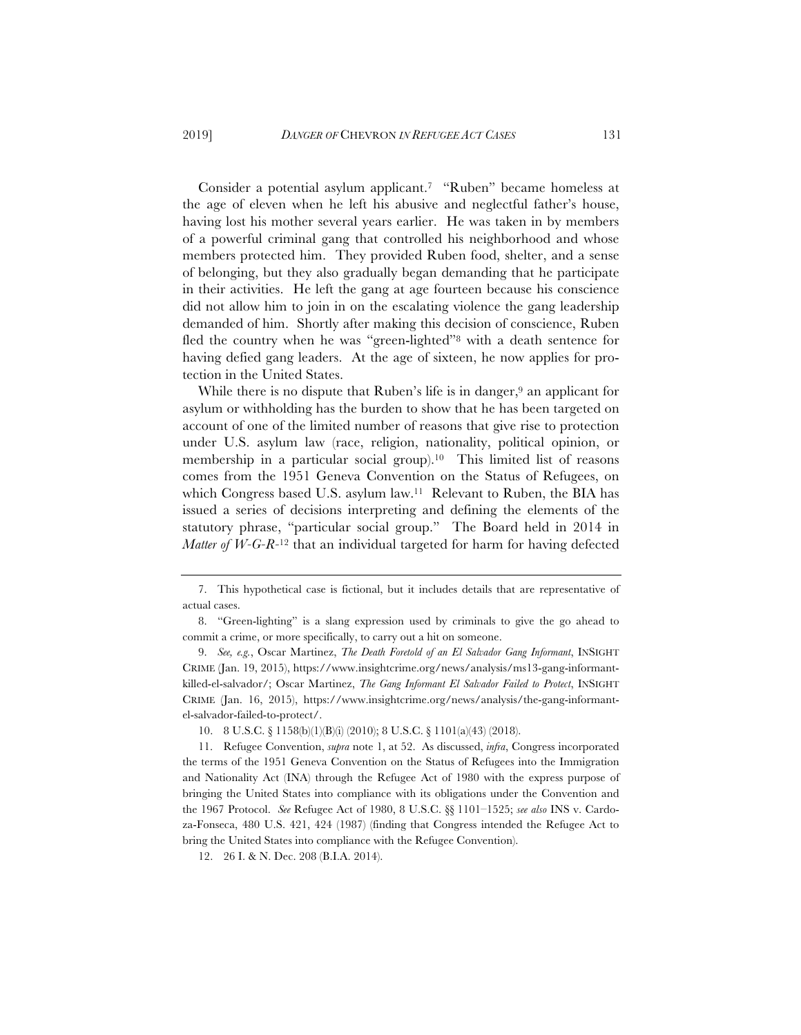Consider a potential asylum applicant.[7] "Ruben" became homeless at the age of eleven when he left his abusive and neglectful father's house, having lost his mother several years earlier. He was taken in by members of a powerful criminal gang that controlled his neighborhood and whose members protected him. They provided Ruben food, shelter, and a sense of belonging, but they also gradually began demanding that he participate in their activities. He left the gang at age fourteen because his conscience did not allow him to join in on the escalating violence the gang leadership demanded of him. Shortly after making this decision of conscience, Ruben fled the country when he was "green-lighted"[8] with a death sentence for having defied gang leaders. At the age of sixteen, he now applies for protection in the United States.

While there is no dispute that Ruben's life is in danger,[9] an applicant for asylum or withholding has the burden to show that he has been targeted on account of one of the limited number of reasons that give rise to protection under U.S. asylum law (race, religion, nationality, political opinion, or membership in a particular social group).[10] This limited list of reasons comes from the 1951 Geneva Convention on the Status of Refugees, on which Congress based U.S. asylum law.[11] Relevant to Ruben, the BIA has issued a series of decisions interpreting and defining the elements of the statutory phrase, "particular social group." The Board held in 2014 in *Matter of W-G-R-*[12] that an individual targeted for harm for having defected

---

7. This hypothetical case is fictional, but it includes details that are representative of actual cases.

8. "Green-lighting" is a slang expression used by criminals to give the go ahead to commit a crime, or more specifically, to carry out a hit on someone.

9. *See, e.g.*, Oscar Martinez, *The Death Foretold of an El Salvador Gang Informant*, INSIGHT CRIME (Jan. 19, 2015), https://www.insightcrime.org/news/analysis/ms13-gang-informant-killed-el-salvador/; Oscar Martinez, *The Gang Informant El Salvador Failed to Protect*, INSIGHT CRIME (Jan. 16, 2015), https://www.insightcrime.org/news/analysis/the-gang-informant-el-salvador-failed-to-protect/.

10. 8 U.S.C. § 1158(b)(1)(B)(i) (2010); 8 U.S.C. § 1101(a)(43) (2018).

11. Refugee Convention, *supra* note 1, at 52. As discussed, *infra*, Congress incorporated the terms of the 1951 Geneva Convention on the Status of Refugees into the Immigration and Nationality Act (INA) through the Refugee Act of 1980 with the express purpose of bringing the United States into compliance with its obligations under the Convention and the 1967 Protocol. *See* Refugee Act of 1980, 8 U.S.C. §§ 1101–1525; *see also* INS v. Cardoza-Fonseca, 480 U.S. 421, 424 (1987) (finding that Congress intended the Refugee Act to bring the United States into compliance with the Refugee Convention).

12. 26 I. & N. Dec. 208 (B.I.A. 2014).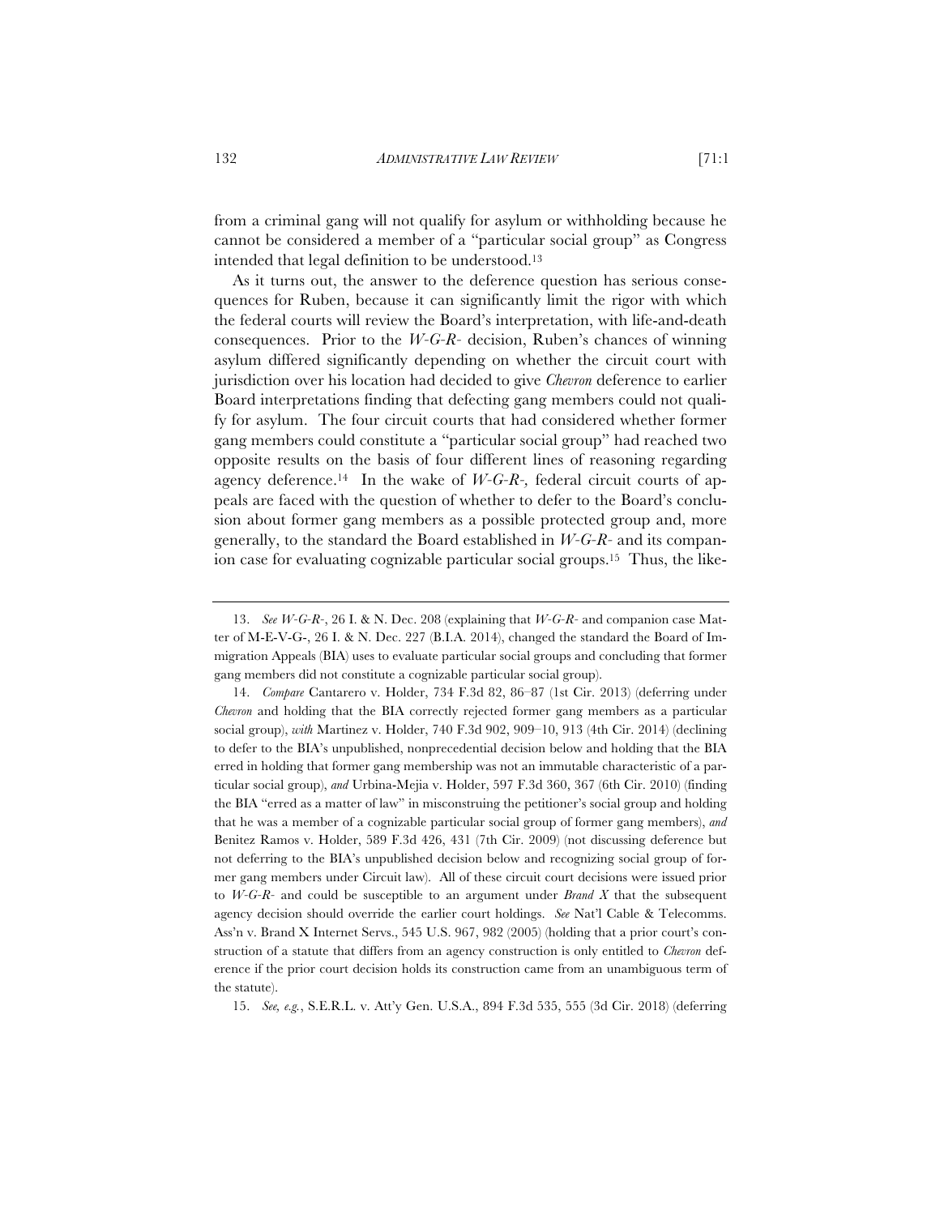from a criminal gang will not qualify for asylum or withholding because he cannot be considered a member of a "particular social group" as Congress intended that legal definition to be understood.[13]

As it turns out, the answer to the deference question has serious consequences for Ruben, because it can significantly limit the rigor with which the federal courts will review the Board's interpretation, with life-and-death consequences. Prior to the *W-G-R-* decision, Ruben's chances of winning asylum differed significantly depending on whether the circuit court with jurisdiction over his location had decided to give *Chevron* deference to earlier Board interpretations finding that defecting gang members could not qualify for asylum. The four circuit courts that had considered whether former gang members could constitute a "particular social group" had reached two opposite results on the basis of four different lines of reasoning regarding agency deference.[14] In the wake of *W-G-R-,* federal circuit courts of appeals are faced with the question of whether to defer to the Board's conclusion about former gang members as a possible protected group and, more generally, to the standard the Board established in *W-G-R-* and its companion case for evaluating cognizable particular social groups.[15] Thus, the like-

---

13. *See W-G-R-*, 26 I. & N. Dec. 208 (explaining that *W-G-R-* and companion case Matter of M-E-V-G-, 26 I. & N. Dec. 227 (B.I.A. 2014), changed the standard the Board of Immigration Appeals (BIA) uses to evaluate particular social groups and concluding that former gang members did not constitute a cognizable particular social group).

14. *Compare* Cantarero v. Holder, 734 F.3d 82, 86–87 (1st Cir. 2013) (deferring under *Chevron* and holding that the BIA correctly rejected former gang members as a particular social group), *with* Martinez v. Holder, 740 F.3d 902, 909–10, 913 (4th Cir. 2014) (declining to defer to the BIA's unpublished, nonprecedential decision below and holding that the BIA erred in holding that former gang membership was not an immutable characteristic of a particular social group), *and* Urbina-Mejia v. Holder, 597 F.3d 360, 367 (6th Cir. 2010) (finding the BIA "erred as a matter of law" in misconstruing the petitioner's social group and holding that he was a member of a cognizable particular social group of former gang members), *and* Benitez Ramos v. Holder, 589 F.3d 426, 431 (7th Cir. 2009) (not discussing deference but not deferring to the BIA's unpublished decision below and recognizing social group of former gang members under Circuit law). All of these circuit court decisions were issued prior to *W-G-R-* and could be susceptible to an argument under *Brand X* that the subsequent agency decision should override the earlier court holdings. *See* Nat'l Cable & Telecomms. Ass'n v. Brand X Internet Servs., 545 U.S. 967, 982 (2005) (holding that a prior court's construction of a statute that differs from an agency construction is only entitled to *Chevron* deference if the prior court decision holds its construction came from an unambiguous term of the statute).

15. *See, e.g.*, S.E.R.L. v. Att'y Gen. U.S.A., 894 F.3d 535, 555 (3d Cir. 2018) (deferring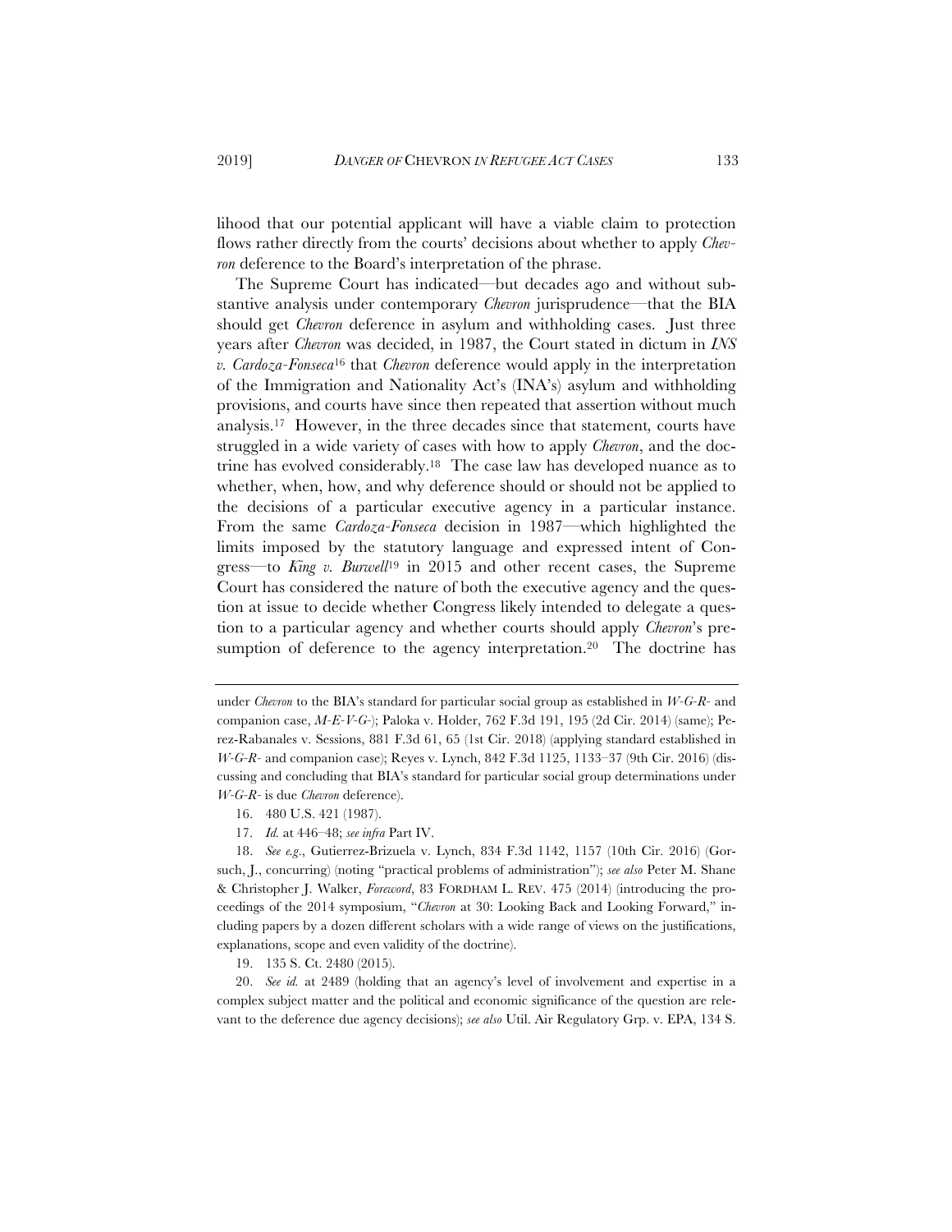lihood that our potential applicant will have a viable claim to protection flows rather directly from the courts' decisions about whether to apply *Chevron* deference to the Board's interpretation of the phrase.

The Supreme Court has indicated—but decades ago and without substantive analysis under contemporary *Chevron* jurisprudence—that the BIA should get *Chevron* deference in asylum and withholding cases. Just three years after *Chevron* was decided, in 1987, the Court stated in dictum in *INS v. Cardoza-Fonseca*[16] that *Chevron* deference would apply in the interpretation of the Immigration and Nationality Act's (INA's) asylum and withholding provisions, and courts have since then repeated that assertion without much analysis.[17] However, in the three decades since that statement, courts have struggled in a wide variety of cases with how to apply *Chevron*, and the doctrine has evolved considerably.[18] The case law has developed nuance as to whether, when, how, and why deference should or should not be applied to the decisions of a particular executive agency in a particular instance. From the same *Cardoza-Fonseca* decision in 1987—which highlighted the limits imposed by the statutory language and expressed intent of Congress—to *King v. Burwell*[19] in 2015 and other recent cases, the Supreme Court has considered the nature of both the executive agency and the question at issue to decide whether Congress likely intended to delegate a question to a particular agency and whether courts should apply *Chevron*'s presumption of deference to the agency interpretation.[20] The doctrine has

---

under *Chevron* to the BIA's standard for particular social group as established in *W-G-R-* and companion case, *M-E-V-G-*); Paloka v. Holder, 762 F.3d 191, 195 (2d Cir. 2014) (same); Perez-Rabanales v. Sessions, 881 F.3d 61, 65 (1st Cir. 2018) (applying standard established in *W-G-R-* and companion case); Reyes v. Lynch, 842 F.3d 1125, 1133–37 (9th Cir. 2016) (discussing and concluding that BIA's standard for particular social group determinations under *W-G-R-* is due *Chevron* deference).

16. 480 U.S. 421 (1987).

17. *Id.* at 446–48; *see infra* Part IV.

18. *See e.g.*, Gutierrez-Brizuela v. Lynch, 834 F.3d 1142, 1157 (10th Cir. 2016) (Gorsuch, J., concurring) (noting "practical problems of administration"); *see also* Peter M. Shane & Christopher J. Walker, *Foreword*, 83 FORDHAM L. REV. 475 (2014) (introducing the proceedings of the 2014 symposium, "*Chevron* at 30: Looking Back and Looking Forward," including papers by a dozen different scholars with a wide range of views on the justifications, explanations, scope and even validity of the doctrine).

19. 135 S. Ct. 2480 (2015).

20. *See id.* at 2489 (holding that an agency's level of involvement and expertise in a complex subject matter and the political and economic significance of the question are relevant to the deference due agency decisions); *see also* Util. Air Regulatory Grp. v. EPA, 134 S.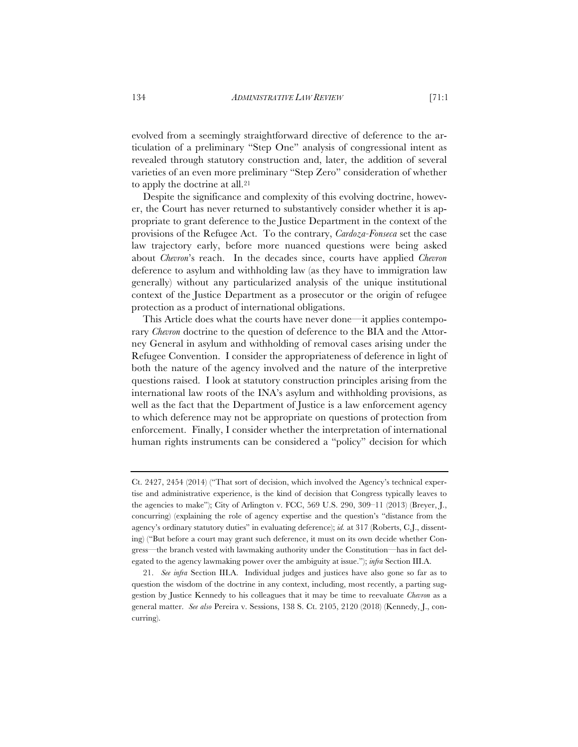evolved from a seemingly straightforward directive of deference to the articulation of a preliminary "Step One" analysis of congressional intent as revealed through statutory construction and, later, the addition of several varieties of an even more preliminary "Step Zero" consideration of whether to apply the doctrine at all.[21]

Despite the significance and complexity of this evolving doctrine, however, the Court has never returned to substantively consider whether it is appropriate to grant deference to the Justice Department in the context of the provisions of the Refugee Act. To the contrary, *Cardoza-Fonseca* set the case law trajectory early, before more nuanced questions were being asked about *Chevron*'s reach. In the decades since, courts have applied *Chevron* deference to asylum and withholding law (as they have to immigration law generally) without any particularized analysis of the unique institutional context of the Justice Department as a prosecutor or the origin of refugee protection as a product of international obligations.

This Article does what the courts have never done—it applies contemporary *Chevron* doctrine to the question of deference to the BIA and the Attorney General in asylum and withholding of removal cases arising under the Refugee Convention. I consider the appropriateness of deference in light of both the nature of the agency involved and the nature of the interpretive questions raised. I look at statutory construction principles arising from the international law roots of the INA's asylum and withholding provisions, as well as the fact that the Department of Justice is a law enforcement agency to which deference may not be appropriate on questions of protection from enforcement. Finally, I consider whether the interpretation of international human rights instruments can be considered a "policy" decision for which

---

Ct. 2427, 2454 (2014) ("That sort of decision, which involved the Agency's technical expertise and administrative experience, is the kind of decision that Congress typically leaves to the agencies to make"); City of Arlington v. FCC, 569 U.S. 290, 309–11 (2013) (Breyer, J., concurring) (explaining the role of agency expertise and the question's "distance from the agency's ordinary statutory duties" in evaluating deference); *id.* at 317 (Roberts, C.J., dissenting) ("But before a court may grant such deference, it must on its own decide whether Congress—the branch vested with lawmaking authority under the Constitution—has in fact delegated to the agency lawmaking power over the ambiguity at issue."); *infra* Section III.A.

21. *See infra* Section III.A. Individual judges and justices have also gone so far as to question the wisdom of the doctrine in any context, including, most recently, a parting suggestion by Justice Kennedy to his colleagues that it may be time to reevaluate *Chevron* as a general matter. *See also* Pereira v. Sessions, 138 S. Ct. 2105, 2120 (2018) (Kennedy, J., concurring).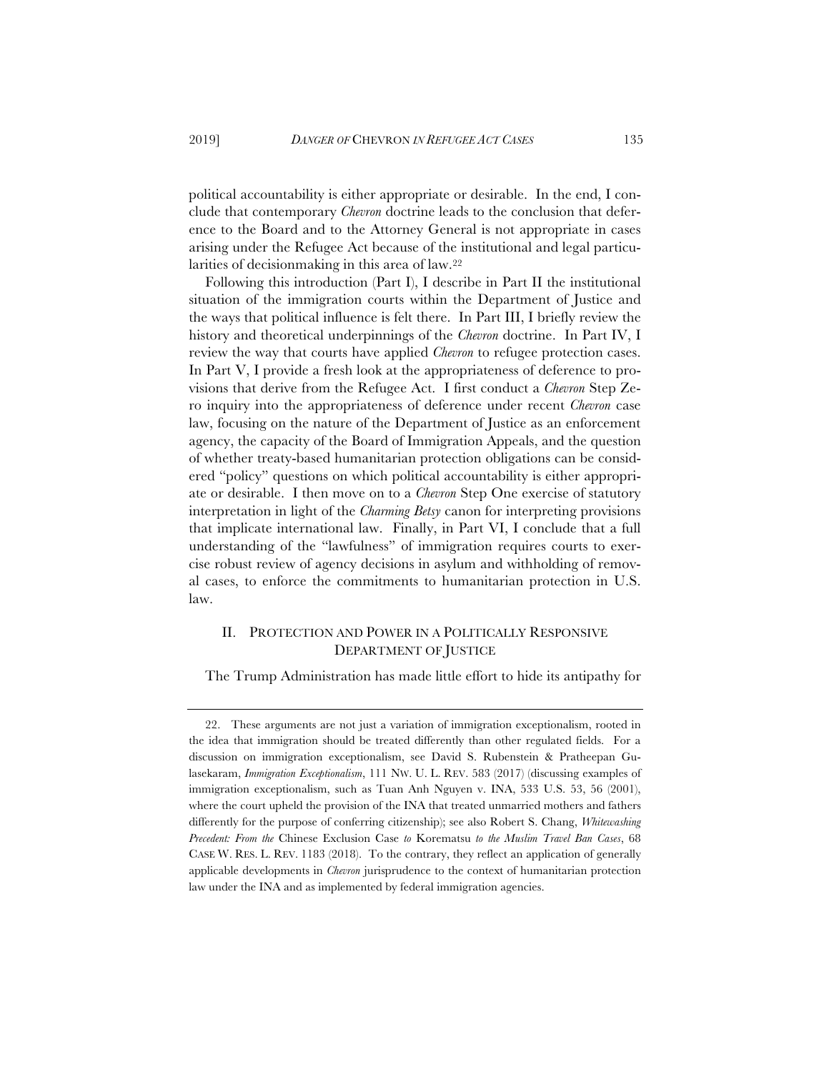political accountability is either appropriate or desirable. In the end, I conclude that contemporary *Chevron* doctrine leads to the conclusion that deference to the Board and to the Attorney General is not appropriate in cases arising under the Refugee Act because of the institutional and legal particularities of decisionmaking in this area of law.[22]

Following this introduction (Part I), I describe in Part II the institutional situation of the immigration courts within the Department of Justice and the ways that political influence is felt there. In Part III, I briefly review the history and theoretical underpinnings of the *Chevron* doctrine. In Part IV, I review the way that courts have applied *Chevron* to refugee protection cases. In Part V, I provide a fresh look at the appropriateness of deference to provisions that derive from the Refugee Act. I first conduct a *Chevron* Step Zero inquiry into the appropriateness of deference under recent *Chevron* case law, focusing on the nature of the Department of Justice as an enforcement agency, the capacity of the Board of Immigration Appeals, and the question of whether treaty-based humanitarian protection obligations can be considered "policy" questions on which political accountability is either appropriate or desirable. I then move on to a *Chevron* Step One exercise of statutory interpretation in light of the *Charming Betsy* canon for interpreting provisions that implicate international law. Finally, in Part VI, I conclude that a full understanding of the "lawfulness" of immigration requires courts to exercise robust review of agency decisions in asylum and withholding of removal cases, to enforce the commitments to humanitarian protection in U.S. law.

## II. PROTECTION AND POWER IN A POLITICALLY RESPONSIVE DEPARTMENT OF JUSTICE

The Trump Administration has made little effort to hide its antipathy for

---

22. These arguments are not just a variation of immigration exceptionalism, rooted in the idea that immigration should be treated differently than other regulated fields. For a discussion on immigration exceptionalism, see David S. Rubenstein & Pratheepan Gulasekaram, *Immigration Exceptionalism*, 111 NW. U. L. REV. 583 (2017) (discussing examples of immigration exceptionalism, such as Tuan Anh Nguyen v. INA, 533 U.S. 53, 56 (2001), where the court upheld the provision of the INA that treated unmarried mothers and fathers differently for the purpose of conferring citizenship); see also Robert S. Chang, *Whitewashing Precedent: From the* Chinese Exclusion Case *to* Korematsu *to the Muslim Travel Ban Cases*, 68 CASE W. RES. L. REV. 1183 (2018). To the contrary, they reflect an application of generally applicable developments in *Chevron* jurisprudence to the context of humanitarian protection law under the INA and as implemented by federal immigration agencies.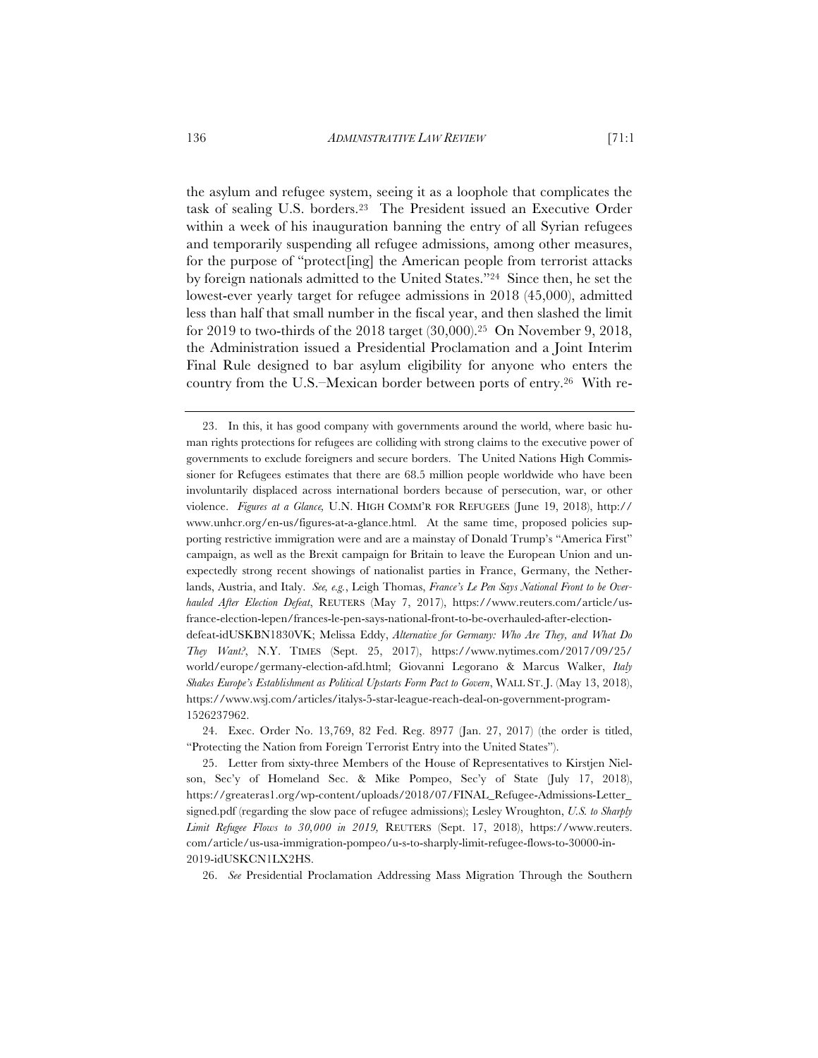the asylum and refugee system, seeing it as a loophole that complicates the task of sealing U.S. borders.[23] The President issued an Executive Order within a week of his inauguration banning the entry of all Syrian refugees and temporarily suspending all refugee admissions, among other measures, for the purpose of "protect[ing] the American people from terrorist attacks by foreign nationals admitted to the United States."[24] Since then, he set the lowest-ever yearly target for refugee admissions in 2018 (45,000), admitted less than half that small number in the fiscal year, and then slashed the limit for 2019 to two-thirds of the 2018 target (30,000).[25] On November 9, 2018, the Administration issued a Presidential Proclamation and a Joint Interim Final Rule designed to bar asylum eligibility for anyone who enters the country from the U.S.–Mexican border between ports of entry.[26] With re-

---

23. In this, it has good company with governments around the world, where basic human rights protections for refugees are colliding with strong claims to the executive power of governments to exclude foreigners and secure borders. The United Nations High Commissioner for Refugees estimates that there are 68.5 million people worldwide who have been involuntarily displaced across international borders because of persecution, war, or other violence. *Figures at a Glance,* U.N. HIGH COMM'R FOR REFUGEES (June 19, 2018), http://www.unhcr.org/en-us/figures-at-a-glance.html. At the same time, proposed policies supporting restrictive immigration were and are a mainstay of Donald Trump's "America First" campaign, as well as the Brexit campaign for Britain to leave the European Union and unexpectedly strong recent showings of nationalist parties in France, Germany, the Netherlands, Austria, and Italy. *See, e.g.*, Leigh Thomas, *France's Le Pen Says National Front to be Overhauled After Election Defeat*, REUTERS (May 7, 2017), https://www.reuters.com/article/us-france-election-lepen/frances-le-pen-says-national-front-to-be-overhauled-after-election-defeat-idUSKBN1830VK; Melissa Eddy, *Alternative for Germany: Who Are They, and What Do They Want?*, N.Y. TIMES (Sept. 25, 2017), https://www.nytimes.com/2017/09/25/world/europe/germany-election-afd.html; Giovanni Legorano & Marcus Walker, *Italy Shakes Europe's Establishment as Political Upstarts Form Pact to Govern*, WALL ST. J. (May 13, 2018), https://www.wsj.com/articles/italys-5-star-league-reach-deal-on-government-program-1526237962.

24. Exec. Order No. 13,769, 82 Fed. Reg. 8977 (Jan. 27, 2017) (the order is titled, "Protecting the Nation from Foreign Terrorist Entry into the United States").

25. Letter from sixty-three Members of the House of Representatives to Kirstjen Nielson, Sec'y of Homeland Sec. & Mike Pompeo, Sec'y of State (July 17, 2018), https://greateras1.org/wp-content/uploads/2018/07/FINAL_Refugee-Admissions-Letter_signed.pdf (regarding the slow pace of refugee admissions); Lesley Wroughton, *U.S. to Sharply Limit Refugee Flows to 30,000 in 2019,* REUTERS (Sept. 17, 2018), https://www.reuters.com/article/us-usa-immigration-pompeo/u-s-to-sharply-limit-refugee-flows-to-30000-in-2019-idUSKCN1LX2HS.

26. *See* Presidential Proclamation Addressing Mass Migration Through the Southern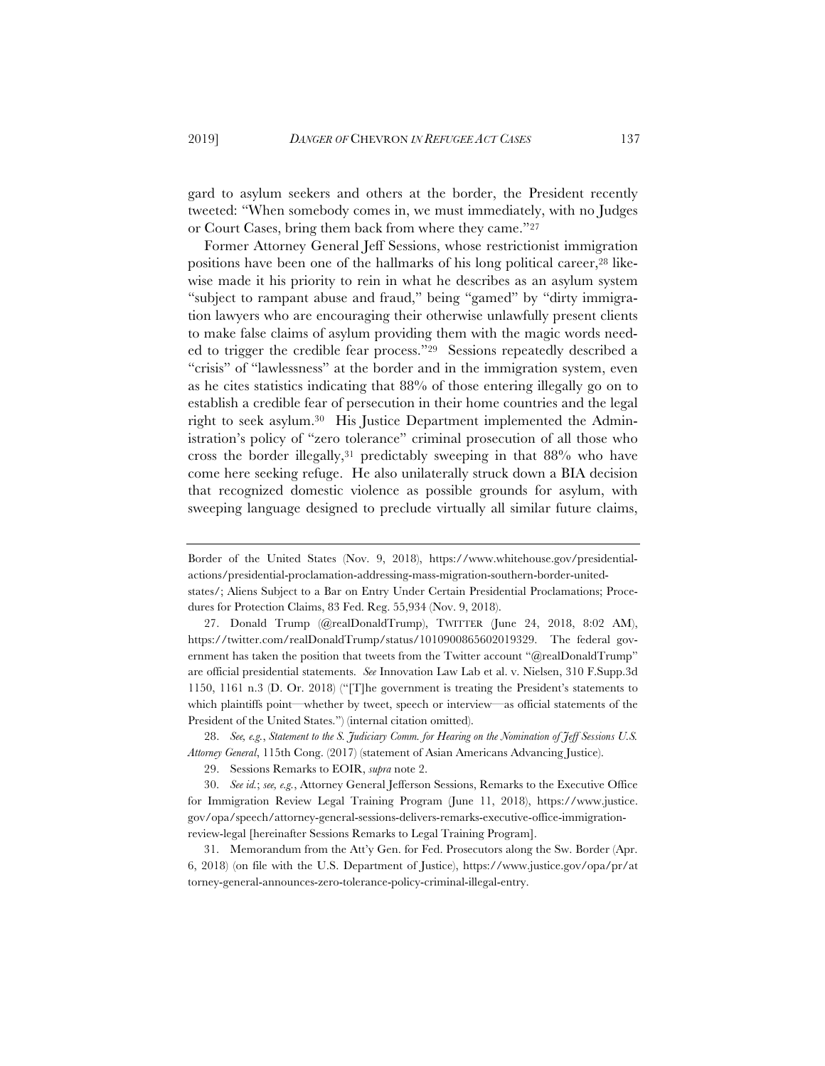gard to asylum seekers and others at the border, the President recently tweeted: "When somebody comes in, we must immediately, with no Judges or Court Cases, bring them back from where they came."[27]

Former Attorney General Jeff Sessions, whose restrictionist immigration positions have been one of the hallmarks of his long political career,[28] likewise made it his priority to rein in what he describes as an asylum system "subject to rampant abuse and fraud," being "gamed" by "dirty immigration lawyers who are encouraging their otherwise unlawfully present clients to make false claims of asylum providing them with the magic words needed to trigger the credible fear process."[29] Sessions repeatedly described a "crisis" of "lawlessness" at the border and in the immigration system, even as he cites statistics indicating that 88% of those entering illegally go on to establish a credible fear of persecution in their home countries and the legal right to seek asylum.[30] His Justice Department implemented the Administration's policy of "zero tolerance" criminal prosecution of all those who cross the border illegally,[31] predictably sweeping in that 88% who have come here seeking refuge. He also unilaterally struck down a BIA decision that recognized domestic violence as possible grounds for asylum, with sweeping language designed to preclude virtually all similar future claims,

---

Border of the United States (Nov. 9, 2018), https://www.whitehouse.gov/presidential-actions/presidential-proclamation-addressing-mass-migration-southern-border-united-states/; Aliens Subject to a Bar on Entry Under Certain Presidential Proclamations; Procedures for Protection Claims, 83 Fed. Reg. 55,934 (Nov. 9, 2018).

27. Donald Trump (@realDonaldTrump), TWITTER (June 24, 2018, 8:02 AM), https://twitter.com/realDonaldTrump/status/1010900865602019329. The federal government has taken the position that tweets from the Twitter account "@realDonaldTrump" are official presidential statements. *See* Innovation Law Lab et al. v. Nielsen, 310 F.Supp.3d 1150, 1161 n.3 (D. Or. 2018) ("[T]he government is treating the President's statements to which plaintiffs point—whether by tweet, speech or interview—as official statements of the President of the United States.") (internal citation omitted).

28. *See, e.g.*, *Statement to the S. Judiciary Comm. for Hearing on the Nomination of Jeff Sessions U.S. Attorney General*, 115th Cong. (2017) (statement of Asian Americans Advancing Justice).

29. Sessions Remarks to EOIR, *supra* note 2.

30. *See id.*; *see, e.g.*, Attorney General Jefferson Sessions, Remarks to the Executive Office for Immigration Review Legal Training Program (June 11, 2018), https://www.justice.gov/opa/speech/attorney-general-sessions-delivers-remarks-executive-office-immigration-review-legal [hereinafter Sessions Remarks to Legal Training Program].

31. Memorandum from the Att'y Gen. for Fed. Prosecutors along the Sw. Border (Apr. 6, 2018) (on file with the U.S. Department of Justice), https://www.justice.gov/opa/pr/attorney-general-announces-zero-tolerance-policy-criminal-illegal-entry.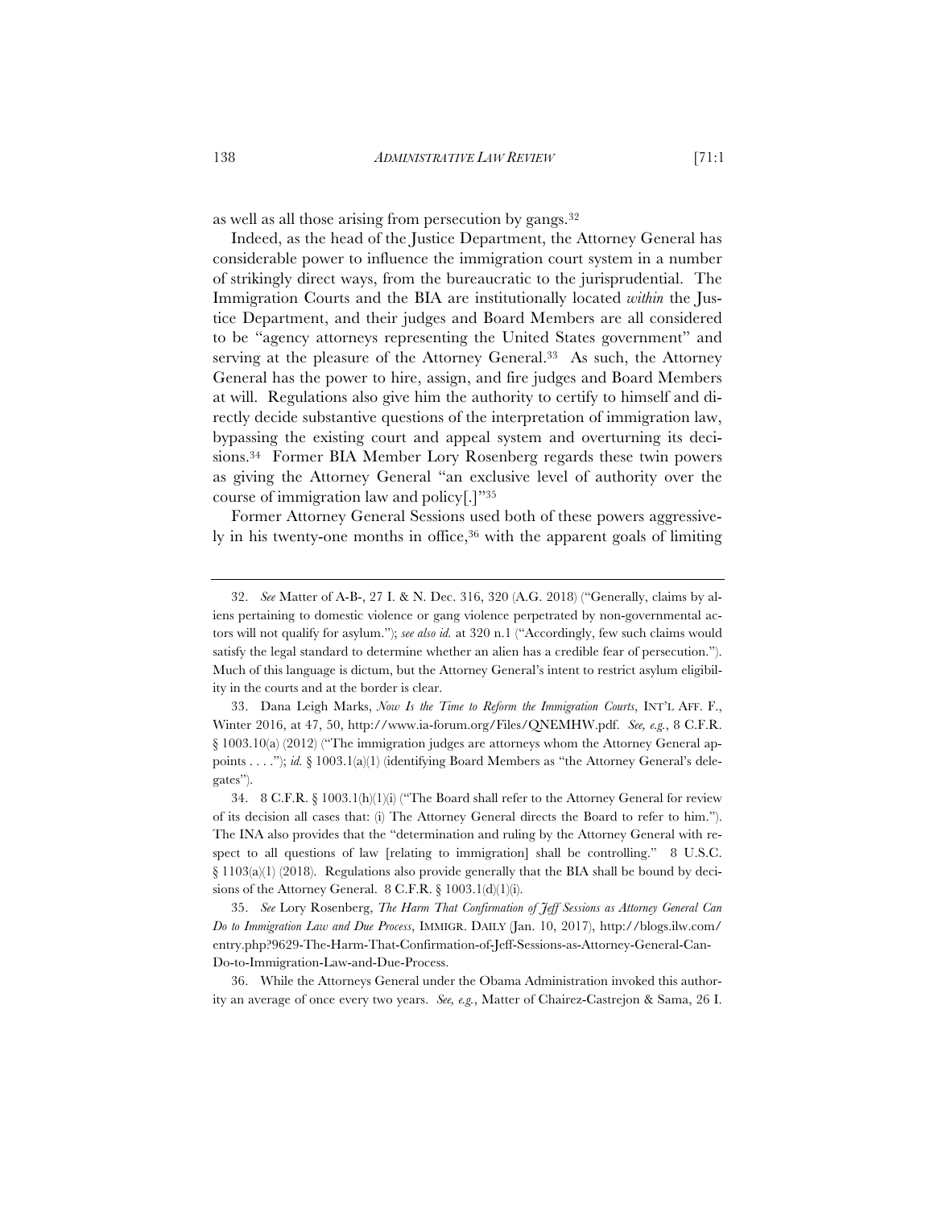as well as all those arising from persecution by gangs.[32]

Indeed, as the head of the Justice Department, the Attorney General has considerable power to influence the immigration court system in a number of strikingly direct ways, from the bureaucratic to the jurisprudential. The Immigration Courts and the BIA are institutionally located *within* the Justice Department, and their judges and Board Members are all considered to be "agency attorneys representing the United States government" and serving at the pleasure of the Attorney General.[33] As such, the Attorney General has the power to hire, assign, and fire judges and Board Members at will. Regulations also give him the authority to certify to himself and directly decide substantive questions of the interpretation of immigration law, bypassing the existing court and appeal system and overturning its decisions.[34] Former BIA Member Lory Rosenberg regards these twin powers as giving the Attorney General "an exclusive level of authority over the course of immigration law and policy[.]"[35]

Former Attorney General Sessions used both of these powers aggressively in his twenty-one months in office,[36] with the apparent goals of limiting

---

32. *See* Matter of A-B-, 27 I. & N. Dec. 316, 320 (A.G. 2018) ("Generally, claims by aliens pertaining to domestic violence or gang violence perpetrated by non-governmental actors will not qualify for asylum."); *see also id.* at 320 n.1 ("Accordingly, few such claims would satisfy the legal standard to determine whether an alien has a credible fear of persecution."). Much of this language is dictum, but the Attorney General's intent to restrict asylum eligibility in the courts and at the border is clear.

33. Dana Leigh Marks, *Now Is the Time to Reform the Immigration Courts*, INT'L AFF. F., Winter 2016, at 47, 50, http://www.ia-forum.org/Files/QNEMHW.pdf. *See, e.g.*, 8 C.F.R. § 1003.10(a) (2012) ("The immigration judges are attorneys whom the Attorney General appoints . . . ."); *id.* § 1003.1(a)(1) (identifying Board Members as "the Attorney General's delegates").

34. 8 C.F.R. § 1003.1(h)(1)(i) ("The Board shall refer to the Attorney General for review of its decision all cases that: (i) The Attorney General directs the Board to refer to him."). The INA also provides that the "determination and ruling by the Attorney General with respect to all questions of law [relating to immigration] shall be controlling." 8 U.S.C. § 1103(a)(1) (2018). Regulations also provide generally that the BIA shall be bound by decisions of the Attorney General. 8 C.F.R. § 1003.1(d)(1)(i).

35. *See* Lory Rosenberg, *The Harm That Confirmation of Jeff Sessions as Attorney General Can Do to Immigration Law and Due Process*, IMMIGR. DAILY (Jan. 10, 2017), http://blogs.ilw.com/entry.php?9629-The-Harm-That-Confirmation-of-Jeff-Sessions-as-Attorney-General-Can-Do-to-Immigration-Law-and-Due-Process.

36. While the Attorneys General under the Obama Administration invoked this authority an average of once every two years. *See, e.g.*, Matter of Chairez-Castrejon & Sama, 26 I.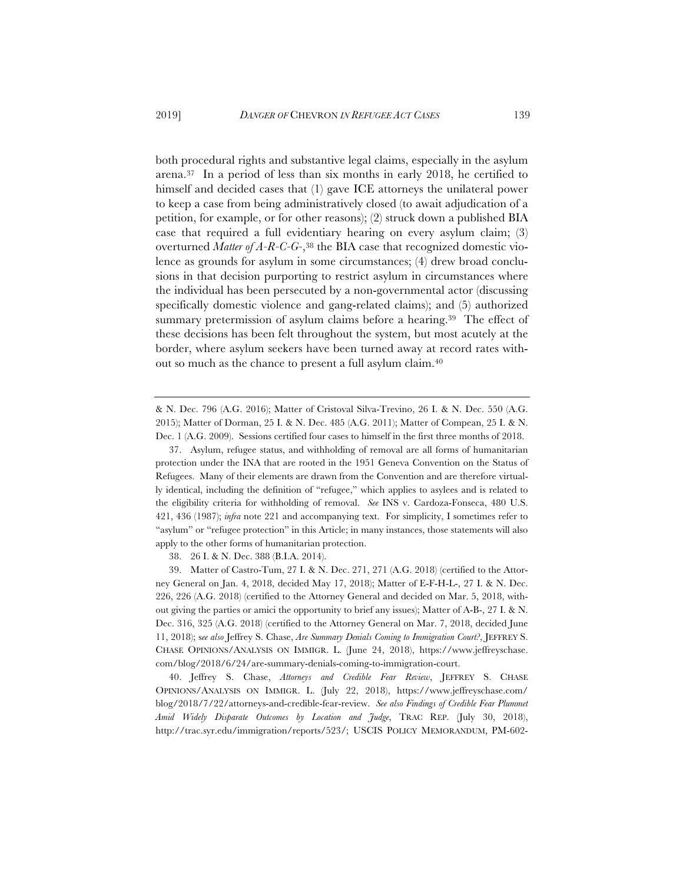both procedural rights and substantive legal claims, especially in the asylum arena.[37] In a period of less than six months in early 2018, he certified to himself and decided cases that (1) gave ICE attorneys the unilateral power to keep a case from being administratively closed (to await adjudication of a petition, for example, or for other reasons); (2) struck down a published BIA case that required a full evidentiary hearing on every asylum claim; (3) overturned *Matter of A-R-C-G-*,[38] the BIA case that recognized domestic violence as grounds for asylum in some circumstances; (4) drew broad conclusions in that decision purporting to restrict asylum in circumstances where the individual has been persecuted by a non-governmental actor (discussing specifically domestic violence and gang-related claims); and (5) authorized summary pretermission of asylum claims before a hearing.[39] The effect of these decisions has been felt throughout the system, but most acutely at the border, where asylum seekers have been turned away at record rates without so much as the chance to present a full asylum claim.[40]

---

& N. Dec. 796 (A.G. 2016); Matter of Cristoval Silva-Trevino, 26 I. & N. Dec. 550 (A.G. 2015); Matter of Dorman, 25 I. & N. Dec. 485 (A.G. 2011); Matter of Compean, 25 I. & N. Dec. 1 (A.G. 2009). Sessions certified four cases to himself in the first three months of 2018.

37. Asylum, refugee status, and withholding of removal are all forms of humanitarian protection under the INA that are rooted in the 1951 Geneva Convention on the Status of Refugees. Many of their elements are drawn from the Convention and are therefore virtually identical, including the definition of "refugee," which applies to asylees and is related to the eligibility criteria for withholding of removal. *See* INS v. Cardoza-Fonseca, 480 U.S. 421, 436 (1987); *infra* note 221 and accompanying text. For simplicity, I sometimes refer to "asylum" or "refugee protection" in this Article; in many instances, those statements will also apply to the other forms of humanitarian protection.

38. 26 I. & N. Dec. 388 (B.I.A. 2014).

39. Matter of Castro-Tum, 27 I. & N. Dec. 271, 271 (A.G. 2018) (certified to the Attorney General on Jan. 4, 2018, decided May 17, 2018); Matter of E-F-H-L-, 27 I. & N. Dec. 226, 226 (A.G. 2018) (certified to the Attorney General and decided on Mar. 5, 2018, without giving the parties or amici the opportunity to brief any issues); Matter of A-B-, 27 I. & N. Dec. 316, 325 (A.G. 2018) (certified to the Attorney General on Mar. 7, 2018, decided June 11, 2018); s*ee also* Jeffrey S. Chase, *Are Summary Denials Coming to Immigration Court?*, JEFFREY S. CHASE OPINIONS/ANALYSIS ON IMMIGR. L. (June 24, 2018), https://www.jeffreyschase.com/blog/2018/6/24/are-summary-denials-coming-to-immigration-court.

40. Jeffrey S. Chase, *Attorneys and Credible Fear Review*, JEFFREY S. CHASE OPINIONS/ANALYSIS ON IMMIGR. L. (July 22, 2018), https://www.jeffreyschase.com/blog/2018/7/22/attorneys-and-credible-fear-review. *See also Findings of Credible Fear Plummet Amid Widely Disparate Outcomes by Location and Judge*, TRAC REP. (July 30, 2018), http://trac.syr.edu/immigration/reports/523/; USCIS POLICY MEMORANDUM, PM-602-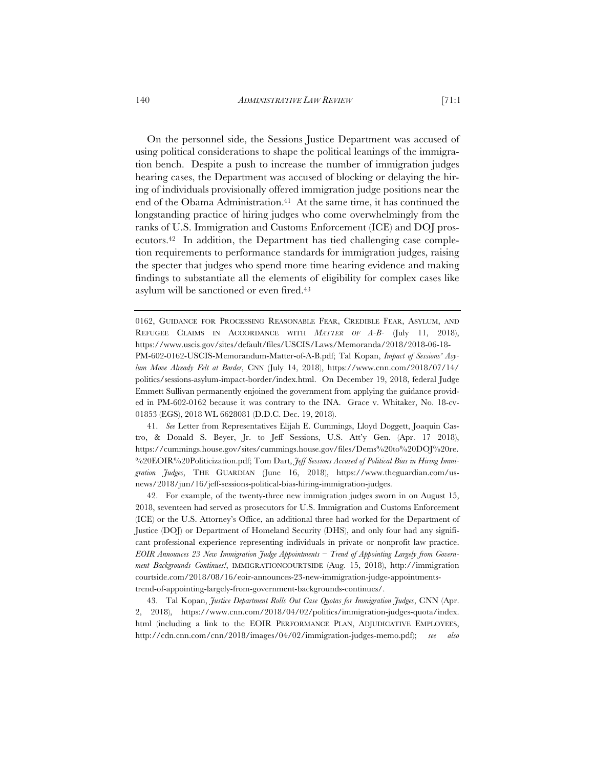On the personnel side, the Sessions Justice Department was accused of using political considerations to shape the political leanings of the immigration bench. Despite a push to increase the number of immigration judges hearing cases, the Department was accused of blocking or delaying the hiring of individuals provisionally offered immigration judge positions near the end of the Obama Administration.[41] At the same time, it has continued the longstanding practice of hiring judges who come overwhelmingly from the ranks of U.S. Immigration and Customs Enforcement (ICE) and DOJ prosecutors.[42] In addition, the Department has tied challenging case completion requirements to performance standards for immigration judges, raising the specter that judges who spend more time hearing evidence and making findings to substantiate all the elements of eligibility for complex cases like asylum will be sanctioned or even fired.[43]

---

0162, GUIDANCE FOR PROCESSING REASONABLE FEAR, CREDIBLE FEAR, ASYLUM, AND REFUGEE CLAIMS IN ACCORDANCE WITH *MATTER OF A-B-* (July 11, 2018), https://www.uscis.gov/sites/default/files/USCIS/Laws/Memoranda/2018/2018-06-18-PM-602-0162-USCIS-Memorandum-Matter-of-A-B.pdf; Tal Kopan, *Impact of Sessions' Asylum Move Already Felt at Border*, CNN (July 14, 2018), https://www.cnn.com/2018/07/14/politics/sessions-asylum-impact-border/index.html. On December 19, 2018, federal Judge Emmett Sullivan permanently enjoined the government from applying the guidance provided in PM-602-0162 because it was contrary to the INA. Grace v. Whitaker, No. 18-cv-01853 (EGS), 2018 WL 6628081 (D.D.C. Dec. 19, 2018).

41. *See* Letter from Representatives Elijah E. Cummings, Lloyd Doggett, Joaquin Castro, & Donald S. Beyer, Jr. to Jeff Sessions, U.S. Att'y Gen. (Apr. 17 2018), https://cummings.house.gov/sites/cummings.house.gov/files/Dems%20to%20DOJ%20re.%20EOIR%20Politicization.pdf; Tom Dart, *Jeff Sessions Accused of Political Bias in Hiring Immigration Judges*, THE GUARDIAN (June 16, 2018), https://www.theguardian.com/us-news/2018/jun/16/jeff-sessions-political-bias-hiring-immigration-judges.

42. For example, of the twenty-three new immigration judges sworn in on August 15, 2018, seventeen had served as prosecutors for U.S. Immigration and Customs Enforcement (ICE) or the U.S. Attorney's Office, an additional three had worked for the Department of Justice (DOJ) or Department of Homeland Security (DHS), and only four had any significant professional experience representing individuals in private or nonprofit law practice. *EOIR Announces 23 New Immigration Judge Appointments – Trend of Appointing Largely from Government Backgrounds Continues!*, IMMIGRATIONCOURTSIDE (Aug. 15, 2018), http://immigrationcourtside.com/2018/08/16/eoir-announces-23-new-immigration-judge-appointments-trend-of-appointing-largely-from-government-backgrounds-continues/.

43. Tal Kopan, *Justice Department Rolls Out Case Quotas for Immigration Judges*, CNN (Apr. 2, 2018), https://www.cnn.com/2018/04/02/politics/immigration-judges-quota/index.html (including a link to the EOIR PERFORMANCE PLAN, ADJUDICATIVE EMPLOYEES, http://cdn.cnn.com/cnn/2018/images/04/02/immigration-judges-memo.pdf); *see also*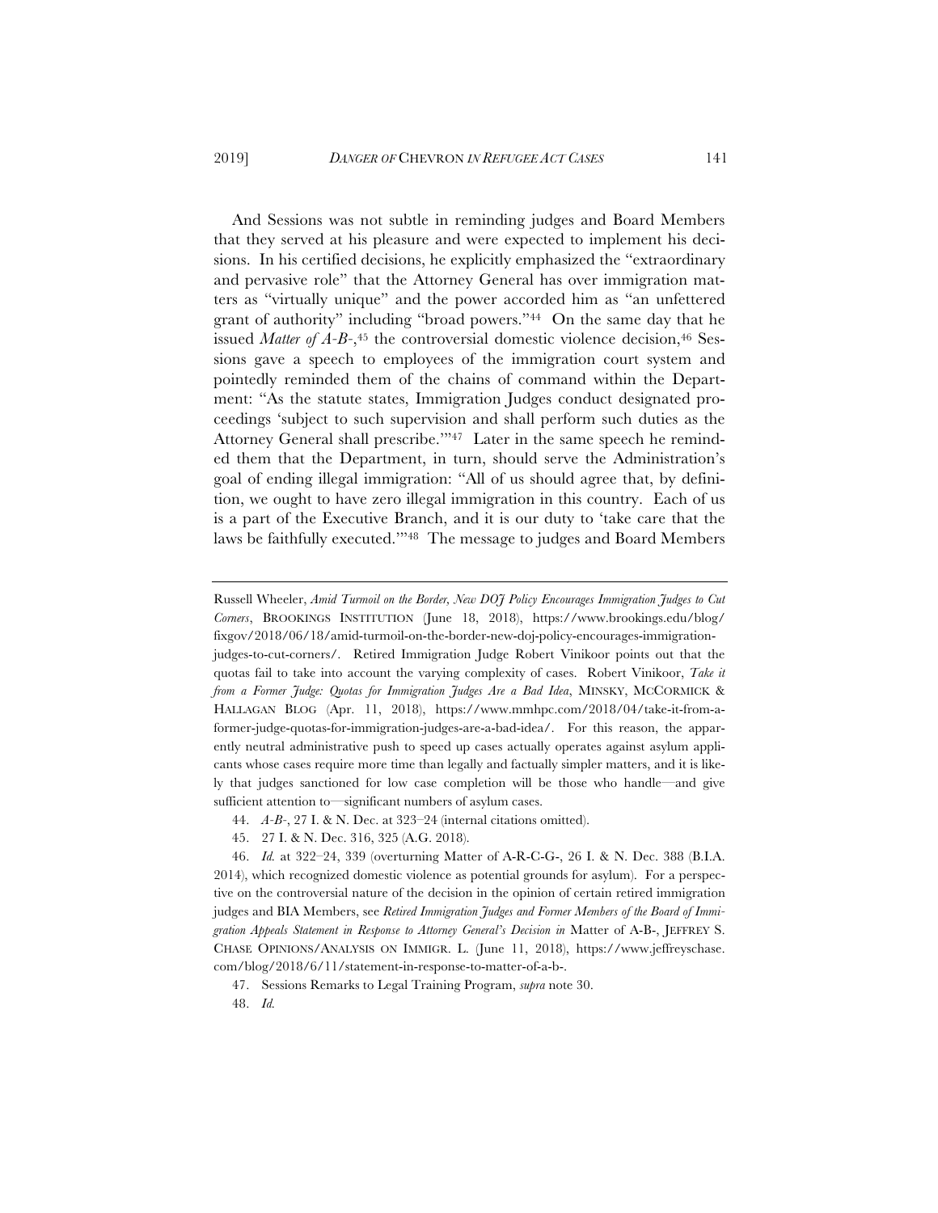And Sessions was not subtle in reminding judges and Board Members that they served at his pleasure and were expected to implement his decisions. In his certified decisions, he explicitly emphasized the "extraordinary and pervasive role" that the Attorney General has over immigration matters as "virtually unique" and the power accorded him as "an unfettered grant of authority" including "broad powers."[44] On the same day that he issued *Matter of A-B-*,[45] the controversial domestic violence decision,[46] Sessions gave a speech to employees of the immigration court system and pointedly reminded them of the chains of command within the Department: "As the statute states, Immigration Judges conduct designated proceedings 'subject to such supervision and shall perform such duties as the Attorney General shall prescribe.'"[47] Later in the same speech he reminded them that the Department, in turn, should serve the Administration's goal of ending illegal immigration: "All of us should agree that, by definition, we ought to have zero illegal immigration in this country. Each of us is a part of the Executive Branch, and it is our duty to 'take care that the laws be faithfully executed.'"[48] The message to judges and Board Members

---

Russell Wheeler, *Amid Turmoil on the Border, New DOJ Policy Encourages Immigration Judges to Cut Corners*, BROOKINGS INSTITUTION (June 18, 2018), https://www.brookings.edu/blog/fixgov/2018/06/18/amid-turmoil-on-the-border-new-doj-policy-encourages-immigration-judges-to-cut-corners/. Retired Immigration Judge Robert Vinikoor points out that the quotas fail to take into account the varying complexity of cases. Robert Vinikoor, *Take it from a Former Judge: Quotas for Immigration Judges Are a Bad Idea*, MINSKY, MCCORMICK & HALLAGAN BLOG (Apr. 11, 2018), https://www.mmhpc.com/2018/04/take-it-from-a-former-judge-quotas-for-immigration-judges-are-a-bad-idea/. For this reason, the apparently neutral administrative push to speed up cases actually operates against asylum applicants whose cases require more time than legally and factually simpler matters, and it is likely that judges sanctioned for low case completion will be those who handle—and give sufficient attention to—significant numbers of asylum cases.

44. *A-B-*, 27 I. & N. Dec. at 323–24 (internal citations omitted).

45. 27 I. & N. Dec. 316, 325 (A.G. 2018).

46. *Id.* at 322–24, 339 (overturning Matter of A-R-C-G-, 26 I. & N. Dec. 388 (B.I.A. 2014), which recognized domestic violence as potential grounds for asylum). For a perspective on the controversial nature of the decision in the opinion of certain retired immigration judges and BIA Members, see *Retired Immigration Judges and Former Members of the Board of Immigration Appeals Statement in Response to Attorney General's Decision in* Matter of A-B-, JEFFREY S. CHASE OPINIONS/ANALYSIS ON IMMIGR. L. (June 11, 2018), https://www.jeffreyschase.com/blog/2018/6/11/statement-in-response-to-matter-of-a-b-.

47. Sessions Remarks to Legal Training Program, *supra* note 30.

48. *Id.*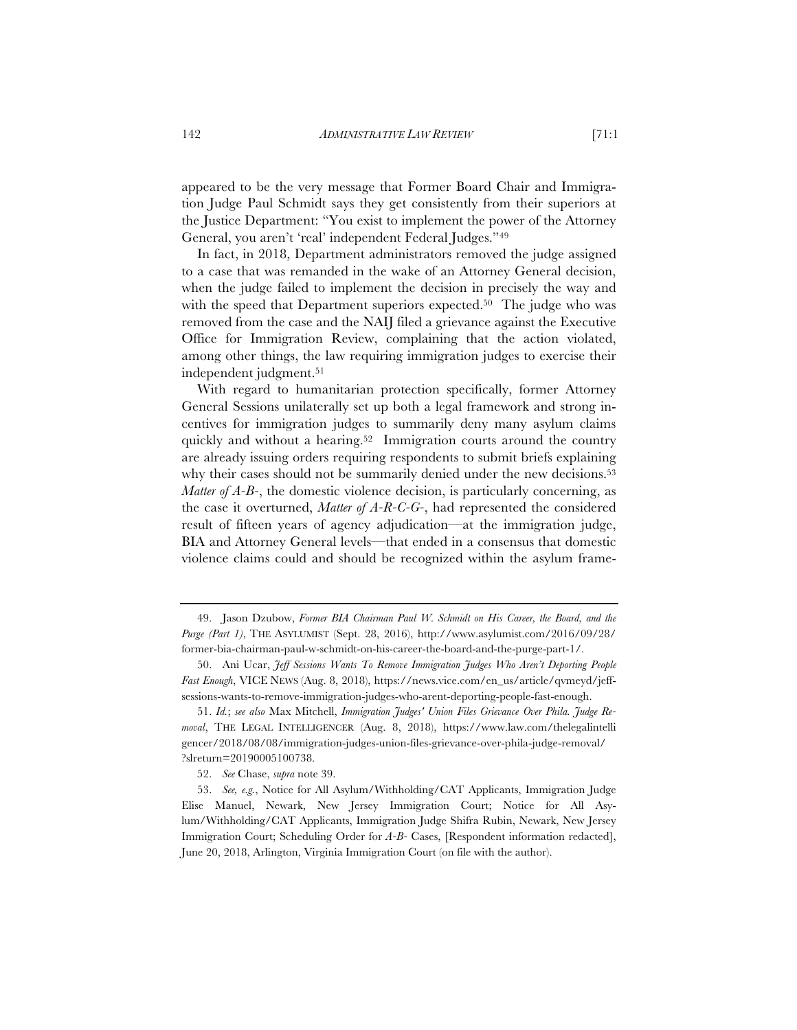appeared to be the very message that Former Board Chair and Immigration Judge Paul Schmidt says they get consistently from their superiors at the Justice Department: "You exist to implement the power of the Attorney General, you aren't 'real' independent Federal Judges."[49]

In fact, in 2018, Department administrators removed the judge assigned to a case that was remanded in the wake of an Attorney General decision, when the judge failed to implement the decision in precisely the way and with the speed that Department superiors expected.[50] The judge who was removed from the case and the NAIJ filed a grievance against the Executive Office for Immigration Review, complaining that the action violated, among other things, the law requiring immigration judges to exercise their independent judgment.[51]

With regard to humanitarian protection specifically, former Attorney General Sessions unilaterally set up both a legal framework and strong incentives for immigration judges to summarily deny many asylum claims quickly and without a hearing.[52] Immigration courts around the country are already issuing orders requiring respondents to submit briefs explaining why their cases should not be summarily denied under the new decisions.[53] *Matter of A-B-*, the domestic violence decision, is particularly concerning, as the case it overturned, *Matter of A-R-C-G-*, had represented the considered result of fifteen years of agency adjudication—at the immigration judge, BIA and Attorney General levels—that ended in a consensus that domestic violence claims could and should be recognized within the asylum frame-

---

49. Jason Dzubow, *Former BIA Chairman Paul W. Schmidt on His Career, the Board, and the Purge (Part 1)*, THE ASYLUMIST (Sept. 28, 2016), http://www.asylumist.com/2016/09/28/former-bia-chairman-paul-w-schmidt-on-his-career-the-board-and-the-purge-part-1/.

50. Ani Ucar, *Jeff Sessions Wants To Remove Immigration Judges Who Aren't Deporting People Fast Enough*, VICE NEWS (Aug. 8, 2018), https://news.vice.com/en_us/article/qvmeyd/jeff-sessions-wants-to-remove-immigration-judges-who-arent-deporting-people-fast-enough.

51. *Id.*; *see also* Max Mitchell, *Immigration Judges' Union Files Grievance Over Phila. Judge Removal*, THE LEGAL INTELLIGENCER (Aug. 8, 2018), https://www.law.com/thelegalintelligencer/2018/08/08/immigration-judges-union-files-grievance-over-phila-judge-removal/?slreturn=20190005100738.

52. *See* Chase, *supra* note 39.

53. *See, e.g.*, Notice for All Asylum/Withholding/CAT Applicants, Immigration Judge Elise Manuel, Newark, New Jersey Immigration Court; Notice for All Asylum/Withholding/CAT Applicants, Immigration Judge Shifra Rubin, Newark, New Jersey Immigration Court; Scheduling Order for *A-B-* Cases, [Respondent information redacted], June 20, 2018, Arlington, Virginia Immigration Court (on file with the author).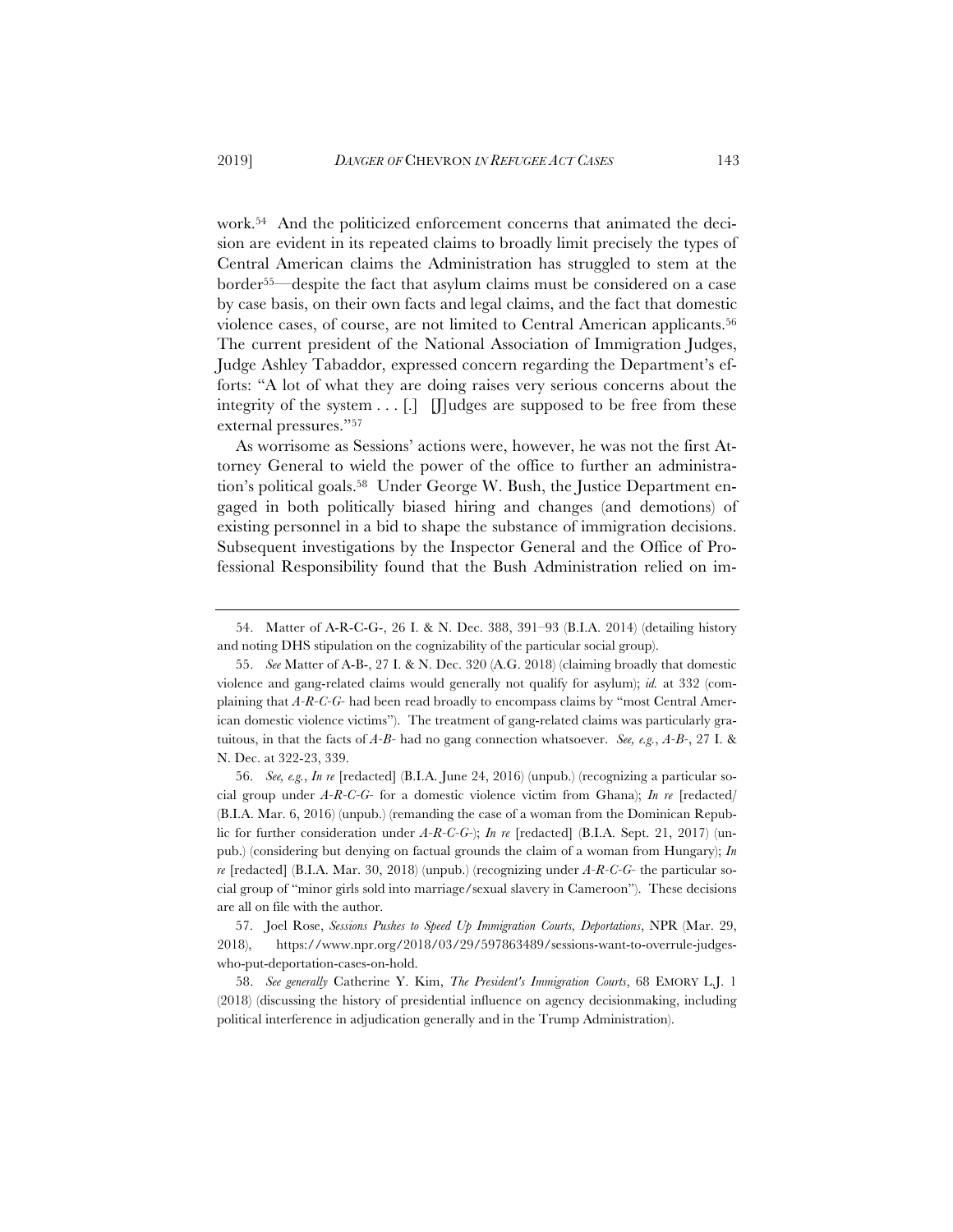work.[54] And the politicized enforcement concerns that animated the decision are evident in its repeated claims to broadly limit precisely the types of Central American claims the Administration has struggled to stem at the border[55]—despite the fact that asylum claims must be considered on a case by case basis, on their own facts and legal claims, and the fact that domestic violence cases, of course, are not limited to Central American applicants.[56] The current president of the National Association of Immigration Judges, Judge Ashley Tabaddor, expressed concern regarding the Department's efforts: "A lot of what they are doing raises very serious concerns about the integrity of the system . . . [.] [J]udges are supposed to be free from these external pressures."[57]

As worrisome as Sessions' actions were, however, he was not the first Attorney General to wield the power of the office to further an administration's political goals.[58] Under George W. Bush, the Justice Department engaged in both politically biased hiring and changes (and demotions) of existing personnel in a bid to shape the substance of immigration decisions. Subsequent investigations by the Inspector General and the Office of Professional Responsibility found that the Bush Administration relied on im-

---

54. Matter of A-R-C-G-, 26 I. & N. Dec. 388, 391–93 (B.I.A. 2014) (detailing history and noting DHS stipulation on the cognizability of the particular social group).

55. *See* Matter of A-B-, 27 I. & N. Dec. 320 (A.G. 2018) (claiming broadly that domestic violence and gang-related claims would generally not qualify for asylum); *id.* at 332 (complaining that *A-R-C-G-* had been read broadly to encompass claims by "most Central American domestic violence victims"). The treatment of gang-related claims was particularly gratuitous, in that the facts of *A-B-* had no gang connection whatsoever. *See, e.g.*, *A-B-*, 27 I. & N. Dec. at 322-23, 339.

56. *See, e.g.*, *In re* [redacted] (B.I.A. June 24, 2016) (unpub.) (recognizing a particular social group under *A-R-C-G-* for a domestic violence victim from Ghana); *In re* [redacted/ (B.I.A. Mar. 6, 2016) (unpub.) (remanding the case of a woman from the Dominican Republic for further consideration under *A-R-C-G-*); *In re* [redacted] (B.I.A. Sept. 21, 2017) (unpub.) (considering but denying on factual grounds the claim of a woman from Hungary); *In re* [redacted] (B.I.A. Mar. 30, 2018) (unpub.) (recognizing under *A-R-C-G-* the particular social group of "minor girls sold into marriage/sexual slavery in Cameroon"). These decisions are all on file with the author.

57. Joel Rose, *Sessions Pushes to Speed Up Immigration Courts, Deportations*, NPR (Mar. 29, 2018), https://www.npr.org/2018/03/29/597863489/sessions-want-to-overrule-judges-who-put-deportation-cases-on-hold.

58. *See generally* Catherine Y. Kim, *The President's Immigration Courts*, 68 EMORY L.J. 1 (2018) (discussing the history of presidential influence on agency decisionmaking, including political interference in adjudication generally and in the Trump Administration).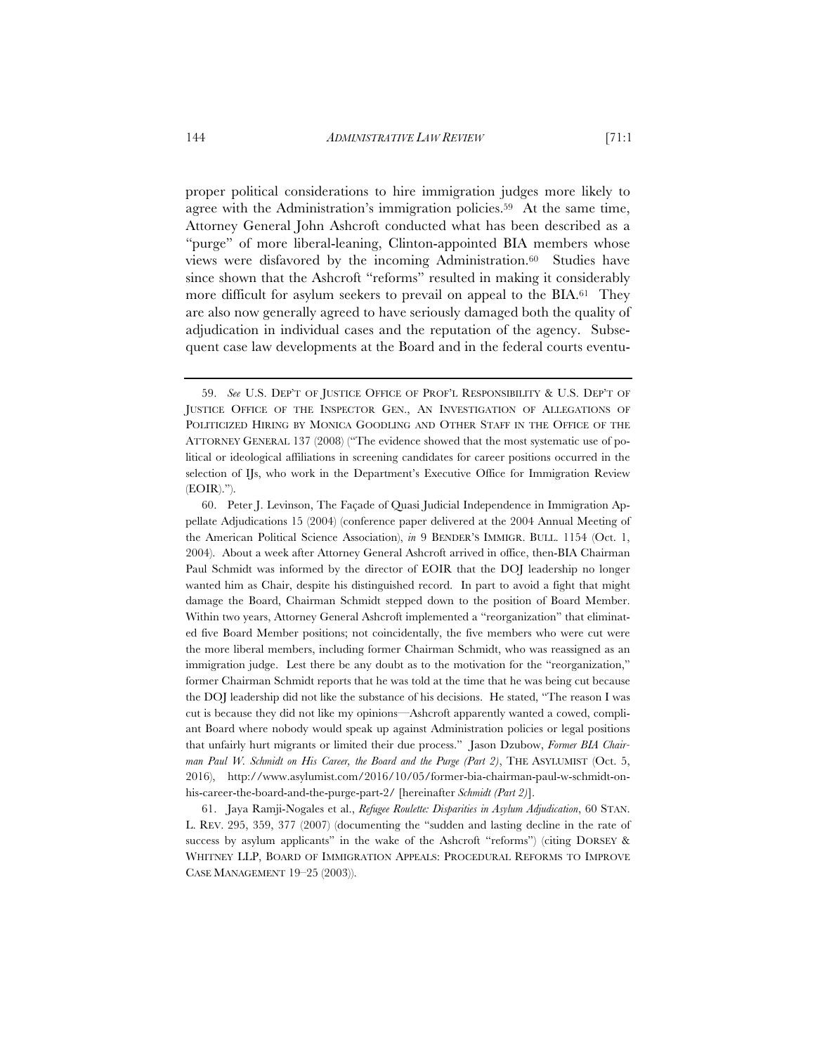proper political considerations to hire immigration judges more likely to agree with the Administration's immigration policies.[59] At the same time, Attorney General John Ashcroft conducted what has been described as a "purge" of more liberal-leaning, Clinton-appointed BIA members whose views were disfavored by the incoming Administration.[60] Studies have since shown that the Ashcroft "reforms" resulted in making it considerably more difficult for asylum seekers to prevail on appeal to the BIA.[61] They are also now generally agreed to have seriously damaged both the quality of adjudication in individual cases and the reputation of the agency. Subsequent case law developments at the Board and in the federal courts eventu-

---

59. *See* U.S. DEP'T OF JUSTICE OFFICE OF PROF'L RESPONSIBILITY & U.S. DEP'T OF JUSTICE OFFICE OF THE INSPECTOR GEN., AN INVESTIGATION OF ALLEGATIONS OF POLITICIZED HIRING BY MONICA GOODLING AND OTHER STAFF IN THE OFFICE OF THE ATTORNEY GENERAL 137 (2008) ("The evidence showed that the most systematic use of political or ideological affiliations in screening candidates for career positions occurred in the selection of IJs, who work in the Department's Executive Office for Immigration Review (EOIR).").

60. Peter J. Levinson, The Façade of Quasi Judicial Independence in Immigration Appellate Adjudications 15 (2004) (conference paper delivered at the 2004 Annual Meeting of the American Political Science Association), *in* 9 BENDER'S IMMIGR. BULL. 1154 (Oct. 1, 2004). About a week after Attorney General Ashcroft arrived in office, then-BIA Chairman Paul Schmidt was informed by the director of EOIR that the DOJ leadership no longer wanted him as Chair, despite his distinguished record. In part to avoid a fight that might damage the Board, Chairman Schmidt stepped down to the position of Board Member. Within two years, Attorney General Ashcroft implemented a "reorganization" that eliminated five Board Member positions; not coincidentally, the five members who were cut were the more liberal members, including former Chairman Schmidt, who was reassigned as an immigration judge. Lest there be any doubt as to the motivation for the "reorganization," former Chairman Schmidt reports that he was told at the time that he was being cut because the DOJ leadership did not like the substance of his decisions. He stated, "The reason I was cut is because they did not like my opinions—Ashcroft apparently wanted a cowed, compliant Board where nobody would speak up against Administration policies or legal positions that unfairly hurt migrants or limited their due process." Jason Dzubow, *Former BIA Chairman Paul W. Schmidt on His Career, the Board and the Purge (Part 2)*, THE ASYLUMIST (Oct. 5, 2016), http://www.asylumist.com/2016/10/05/former-bia-chairman-paul-w-schmidt-on-his-career-the-board-and-the-purge-part-2/ [hereinafter *Schmidt (Part 2)*].

61. Jaya Ramji-Nogales et al., *Refugee Roulette: Disparities in Asylum Adjudication*, 60 STAN. L. REV. 295, 359, 377 (2007) (documenting the "sudden and lasting decline in the rate of success by asylum applicants" in the wake of the Ashcroft "reforms") (citing DORSEY & WHITNEY LLP, BOARD OF IMMIGRATION APPEALS: PROCEDURAL REFORMS TO IMPROVE CASE MANAGEMENT 19–25 (2003)).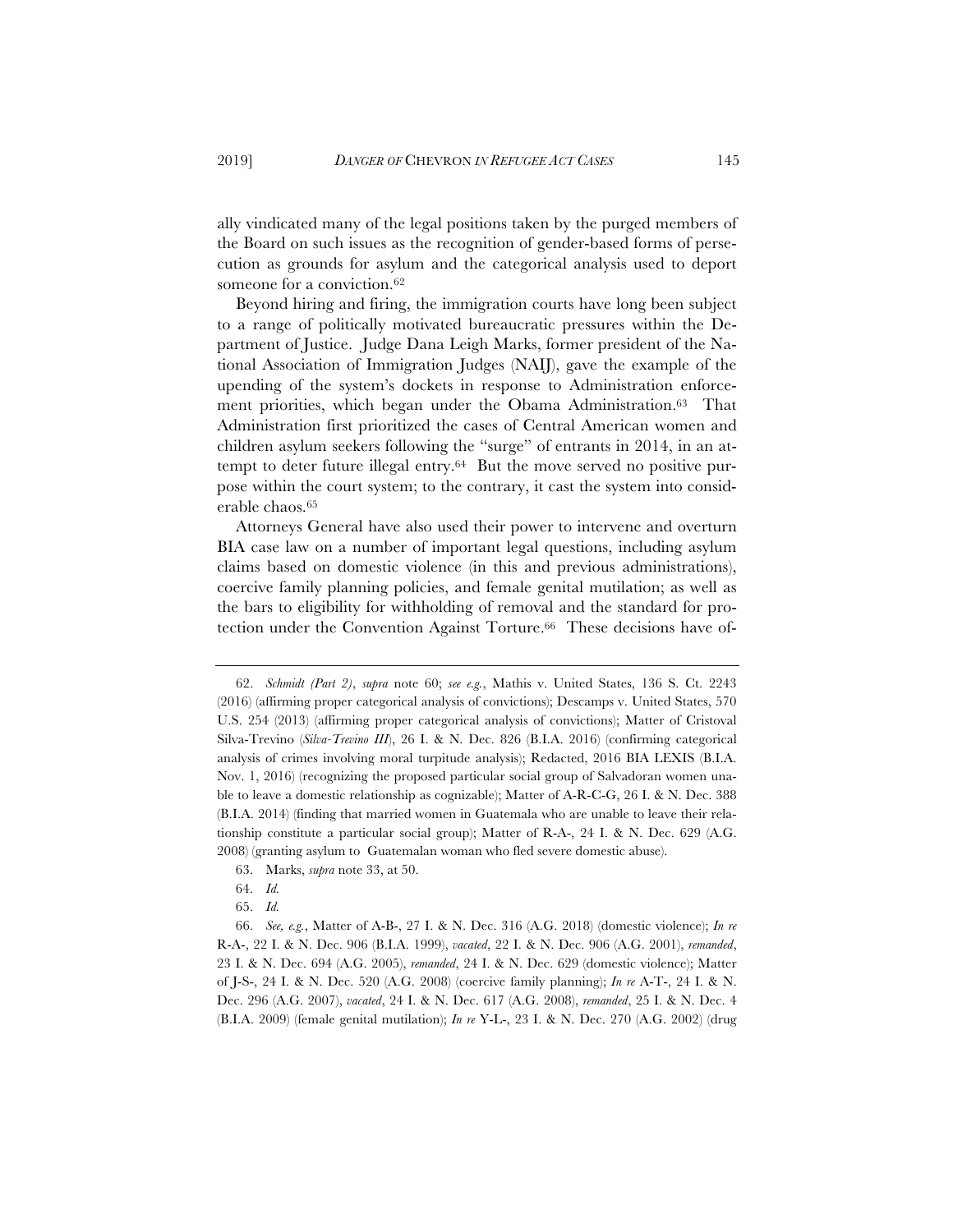ally vindicated many of the legal positions taken by the purged members of the Board on such issues as the recognition of gender-based forms of persecution as grounds for asylum and the categorical analysis used to deport someone for a conviction.[62]

Beyond hiring and firing, the immigration courts have long been subject to a range of politically motivated bureaucratic pressures within the Department of Justice. Judge Dana Leigh Marks, former president of the National Association of Immigration Judges (NAIJ), gave the example of the upending of the system's dockets in response to Administration enforcement priorities, which began under the Obama Administration.[63] That Administration first prioritized the cases of Central American women and children asylum seekers following the "surge" of entrants in 2014, in an attempt to deter future illegal entry.[64] But the move served no positive purpose within the court system; to the contrary, it cast the system into considerable chaos.[65]

Attorneys General have also used their power to intervene and overturn BIA case law on a number of important legal questions, including asylum claims based on domestic violence (in this and previous administrations), coercive family planning policies, and female genital mutilation; as well as the bars to eligibility for withholding of removal and the standard for protection under the Convention Against Torture.[66] These decisions have of-

---

62. *Schmidt (Part 2)*, *supra* note 60; *see e.g.*, Mathis v. United States, 136 S. Ct. 2243 (2016) (affirming proper categorical analysis of convictions); Descamps v. United States, 570 U.S. 254 (2013) (affirming proper categorical analysis of convictions); Matter of Cristoval Silva-Trevino (*Silva-Trevino III*), 26 I. & N. Dec. 826 (B.I.A. 2016) (confirming categorical analysis of crimes involving moral turpitude analysis); Redacted, 2016 BIA LEXIS (B.I.A. Nov. 1, 2016) (recognizing the proposed particular social group of Salvadoran women unable to leave a domestic relationship as cognizable); Matter of A-R-C-G, 26 I. & N. Dec. 388 (B.I.A. 2014) (finding that married women in Guatemala who are unable to leave their relationship constitute a particular social group); Matter of R-A-, 24 I. & N. Dec. 629 (A.G. 2008) (granting asylum to Guatemalan woman who fled severe domestic abuse).

63. Marks, *supra* note 33, at 50.

64. *Id.*

65. *Id.*

66. *See, e.g.*, Matter of A-B-, 27 I. & N. Dec. 316 (A.G. 2018) (domestic violence); *In re* R-A-, 22 I. & N. Dec. 906 (B.I.A. 1999), *vacated*, 22 I. & N. Dec. 906 (A.G. 2001), *remanded*, 23 I. & N. Dec. 694 (A.G. 2005), *remanded*, 24 I. & N. Dec. 629 (domestic violence); Matter of J-S-, 24 I. & N. Dec. 520 (A.G. 2008) (coercive family planning); *In re* A-T-, 24 I. & N. Dec. 296 (A.G. 2007), *vacated*, 24 I. & N. Dec. 617 (A.G. 2008), *remanded*, 25 I. & N. Dec. 4 (B.I.A. 2009) (female genital mutilation); *In re* Y-L-, 23 I. & N. Dec. 270 (A.G. 2002) (drug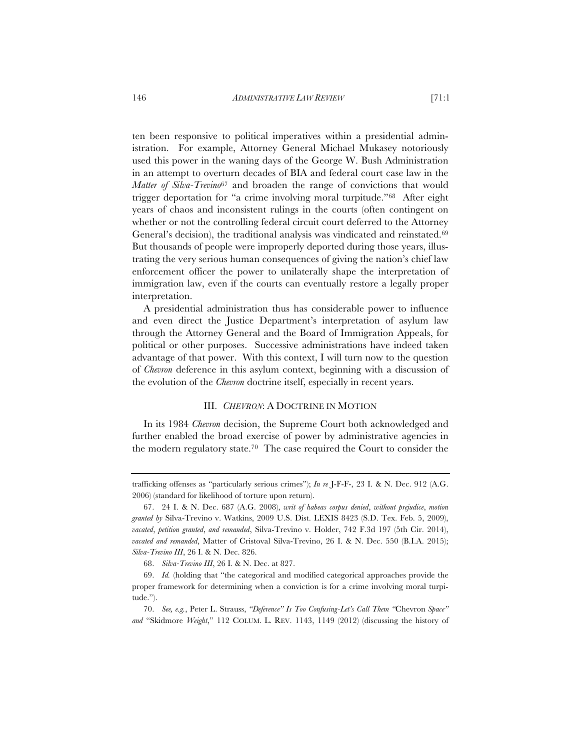ten been responsive to political imperatives within a presidential administration. For example, Attorney General Michael Mukasey notoriously used this power in the waning days of the George W. Bush Administration in an attempt to overturn decades of BIA and federal court case law in the *Matter of Silva-Trevino*[67] and broaden the range of convictions that would trigger deportation for "a crime involving moral turpitude."[68] After eight years of chaos and inconsistent rulings in the courts (often contingent on whether or not the controlling federal circuit court deferred to the Attorney General's decision), the traditional analysis was vindicated and reinstated.[69] But thousands of people were improperly deported during those years, illustrating the very serious human consequences of giving the nation's chief law enforcement officer the power to unilaterally shape the interpretation of immigration law, even if the courts can eventually restore a legally proper interpretation.

A presidential administration thus has considerable power to influence and even direct the Justice Department's interpretation of asylum law through the Attorney General and the Board of Immigration Appeals, for political or other purposes. Successive administrations have indeed taken advantage of that power. With this context, I will turn now to the question of *Chevron* deference in this asylum context, beginning with a discussion of the evolution of the *Chevron* doctrine itself, especially in recent years.

## III. *CHEVRON*: A DOCTRINE IN MOTION

In its 1984 *Chevron* decision, the Supreme Court both acknowledged and further enabled the broad exercise of power by administrative agencies in the modern regulatory state.[70] The case required the Court to consider the

---

trafficking offenses as "particularly serious crimes"); *In re* J-F-F-, 23 I. & N. Dec. 912 (A.G. 2006) (standard for likelihood of torture upon return).

67. 24 I. & N. Dec. 687 (A.G. 2008), *writ of habeas corpus denied*, *without prejudice*, *motion granted by* Silva-Trevino v. Watkins, 2009 U.S. Dist. LEXIS 8423 (S.D. Tex. Feb. 5, 2009), *vacated*, *petition granted*, *and remanded*, Silva-Trevino v. Holder, 742 F.3d 197 (5th Cir. 2014), *vacated and remanded*, Matter of Cristoval Silva-Trevino, 26 I. & N. Dec. 550 (B.I.A. 2015); *Silva-Trevino III*, 26 I. & N. Dec. 826.

68. *Silva-Trevino III*, 26 I. & N. Dec. at 827.

69. *Id.* (holding that "the categorical and modified categorical approaches provide the proper framework for determining when a conviction is for a crime involving moral turpitude.").

70. *See, e.g.*, Peter L. Strauss, *"Deference" Is Too Confusing-Let's Call Them "*Chevron *Space" and* "Skidmore *Weight*," 112 COLUM. L. REV. 1143, 1149 (2012) (discussing the history of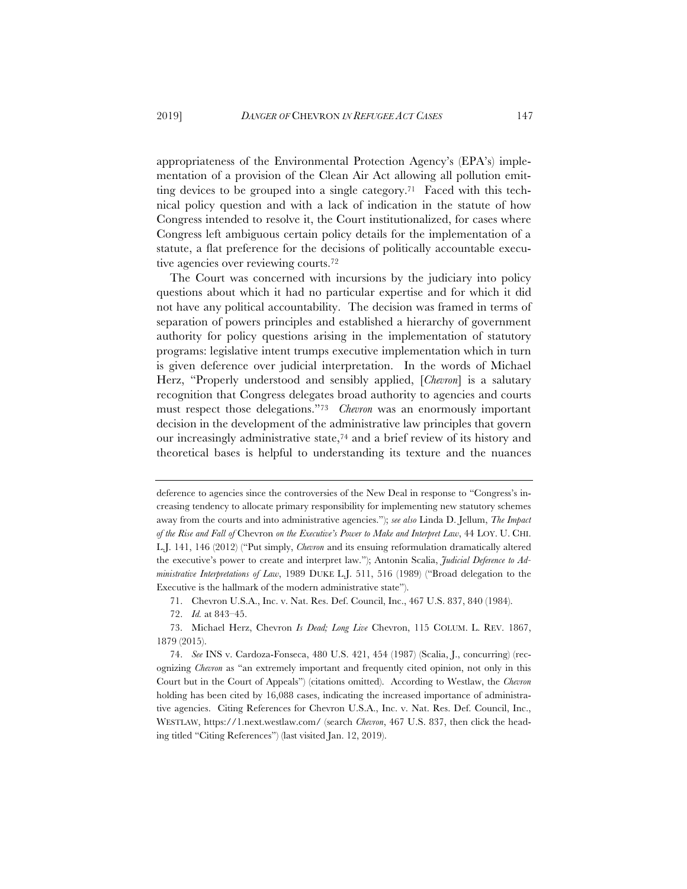appropriateness of the Environmental Protection Agency's (EPA's) implementation of a provision of the Clean Air Act allowing all pollution emitting devices to be grouped into a single category.[71] Faced with this technical policy question and with a lack of indication in the statute of how Congress intended to resolve it, the Court institutionalized, for cases where Congress left ambiguous certain policy details for the implementation of a statute, a flat preference for the decisions of politically accountable executive agencies over reviewing courts.[72]

The Court was concerned with incursions by the judiciary into policy questions about which it had no particular expertise and for which it did not have any political accountability. The decision was framed in terms of separation of powers principles and established a hierarchy of government authority for policy questions arising in the implementation of statutory programs: legislative intent trumps executive implementation which in turn is given deference over judicial interpretation. In the words of Michael Herz, "Properly understood and sensibly applied, [*Chevron*] is a salutary recognition that Congress delegates broad authority to agencies and courts must respect those delegations."[73] *Chevron* was an enormously important decision in the development of the administrative law principles that govern our increasingly administrative state,[74] and a brief review of its history and theoretical bases is helpful to understanding its texture and the nuances

---

deference to agencies since the controversies of the New Deal in response to "Congress's increasing tendency to allocate primary responsibility for implementing new statutory schemes away from the courts and into administrative agencies."); *see also* Linda D. Jellum, *The Impact of the Rise and Fall of* Chevron *on the Executive's Power to Make and Interpret Law*, 44 LOY. U. CHI. L.J. 141, 146 (2012) ("Put simply, *Chevron* and its ensuing reformulation dramatically altered the executive's power to create and interpret law."); Antonin Scalia, *Judicial Deference to Administrative Interpretations of Law*, 1989 DUKE L.J. 511, 516 (1989) ("Broad delegation to the Executive is the hallmark of the modern administrative state").

71. Chevron U.S.A., Inc. v. Nat. Res. Def. Council, Inc., 467 U.S. 837, 840 (1984).

72. *Id.* at 843–45.

73. Michael Herz, Chevron *Is Dead; Long Live* Chevron, 115 COLUM. L. REV. 1867, 1879 (2015).

74. *See* INS v. Cardoza-Fonseca, 480 U.S. 421, 454 (1987) (Scalia, J., concurring) (recognizing *Chevron* as "an extremely important and frequently cited opinion, not only in this Court but in the Court of Appeals") (citations omitted). According to Westlaw, the *Chevron* holding has been cited by 16,088 cases, indicating the increased importance of administrative agencies. Citing References for Chevron U.S.A., Inc. v. Nat. Res. Def. Council, Inc., WESTLAW, https://1.next.westlaw.com/ (search *Chevron*, 467 U.S. 837, then click the heading titled "Citing References") (last visited Jan. 12, 2019).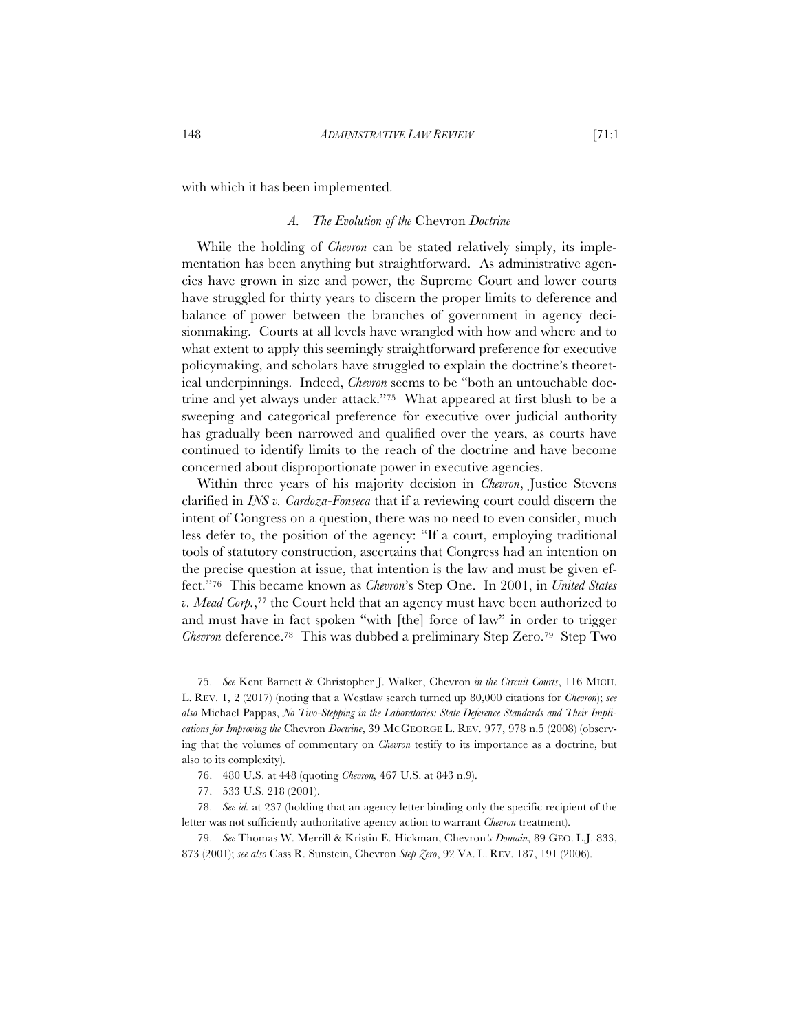with which it has been implemented.

### *A. The Evolution of the* Chevron *Doctrine*

While the holding of *Chevron* can be stated relatively simply, its implementation has been anything but straightforward. As administrative agencies have grown in size and power, the Supreme Court and lower courts have struggled for thirty years to discern the proper limits to deference and balance of power between the branches of government in agency decisionmaking. Courts at all levels have wrangled with how and where and to what extent to apply this seemingly straightforward preference for executive policymaking, and scholars have struggled to explain the doctrine's theoretical underpinnings. Indeed, *Chevron* seems to be "both an untouchable doctrine and yet always under attack."[75] What appeared at first blush to be a sweeping and categorical preference for executive over judicial authority has gradually been narrowed and qualified over the years, as courts have continued to identify limits to the reach of the doctrine and have become concerned about disproportionate power in executive agencies.

Within three years of his majority decision in *Chevron*, Justice Stevens clarified in *INS v. Cardoza-Fonseca* that if a reviewing court could discern the intent of Congress on a question, there was no need to even consider, much less defer to, the position of the agency: "If a court, employing traditional tools of statutory construction, ascertains that Congress had an intention on the precise question at issue, that intention is the law and must be given effect."[76] This became known as *Chevron*'s Step One. In 2001, in *United States v. Mead Corp.*,[77] the Court held that an agency must have been authorized to and must have in fact spoken "with [the] force of law" in order to trigger *Chevron* deference.[78] This was dubbed a preliminary Step Zero.[79] Step Two

---

75. *See* Kent Barnett & Christopher J. Walker, Chevron *in the Circuit Courts*, 116 MICH. L. REV. 1, 2 (2017) (noting that a Westlaw search turned up 80,000 citations for *Chevron*); *see also* Michael Pappas, *No Two-Stepping in the Laboratories: State Deference Standards and Their Implications for Improving the* Chevron *Doctrine*, 39 MCGEORGE L. REV. 977, 978 n.5 (2008) (observing that the volumes of commentary on *Chevron* testify to its importance as a doctrine, but also to its complexity).

76. 480 U.S. at 448 (quoting *Chevron,* 467 U.S. at 843 n.9).

77. 533 U.S. 218 (2001).

78. *See id.* at 237 (holding that an agency letter binding only the specific recipient of the letter was not sufficiently authoritative agency action to warrant *Chevron* treatment).

79. *See* Thomas W. Merrill & Kristin E. Hickman, Chevron*'s Domain*, 89 GEO. L.J. 833, 873 (2001); *see also* Cass R. Sunstein, Chevron *Step Zero*, 92 VA. L. REV. 187, 191 (2006).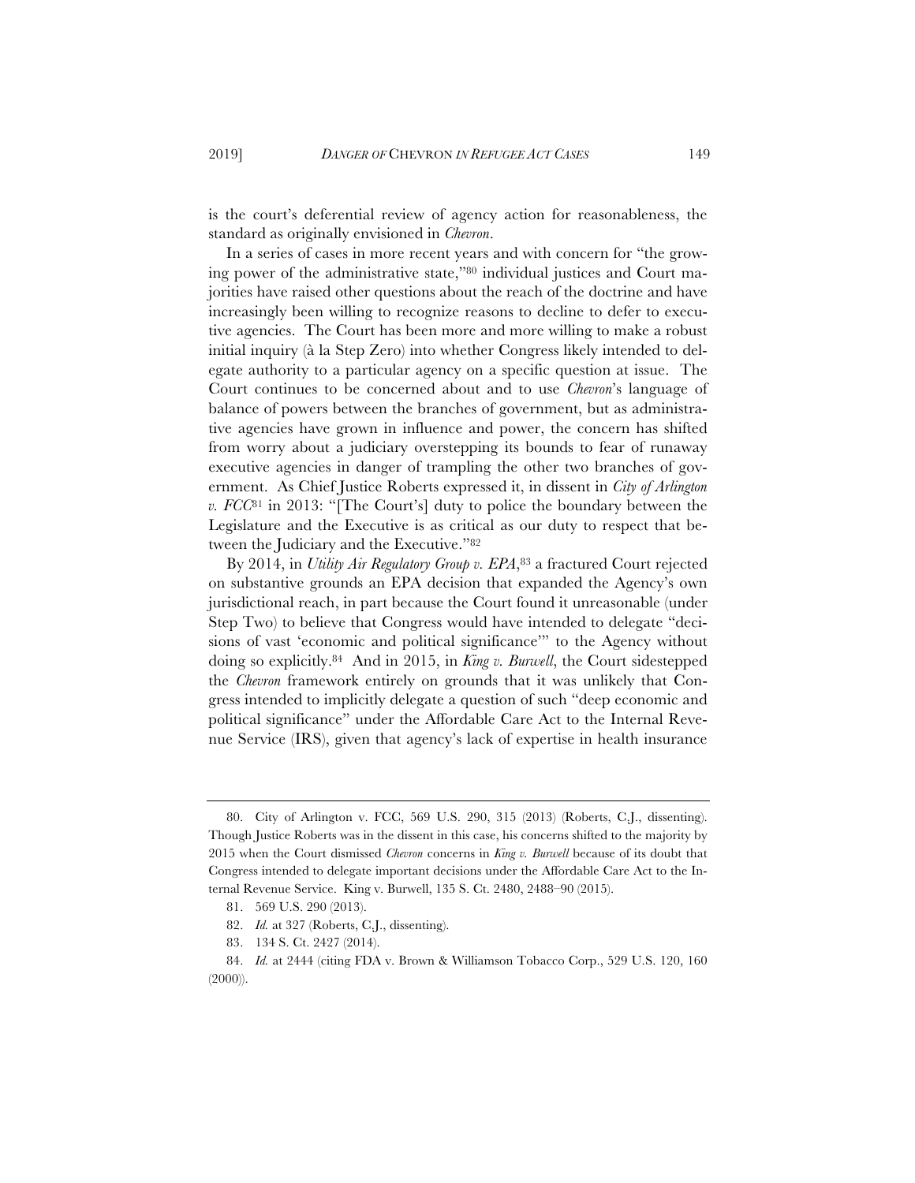is the court's deferential review of agency action for reasonableness, the standard as originally envisioned in *Chevron*.

In a series of cases in more recent years and with concern for "the growing power of the administrative state,"[80] individual justices and Court majorities have raised other questions about the reach of the doctrine and have increasingly been willing to recognize reasons to decline to defer to executive agencies. The Court has been more and more willing to make a robust initial inquiry (à la Step Zero) into whether Congress likely intended to delegate authority to a particular agency on a specific question at issue. The Court continues to be concerned about and to use *Chevron*'s language of balance of powers between the branches of government, but as administrative agencies have grown in influence and power, the concern has shifted from worry about a judiciary overstepping its bounds to fear of runaway executive agencies in danger of trampling the other two branches of government. As Chief Justice Roberts expressed it, in dissent in *City of Arlington v. FCC*[81] in 2013: "[The Court's] duty to police the boundary between the Legislature and the Executive is as critical as our duty to respect that between the Judiciary and the Executive."[82]

By 2014, in *Utility Air Regulatory Group v. EPA*,[83] a fractured Court rejected on substantive grounds an EPA decision that expanded the Agency's own jurisdictional reach, in part because the Court found it unreasonable (under Step Two) to believe that Congress would have intended to delegate "decisions of vast 'economic and political significance'" to the Agency without doing so explicitly.[84] And in 2015, in *King v. Burwell*, the Court sidestepped the *Chevron* framework entirely on grounds that it was unlikely that Congress intended to implicitly delegate a question of such "deep economic and political significance" under the Affordable Care Act to the Internal Revenue Service (IRS), given that agency's lack of expertise in health insurance

---

80. City of Arlington v. FCC, 569 U.S. 290, 315 (2013) (Roberts, C.J., dissenting). Though Justice Roberts was in the dissent in this case, his concerns shifted to the majority by 2015 when the Court dismissed *Chevron* concerns in *King v. Burwell* because of its doubt that Congress intended to delegate important decisions under the Affordable Care Act to the Internal Revenue Service. King v. Burwell, 135 S. Ct. 2480, 2488–90 (2015).

81. 569 U.S. 290 (2013).

82. *Id.* at 327 (Roberts, C.J., dissenting).

83. 134 S. Ct. 2427 (2014).

84. *Id.* at 2444 (citing FDA v. Brown & Williamson Tobacco Corp., 529 U.S. 120, 160 (2000)).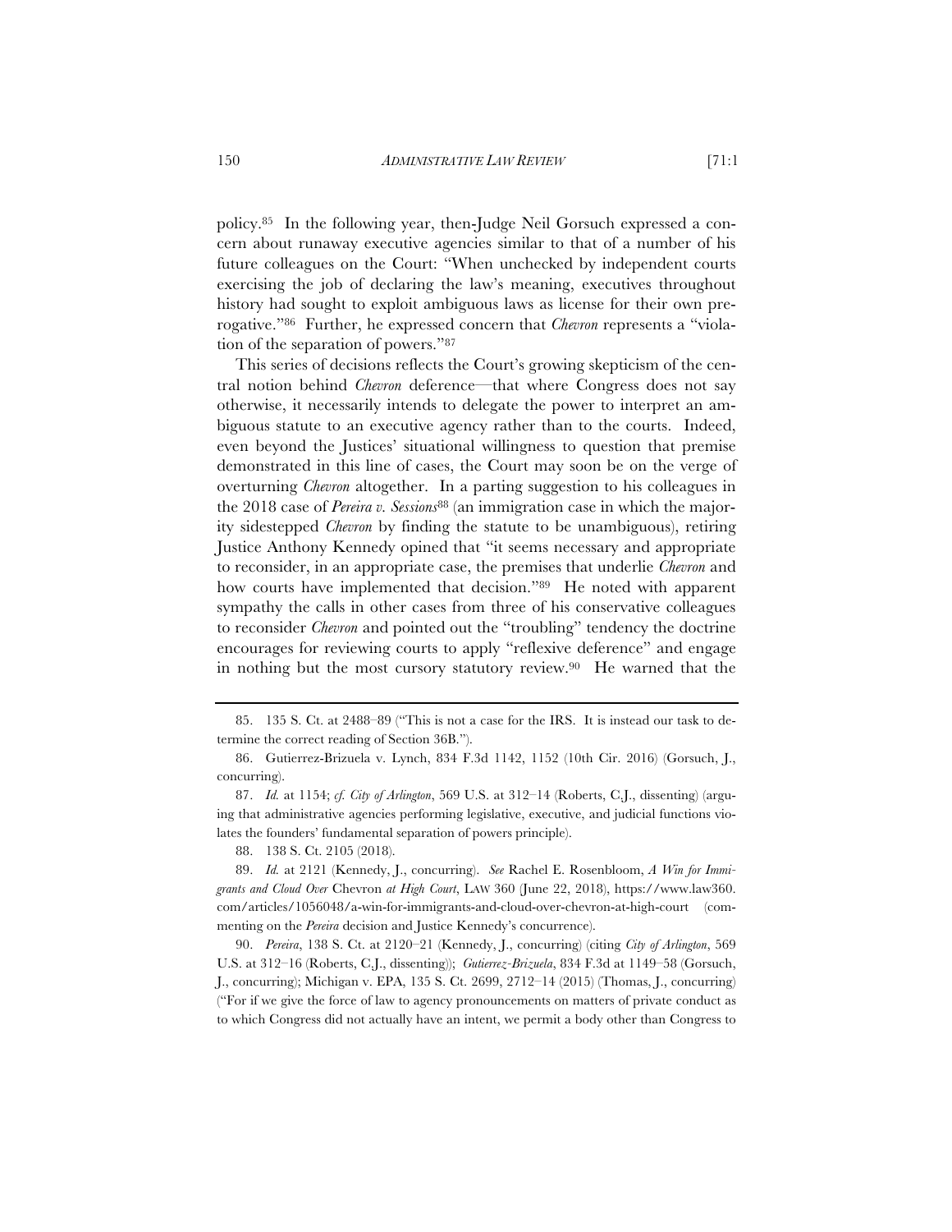policy.[85] In the following year, then-Judge Neil Gorsuch expressed a concern about runaway executive agencies similar to that of a number of his future colleagues on the Court: "When unchecked by independent courts exercising the job of declaring the law's meaning, executives throughout history had sought to exploit ambiguous laws as license for their own prerogative."[86] Further, he expressed concern that *Chevron* represents a "violation of the separation of powers."[87]

This series of decisions reflects the Court's growing skepticism of the central notion behind *Chevron* deference—that where Congress does not say otherwise, it necessarily intends to delegate the power to interpret an ambiguous statute to an executive agency rather than to the courts. Indeed, even beyond the Justices' situational willingness to question that premise demonstrated in this line of cases, the Court may soon be on the verge of overturning *Chevron* altogether. In a parting suggestion to his colleagues in the 2018 case of *Pereira v. Sessions*[88] (an immigration case in which the majority sidestepped *Chevron* by finding the statute to be unambiguous), retiring Justice Anthony Kennedy opined that "it seems necessary and appropriate to reconsider, in an appropriate case, the premises that underlie *Chevron* and how courts have implemented that decision."[89] He noted with apparent sympathy the calls in other cases from three of his conservative colleagues to reconsider *Chevron* and pointed out the "troubling" tendency the doctrine encourages for reviewing courts to apply "reflexive deference" and engage in nothing but the most cursory statutory review.[90] He warned that the

---

85. 135 S. Ct. at 2488–89 ("This is not a case for the IRS. It is instead our task to determine the correct reading of Section 36B.").

86. Gutierrez-Brizuela v. Lynch, 834 F.3d 1142, 1152 (10th Cir. 2016) (Gorsuch, J., concurring).

87. *Id.* at 1154; *cf. City of Arlington*, 569 U.S. at 312–14 (Roberts, C.J., dissenting) (arguing that administrative agencies performing legislative, executive, and judicial functions violates the founders' fundamental separation of powers principle).

88. 138 S. Ct. 2105 (2018).

89. *Id.* at 2121 (Kennedy, J., concurring). *See* Rachel E. Rosenbloom, *A Win for Immigrants and Cloud Over* Chevron *at High Court*, LAW 360 (June 22, 2018), https://www.law360.com/articles/1056048/a-win-for-immigrants-and-cloud-over-chevron-at-high-court (commenting on the *Pereira* decision and Justice Kennedy's concurrence).

90. *Pereira*, 138 S. Ct. at 2120–21 (Kennedy, J., concurring) (citing *City of Arlington*, 569 U.S. at 312–16 (Roberts, C.J., dissenting)); *Gutierrez-Brizuela*, 834 F.3d at 1149–58 (Gorsuch, J., concurring); Michigan v. EPA, 135 S. Ct. 2699, 2712–14 (2015) (Thomas, J., concurring) ("For if we give the force of law to agency pronouncements on matters of private conduct as to which Congress did not actually have an intent, we permit a body other than Congress to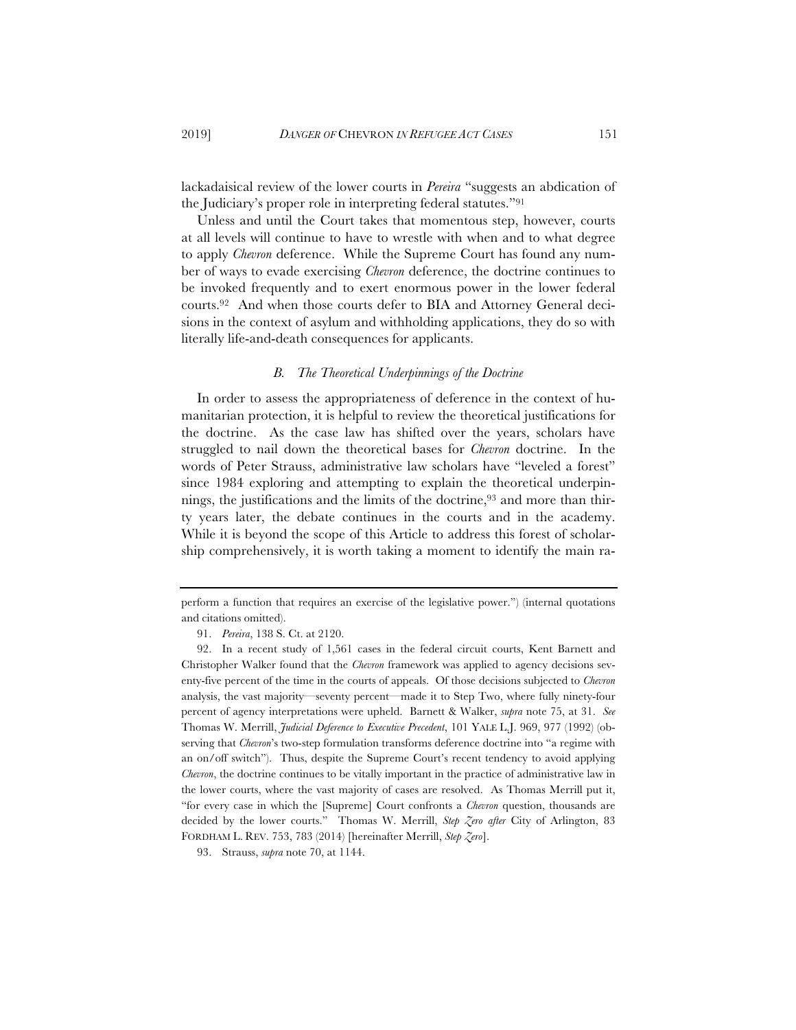lackadaisical review of the lower courts in *Pereira* "suggests an abdication of the Judiciary's proper role in interpreting federal statutes."[91]

Unless and until the Court takes that momentous step, however, courts at all levels will continue to have to wrestle with when and to what degree to apply *Chevron* deference. While the Supreme Court has found any number of ways to evade exercising *Chevron* deference, the doctrine continues to be invoked frequently and to exert enormous power in the lower federal courts.[92] And when those courts defer to BIA and Attorney General decisions in the context of asylum and withholding applications, they do so with literally life-and-death consequences for applicants.

### *B. The Theoretical Underpinnings of the Doctrine*

In order to assess the appropriateness of deference in the context of humanitarian protection, it is helpful to review the theoretical justifications for the doctrine. As the case law has shifted over the years, scholars have struggled to nail down the theoretical bases for *Chevron* doctrine. In the words of Peter Strauss, administrative law scholars have "leveled a forest" since 1984 exploring and attempting to explain the theoretical underpinnings, the justifications and the limits of the doctrine,[93] and more than thirty years later, the debate continues in the courts and in the academy. While it is beyond the scope of this Article to address this forest of scholarship comprehensively, it is worth taking a moment to identify the main ra-

---

perform a function that requires an exercise of the legislative power.") (internal quotations and citations omitted).

91. *Pereira*, 138 S. Ct. at 2120.

92. In a recent study of 1,561 cases in the federal circuit courts, Kent Barnett and Christopher Walker found that the *Chevron* framework was applied to agency decisions seventy-five percent of the time in the courts of appeals. Of those decisions subjected to *Chevron* analysis, the vast majority—seventy percent—made it to Step Two, where fully ninety-four percent of agency interpretations were upheld. Barnett & Walker, *supra* note 75, at 31. *See* Thomas W. Merrill, *Judicial Deference to Executive Precedent*, 101 YALE L.J. 969, 977 (1992) (observing that *Chevron*'s two-step formulation transforms deference doctrine into "a regime with an on/off switch"). Thus, despite the Supreme Court's recent tendency to avoid applying *Chevron*, the doctrine continues to be vitally important in the practice of administrative law in the lower courts, where the vast majority of cases are resolved. As Thomas Merrill put it, "for every case in which the [Supreme] Court confronts a *Chevron* question, thousands are decided by the lower courts." Thomas W. Merrill, *Step Zero after* City of Arlington, 83 FORDHAM L. REV. 753, 783 (2014) [hereinafter Merrill, *Step Zero*].

93. Strauss, *supra* note 70, at 1144.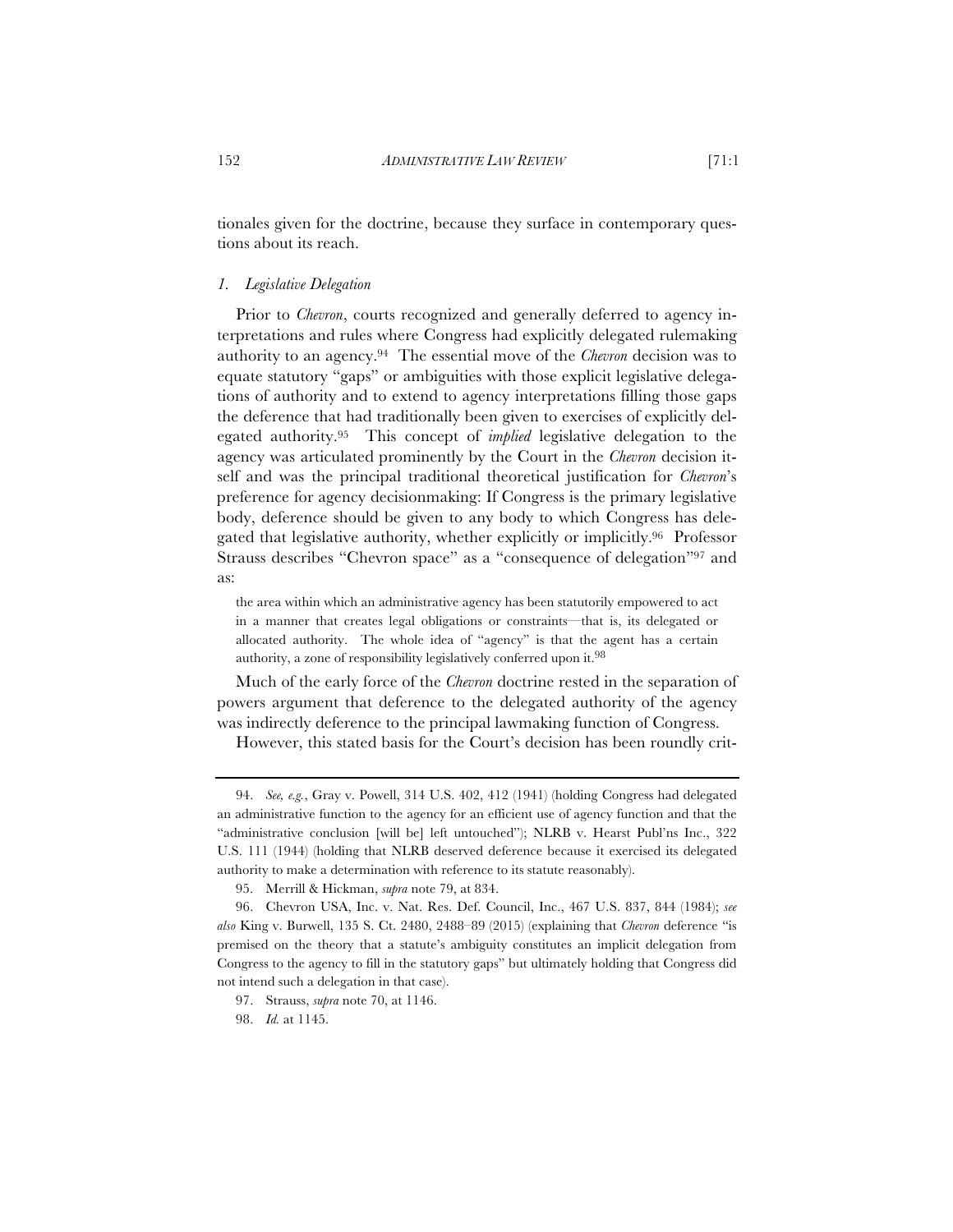tionales given for the doctrine, because they surface in contemporary questions about its reach.

### *1. Legislative Delegation*

Prior to *Chevron*, courts recognized and generally deferred to agency interpretations and rules where Congress had explicitly delegated rulemaking authority to an agency.[94] The essential move of the *Chevron* decision was to equate statutory "gaps" or ambiguities with those explicit legislative delegations of authority and to extend to agency interpretations filling those gaps the deference that had traditionally been given to exercises of explicitly delegated authority.[95] This concept of *implied* legislative delegation to the agency was articulated prominently by the Court in the *Chevron* decision itself and was the principal traditional theoretical justification for *Chevron*'s preference for agency decisionmaking: If Congress is the primary legislative body, deference should be given to any body to which Congress has delegated that legislative authority, whether explicitly or implicitly.[96] Professor Strauss describes "Chevron space" as a "consequence of delegation"[97] and as:

> the area within which an administrative agency has been statutorily empowered to act in a manner that creates legal obligations or constraints—that is, its delegated or allocated authority. The whole idea of "agency" is that the agent has a certain authority, a zone of responsibility legislatively conferred upon it.[98]

Much of the early force of the *Chevron* doctrine rested in the separation of powers argument that deference to the delegated authority of the agency was indirectly deference to the principal lawmaking function of Congress.

However, this stated basis for the Court's decision has been roundly crit-

---

94. *See, e.g.*, Gray v. Powell, 314 U.S. 402, 412 (1941) (holding Congress had delegated an administrative function to the agency for an efficient use of agency function and that the "administrative conclusion [will be] left untouched"); NLRB v. Hearst Publ'ns Inc., 322 U.S. 111 (1944) (holding that NLRB deserved deference because it exercised its delegated authority to make a determination with reference to its statute reasonably).

95. Merrill & Hickman, *supra* note 79, at 834.

96. Chevron USA, Inc. v. Nat. Res. Def. Council, Inc., 467 U.S. 837, 844 (1984); *see also* King v. Burwell, 135 S. Ct. 2480, 2488–89 (2015) (explaining that *Chevron* deference "is premised on the theory that a statute's ambiguity constitutes an implicit delegation from Congress to the agency to fill in the statutory gaps" but ultimately holding that Congress did not intend such a delegation in that case).

97. Strauss, *supra* note 70, at 1146.

98. *Id.* at 1145.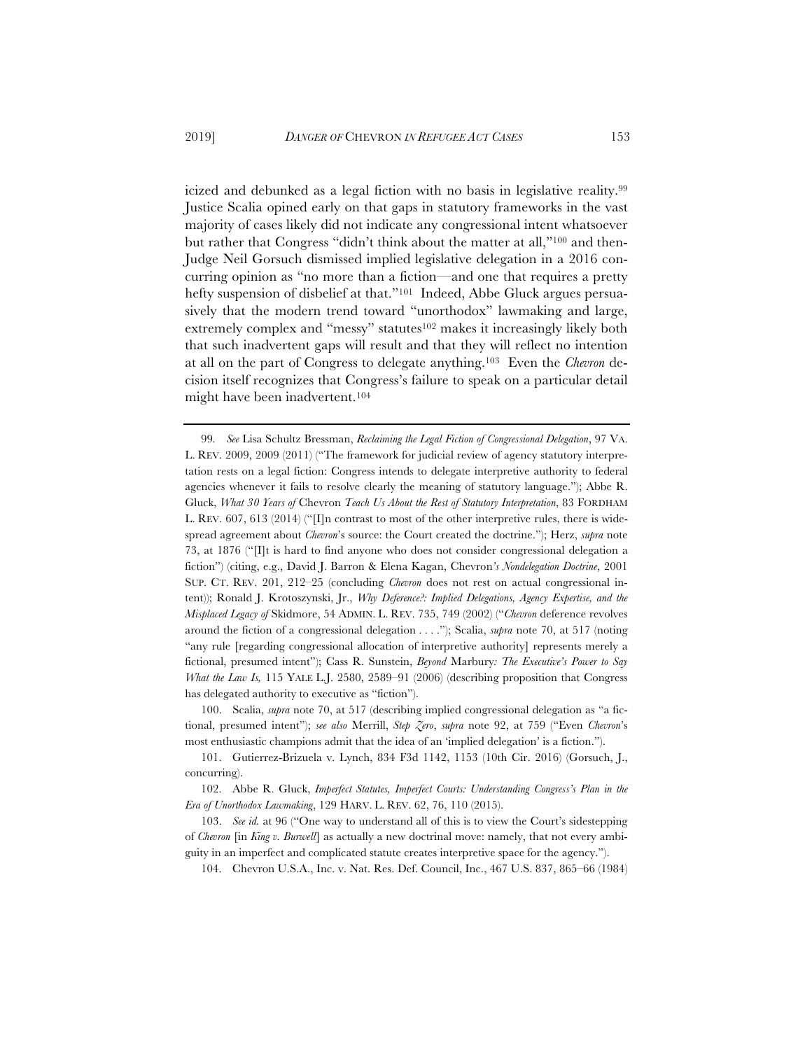icized and debunked as a legal fiction with no basis in legislative reality.[99] Justice Scalia opined early on that gaps in statutory frameworks in the vast majority of cases likely did not indicate any congressional intent whatsoever but rather that Congress "didn't think about the matter at all,"[100] and then-Judge Neil Gorsuch dismissed implied legislative delegation in a 2016 concurring opinion as "no more than a fiction—and one that requires a pretty hefty suspension of disbelief at that."[101] Indeed, Abbe Gluck argues persuasively that the modern trend toward "unorthodox" lawmaking and large, extremely complex and "messy" statutes[102] makes it increasingly likely both that such inadvertent gaps will result and that they will reflect no intention at all on the part of Congress to delegate anything.[103] Even the *Chevron* decision itself recognizes that Congress's failure to speak on a particular detail might have been inadvertent.[104]

---

99. *See* Lisa Schultz Bressman, *Reclaiming the Legal Fiction of Congressional Delegation*, 97 VA. L. REV. 2009, 2009 (2011) ("The framework for judicial review of agency statutory interpretation rests on a legal fiction: Congress intends to delegate interpretive authority to federal agencies whenever it fails to resolve clearly the meaning of statutory language."); Abbe R. Gluck, *What 30 Years of* Chevron *Teach Us About the Rest of Statutory Interpretation*, 83 FORDHAM L. REV. 607, 613 (2014) ("[I]n contrast to most of the other interpretive rules, there is widespread agreement about *Chevron*'s source: the Court created the doctrine."); Herz, *supra* note 73, at 1876 ("[I]t is hard to find anyone who does not consider congressional delegation a fiction") (citing, e.g., David J. Barron & Elena Kagan, Chevron*'s Nondelegation Doctrine*, 2001 SUP. CT. REV. 201, 212–25 (concluding *Chevron* does not rest on actual congressional intent)); Ronald J. Krotoszynski, Jr., *Why Deference?: Implied Delegations, Agency Expertise, and the Misplaced Legacy of* Skidmore, 54 ADMIN. L. REV. 735, 749 (2002) ("*Chevron* deference revolves around the fiction of a congressional delegation . . . ."); Scalia, *supra* note 70, at 517 (noting "any rule [regarding congressional allocation of interpretive authority] represents merely a fictional, presumed intent"); Cass R. Sunstein, *Beyond* Marbury*: The Executive's Power to Say What the Law Is,* 115 YALE L.J. 2580, 2589–91 (2006) (describing proposition that Congress has delegated authority to executive as "fiction").

100. Scalia, *supra* note 70, at 517 (describing implied congressional delegation as "a fictional, presumed intent"); *see also* Merrill, *Step Zero*, *supra* note 92, at 759 ("Even *Chevron*'s most enthusiastic champions admit that the idea of an 'implied delegation' is a fiction.").

101. Gutierrez-Brizuela v. Lynch, 834 F3d 1142, 1153 (10th Cir. 2016) (Gorsuch, J., concurring).

102. Abbe R. Gluck, *Imperfect Statutes, Imperfect Courts: Understanding Congress's Plan in the Era of Unorthodox Lawmaking*, 129 HARV. L. REV. 62, 76, 110 (2015).

103. *See id.* at 96 ("One way to understand all of this is to view the Court's sidestepping of *Chevron* [in *King v. Burwell*] as actually a new doctrinal move: namely, that not every ambiguity in an imperfect and complicated statute creates interpretive space for the agency.").

104. Chevron U.S.A., Inc. v. Nat. Res. Def. Council, Inc., 467 U.S. 837, 865–66 (1984)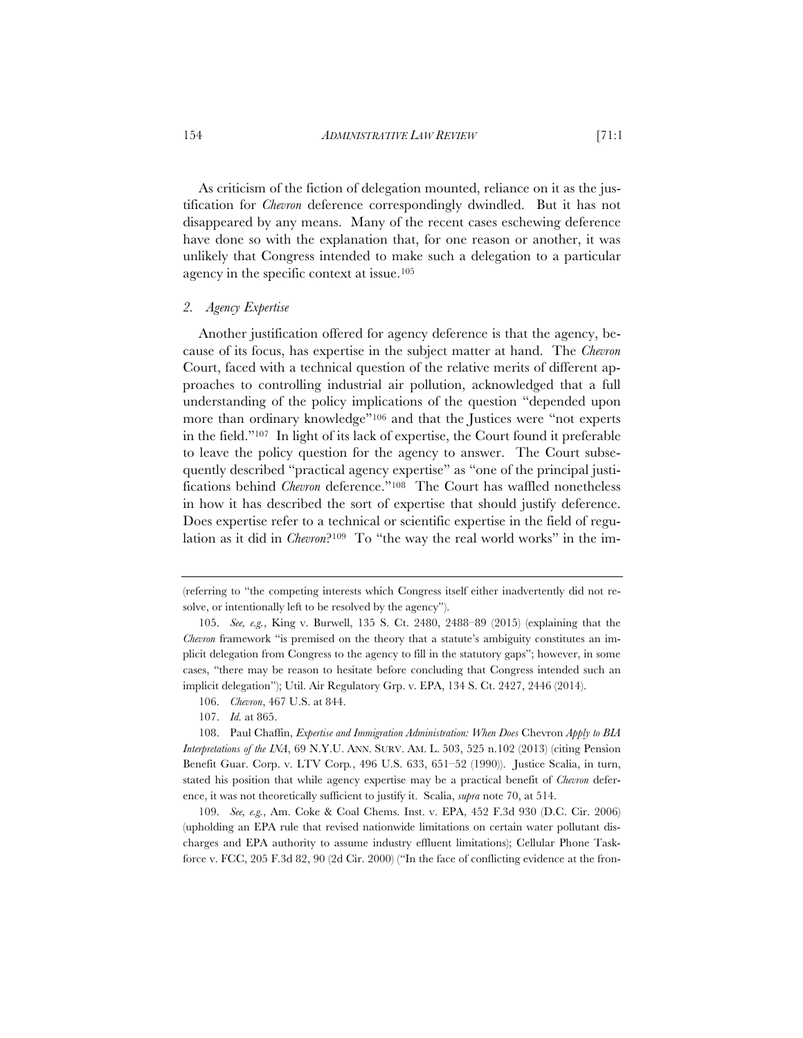As criticism of the fiction of delegation mounted, reliance on it as the justification for *Chevron* deference correspondingly dwindled. But it has not disappeared by any means. Many of the recent cases eschewing deference have done so with the explanation that, for one reason or another, it was unlikely that Congress intended to make such a delegation to a particular agency in the specific context at issue.[105]

### *2. Agency Expertise*

Another justification offered for agency deference is that the agency, because of its focus, has expertise in the subject matter at hand. The *Chevron* Court, faced with a technical question of the relative merits of different approaches to controlling industrial air pollution, acknowledged that a full understanding of the policy implications of the question "depended upon more than ordinary knowledge"[106] and that the Justices were "not experts in the field."[107] In light of its lack of expertise, the Court found it preferable to leave the policy question for the agency to answer. The Court subsequently described "practical agency expertise" as "one of the principal justifications behind *Chevron* deference."[108] The Court has waffled nonetheless in how it has described the sort of expertise that should justify deference. Does expertise refer to a technical or scientific expertise in the field of regulation as it did in *Chevron*?[109] To "the way the real world works" in the im-

---

(referring to "the competing interests which Congress itself either inadvertently did not resolve, or intentionally left to be resolved by the agency").

105. *See, e.g.*, King v. Burwell, 135 S. Ct. 2480, 2488–89 (2015) (explaining that the *Chevron* framework "is premised on the theory that a statute's ambiguity constitutes an implicit delegation from Congress to the agency to fill in the statutory gaps"; however, in some cases, "there may be reason to hesitate before concluding that Congress intended such an implicit delegation"); Util. Air Regulatory Grp. v. EPA, 134 S. Ct. 2427, 2446 (2014).

106. *Chevron*, 467 U.S. at 844.

107. *Id.* at 865.

108. Paul Chaffin, *Expertise and Immigration Administration: When Does* Chevron *Apply to BIA Interpretations of the INA*, 69 N.Y.U. ANN. SURV. AM. L. 503, 525 n.102 (2013) (citing Pension Benefit Guar. Corp. v. LTV Corp., 496 U.S. 633, 651–52 (1990)). Justice Scalia, in turn, stated his position that while agency expertise may be a practical benefit of *Chevron* deference, it was not theoretically sufficient to justify it. Scalia, *supra* note 70, at 514.

109. *See, e.g.*, Am. Coke & Coal Chems. Inst. v. EPA, 452 F.3d 930 (D.C. Cir. 2006) (upholding an EPA rule that revised nationwide limitations on certain water pollutant discharges and EPA authority to assume industry effluent limitations); Cellular Phone Taskforce v. FCC, 205 F.3d 82, 90 (2d Cir. 2000) ("In the face of conflicting evidence at the fron-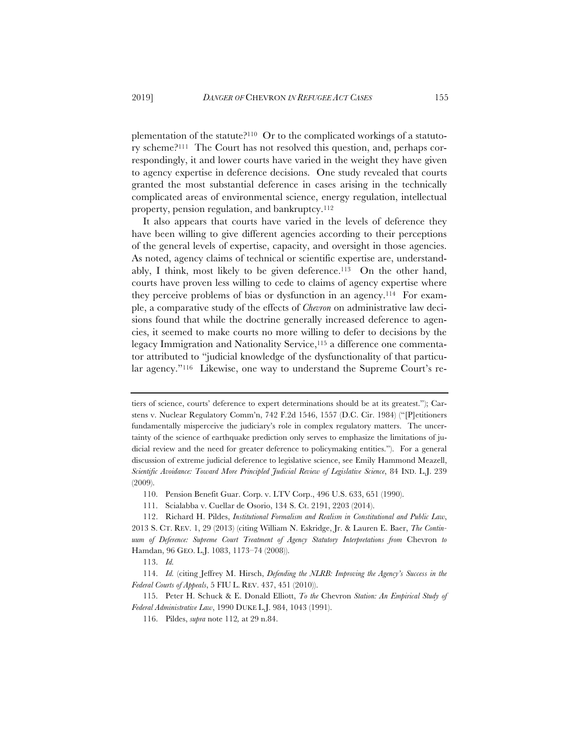plementation of the statute?[110] Or to the complicated workings of a statutory scheme?[111] The Court has not resolved this question, and, perhaps correspondingly, it and lower courts have varied in the weight they have given to agency expertise in deference decisions. One study revealed that courts granted the most substantial deference in cases arising in the technically complicated areas of environmental science, energy regulation, intellectual property, pension regulation, and bankruptcy.[112]

It also appears that courts have varied in the levels of deference they have been willing to give different agencies according to their perceptions of the general levels of expertise, capacity, and oversight in those agencies. As noted, agency claims of technical or scientific expertise are, understandably, I think, most likely to be given deference.[113] On the other hand, courts have proven less willing to cede to claims of agency expertise where they perceive problems of bias or dysfunction in an agency.[114] For example, a comparative study of the effects of *Chevron* on administrative law decisions found that while the doctrine generally increased deference to agencies, it seemed to make courts no more willing to defer to decisions by the legacy Immigration and Nationality Service,[115] a difference one commentator attributed to "judicial knowledge of the dysfunctionality of that particular agency."[116] Likewise, one way to understand the Supreme Court's re-

---

tiers of science, courts' deference to expert determinations should be at its greatest."); Carstens v. Nuclear Regulatory Comm'n, 742 F.2d 1546, 1557 (D.C. Cir. 1984) ("[P]etitioners fundamentally misperceive the judiciary's role in complex regulatory matters. The uncertainty of the science of earthquake prediction only serves to emphasize the limitations of judicial review and the need for greater deference to policymaking entities."). For a general discussion of extreme judicial deference to legislative science, see Emily Hammond Meazell, *Scientific Avoidance: Toward More Principled Judicial Review of Legislative Science*, 84 IND. L.J. 239 (2009).

110. Pension Benefit Guar. Corp. v. LTV Corp., 496 U.S. 633, 651 (1990).

111. Scialabba v. Cuellar de Osorio, 134 S. Ct. 2191, 2203 (2014).

112. Richard H. Pildes, *Institutional Formalism and Realism in Constitutional and Public Law*, 2013 S. CT. REV. 1, 29 (2013) (citing William N. Eskridge, Jr. & Lauren E. Baer, *The Continuum of Deference: Supreme Court Treatment of Agency Statutory Interpretations from* Chevron *to* Hamdan, 96 GEO. L.J. 1083, 1173–74 (2008)).

113. *Id.*

114. *Id.* (citing Jeffrey M. Hirsch, *Defending the NLRB: Improving the Agency's Success in the Federal Courts of Appeals*, 5 FIU L. REV. 437, 451 (2010)).

115. Peter H. Schuck & E. Donald Elliott, *To the* Chevron *Station: An Empirical Study of Federal Administrative Law*, 1990 DUKE L.J. 984, 1043 (1991).

116. Pildes, *supra* note 112, at 29 n.84.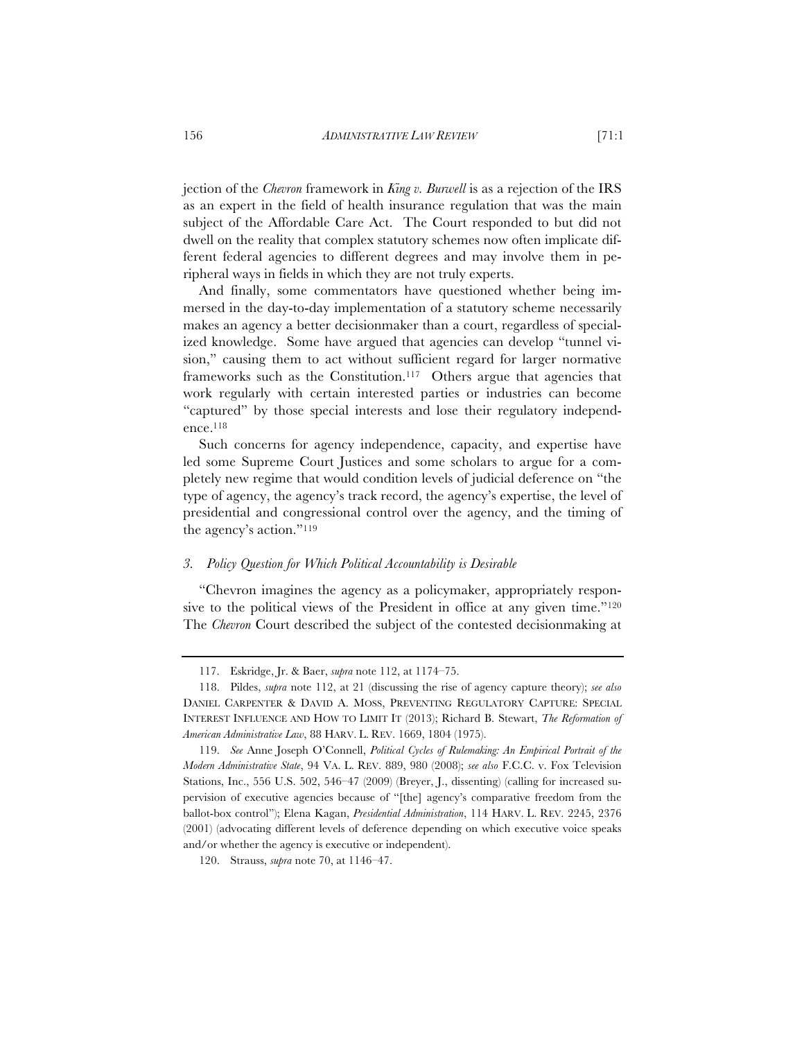jection of the *Chevron* framework in *King v. Burwell* is as a rejection of the IRS as an expert in the field of health insurance regulation that was the main subject of the Affordable Care Act. The Court responded to but did not dwell on the reality that complex statutory schemes now often implicate different federal agencies to different degrees and may involve them in peripheral ways in fields in which they are not truly experts.

And finally, some commentators have questioned whether being immersed in the day-to-day implementation of a statutory scheme necessarily makes an agency a better decisionmaker than a court, regardless of specialized knowledge. Some have argued that agencies can develop "tunnel vision," causing them to act without sufficient regard for larger normative frameworks such as the Constitution.[117] Others argue that agencies that work regularly with certain interested parties or industries can become "captured" by those special interests and lose their regulatory independence.[118]

Such concerns for agency independence, capacity, and expertise have led some Supreme Court Justices and some scholars to argue for a completely new regime that would condition levels of judicial deference on "the type of agency, the agency's track record, the agency's expertise, the level of presidential and congressional control over the agency, and the timing of the agency's action."[119]

### *3. Policy Question for Which Political Accountability is Desirable*

"Chevron imagines the agency as a policymaker, appropriately responsive to the political views of the President in office at any given time."[120] The *Chevron* Court described the subject of the contested decisionmaking at

---

117. Eskridge, Jr. & Baer, *supra* note 112, at 1174–75.

118. Pildes, *supra* note 112, at 21 (discussing the rise of agency capture theory); *see also* DANIEL CARPENTER & DAVID A. MOSS, PREVENTING REGULATORY CAPTURE: SPECIAL INTEREST INFLUENCE AND HOW TO LIMIT IT (2013); Richard B. Stewart, *The Reformation of American Administrative Law*, 88 HARV. L. REV. 1669, 1804 (1975).

119. *See* Anne Joseph O'Connell, *Political Cycles of Rulemaking: An Empirical Portrait of the Modern Administrative State*, 94 VA. L. REV. 889, 980 (2008); *see also* F.C.C. v. Fox Television Stations, Inc., 556 U.S. 502, 546–47 (2009) (Breyer, J., dissenting) (calling for increased supervision of executive agencies because of "[the] agency's comparative freedom from the ballot-box control"); Elena Kagan, *Presidential Administration*, 114 HARV. L. REV. 2245, 2376 (2001) (advocating different levels of deference depending on which executive voice speaks and/or whether the agency is executive or independent).

120. Strauss, *supra* note 70, at 1146–47.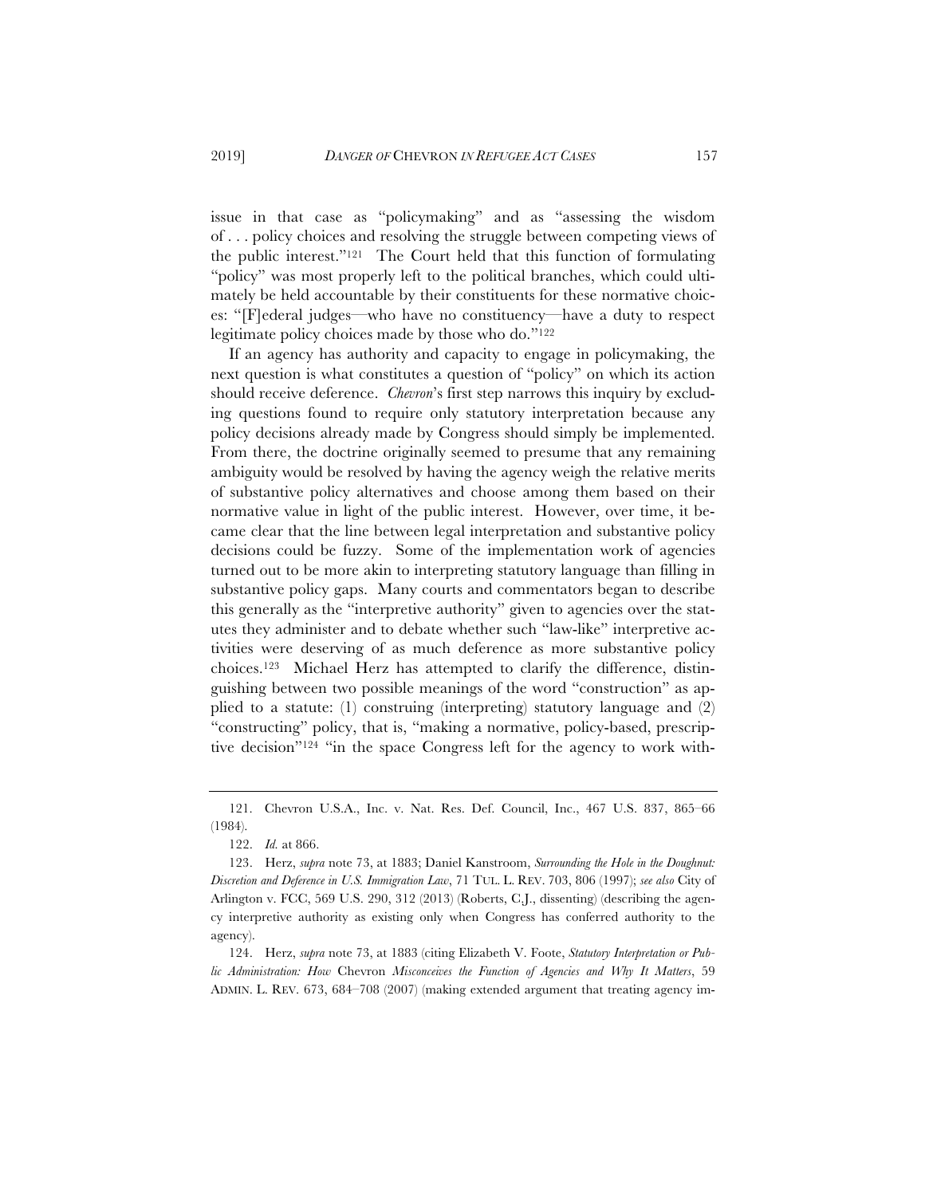issue in that case as "policymaking" and as "assessing the wisdom of . . . policy choices and resolving the struggle between competing views of the public interest."[121] The Court held that this function of formulating "policy" was most properly left to the political branches, which could ultimately be held accountable by their constituents for these normative choices: "[F]ederal judges—who have no constituency—have a duty to respect legitimate policy choices made by those who do."[122]

If an agency has authority and capacity to engage in policymaking, the next question is what constitutes a question of "policy" on which its action should receive deference. *Chevron*'s first step narrows this inquiry by excluding questions found to require only statutory interpretation because any policy decisions already made by Congress should simply be implemented. From there, the doctrine originally seemed to presume that any remaining ambiguity would be resolved by having the agency weigh the relative merits of substantive policy alternatives and choose among them based on their normative value in light of the public interest. However, over time, it became clear that the line between legal interpretation and substantive policy decisions could be fuzzy. Some of the implementation work of agencies turned out to be more akin to interpreting statutory language than filling in substantive policy gaps. Many courts and commentators began to describe this generally as the "interpretive authority" given to agencies over the statutes they administer and to debate whether such "law-like" interpretive activities were deserving of as much deference as more substantive policy choices.[123] Michael Herz has attempted to clarify the difference, distinguishing between two possible meanings of the word "construction" as applied to a statute: (1) construing (interpreting) statutory language and (2) "constructing" policy, that is, "making a normative, policy-based, prescriptive decision"[124] "in the space Congress left for the agency to work with-

---

121. Chevron U.S.A., Inc. v. Nat. Res. Def. Council, Inc., 467 U.S. 837, 865–66 (1984).

122. *Id.* at 866.

123. Herz, *supra* note 73, at 1883; Daniel Kanstroom, *Surrounding the Hole in the Doughnut: Discretion and Deference in U.S. Immigration Law*, 71 TUL. L. REV. 703, 806 (1997); *see also* City of Arlington v. FCC, 569 U.S. 290, 312 (2013) (Roberts, C.J., dissenting) (describing the agency interpretive authority as existing only when Congress has conferred authority to the agency).

124. Herz, *supra* note 73, at 1883 (citing Elizabeth V. Foote, *Statutory Interpretation or Public Administration: How* Chevron *Misconceives the Function of Agencies and Why It Matters*, 59 ADMIN. L. REV. 673, 684–708 (2007) (making extended argument that treating agency im-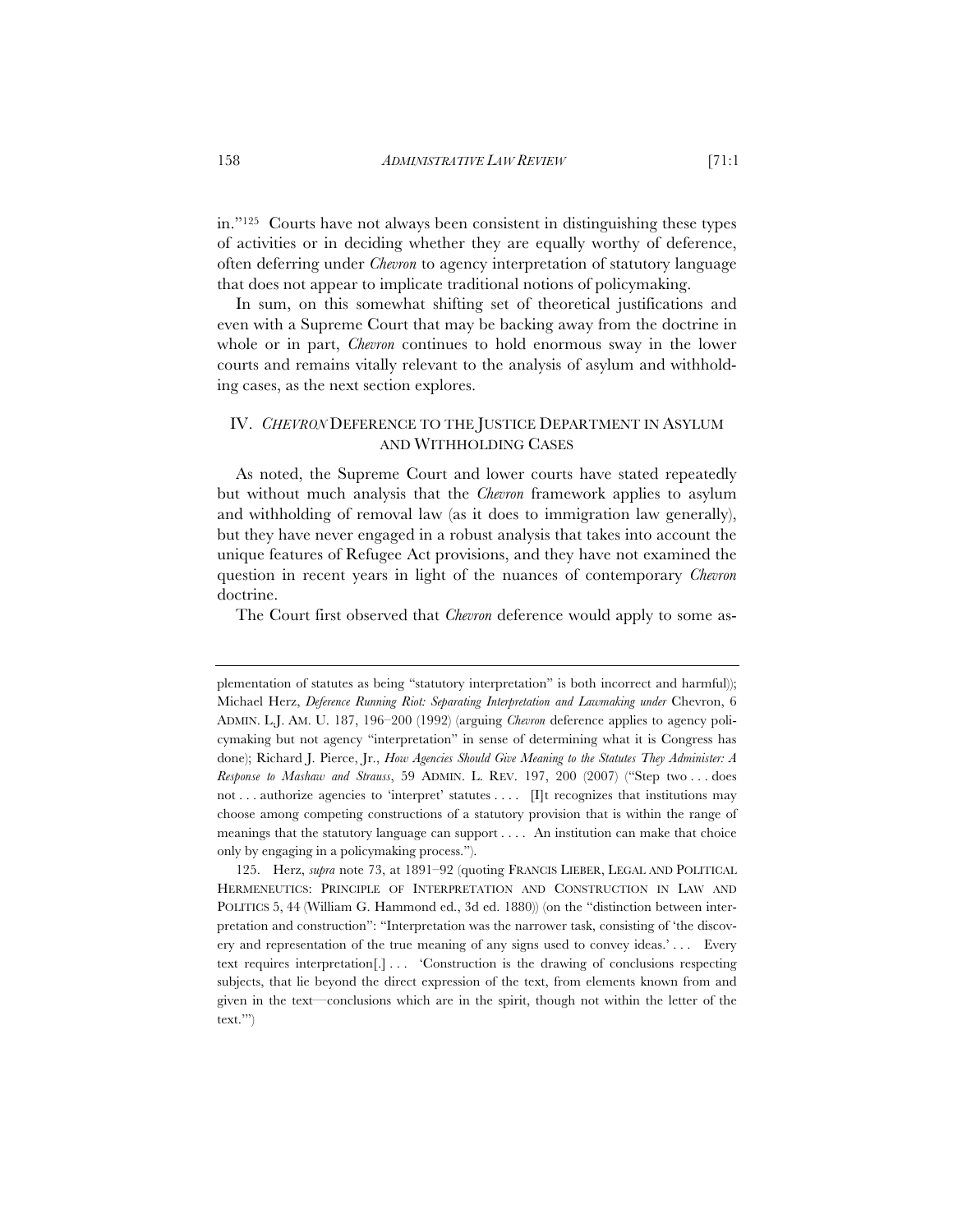in."[125] Courts have not always been consistent in distinguishing these types of activities or in deciding whether they are equally worthy of deference, often deferring under *Chevron* to agency interpretation of statutory language that does not appear to implicate traditional notions of policymaking.

In sum, on this somewhat shifting set of theoretical justifications and even with a Supreme Court that may be backing away from the doctrine in whole or in part, *Chevron* continues to hold enormous sway in the lower courts and remains vitally relevant to the analysis of asylum and withholding cases, as the next section explores.

## IV. *CHEVRON* DEFERENCE TO THE JUSTICE DEPARTMENT IN ASYLUM AND WITHHOLDING CASES

As noted, the Supreme Court and lower courts have stated repeatedly but without much analysis that the *Chevron* framework applies to asylum and withholding of removal law (as it does to immigration law generally), but they have never engaged in a robust analysis that takes into account the unique features of Refugee Act provisions, and they have not examined the question in recent years in light of the nuances of contemporary *Chevron* doctrine.

The Court first observed that *Chevron* deference would apply to some as-

---

plementation of statutes as being "statutory interpretation" is both incorrect and harmful)); Michael Herz, *Deference Running Riot: Separating Interpretation and Lawmaking under* Chevron, 6 ADMIN. L.J. AM. U. 187, 196–200 (1992) (arguing *Chevron* deference applies to agency policymaking but not agency "interpretation" in sense of determining what it is Congress has done); Richard J. Pierce, Jr., *How Agencies Should Give Meaning to the Statutes They Administer: A Response to Mashaw and Strauss*, 59 ADMIN. L. REV. 197, 200 (2007) ("Step two . . . does not . . . authorize agencies to 'interpret' statutes . . . . [I]t recognizes that institutions may choose among competing constructions of a statutory provision that is within the range of meanings that the statutory language can support . . . . An institution can make that choice only by engaging in a policymaking process.").

125. Herz, *supra* note 73, at 1891–92 (quoting FRANCIS LIEBER, LEGAL AND POLITICAL HERMENEUTICS: PRINCIPLE OF INTERPRETATION AND CONSTRUCTION IN LAW AND POLITICS 5, 44 (William G. Hammond ed., 3d ed. 1880)) (on the "distinction between interpretation and construction": "Interpretation was the narrower task, consisting of 'the discovery and representation of the true meaning of any signs used to convey ideas.' . . . Every text requires interpretation[.] . . . 'Construction is the drawing of conclusions respecting subjects, that lie beyond the direct expression of the text, from elements known from and given in the text—conclusions which are in the spirit, though not within the letter of the text.'")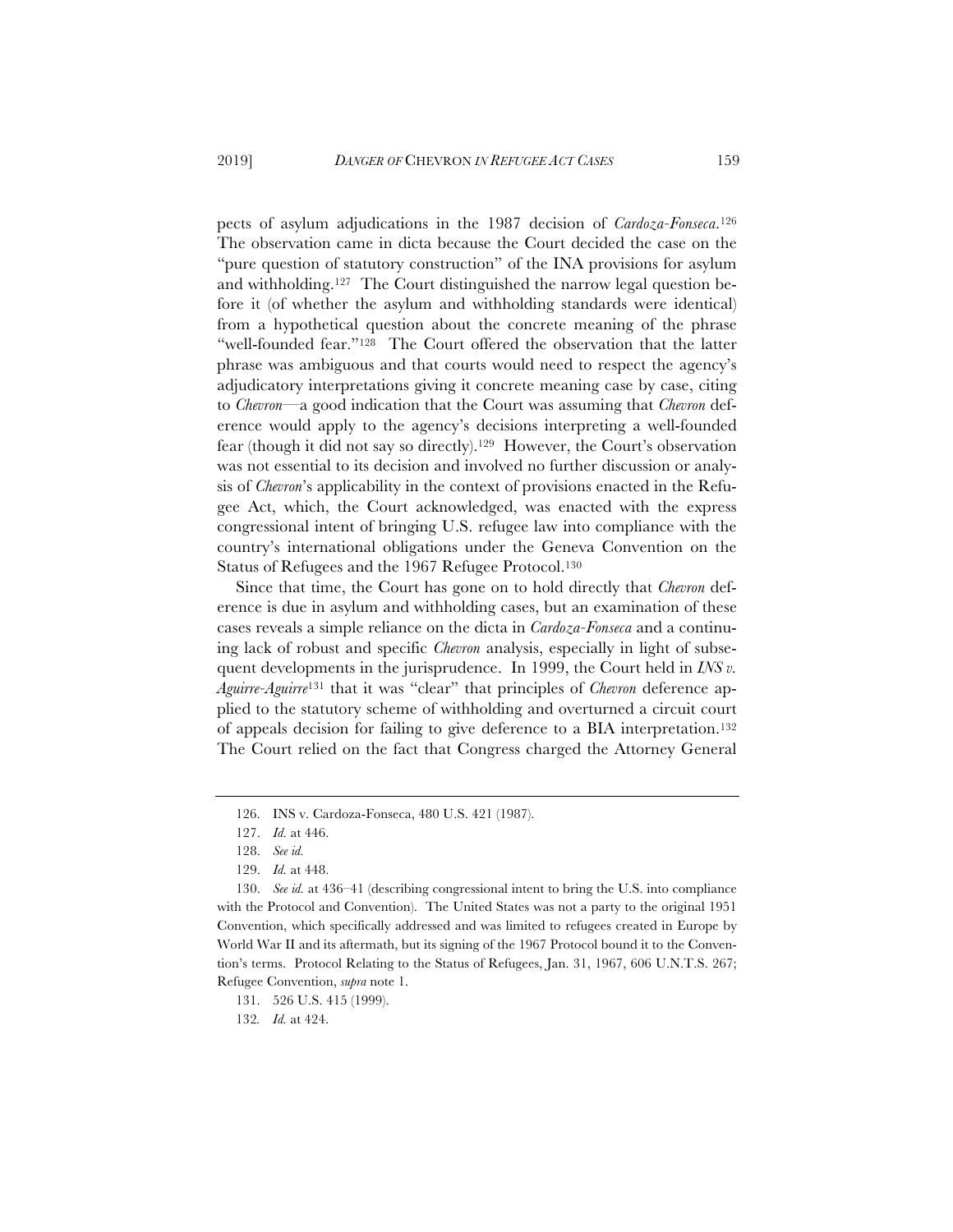pects of asylum adjudications in the 1987 decision of *Cardoza-Fonseca*.[126] The observation came in dicta because the Court decided the case on the "pure question of statutory construction" of the INA provisions for asylum and withholding.[127] The Court distinguished the narrow legal question before it (of whether the asylum and withholding standards were identical) from a hypothetical question about the concrete meaning of the phrase "well-founded fear."[128] The Court offered the observation that the latter phrase was ambiguous and that courts would need to respect the agency's adjudicatory interpretations giving it concrete meaning case by case, citing to *Chevron*—a good indication that the Court was assuming that *Chevron* deference would apply to the agency's decisions interpreting a well-founded fear (though it did not say so directly).[129] However, the Court's observation was not essential to its decision and involved no further discussion or analysis of *Chevron*'s applicability in the context of provisions enacted in the Refugee Act, which, the Court acknowledged, was enacted with the express congressional intent of bringing U.S. refugee law into compliance with the country's international obligations under the Geneva Convention on the Status of Refugees and the 1967 Refugee Protocol.[130]

Since that time, the Court has gone on to hold directly that *Chevron* deference is due in asylum and withholding cases, but an examination of these cases reveals a simple reliance on the dicta in *Cardoza-Fonseca* and a continuing lack of robust and specific *Chevron* analysis, especially in light of subsequent developments in the jurisprudence. In 1999, the Court held in *INS v. Aguirre-Aguirre*[131] that it was "clear" that principles of *Chevron* deference applied to the statutory scheme of withholding and overturned a circuit court of appeals decision for failing to give deference to a BIA interpretation.[132] The Court relied on the fact that Congress charged the Attorney General

---

126. INS v. Cardoza-Fonseca, 480 U.S. 421 (1987).

127. *Id.* at 446.

128. *See id.*

129. *Id.* at 448.

130. *See id.* at 436–41 (describing congressional intent to bring the U.S. into compliance with the Protocol and Convention). The United States was not a party to the original 1951 Convention, which specifically addressed and was limited to refugees created in Europe by World War II and its aftermath, but its signing of the 1967 Protocol bound it to the Convention's terms. Protocol Relating to the Status of Refugees, Jan. 31, 1967, 606 U.N.T.S. 267; Refugee Convention, *supra* note 1.

131. 526 U.S. 415 (1999).

132. *Id.* at 424.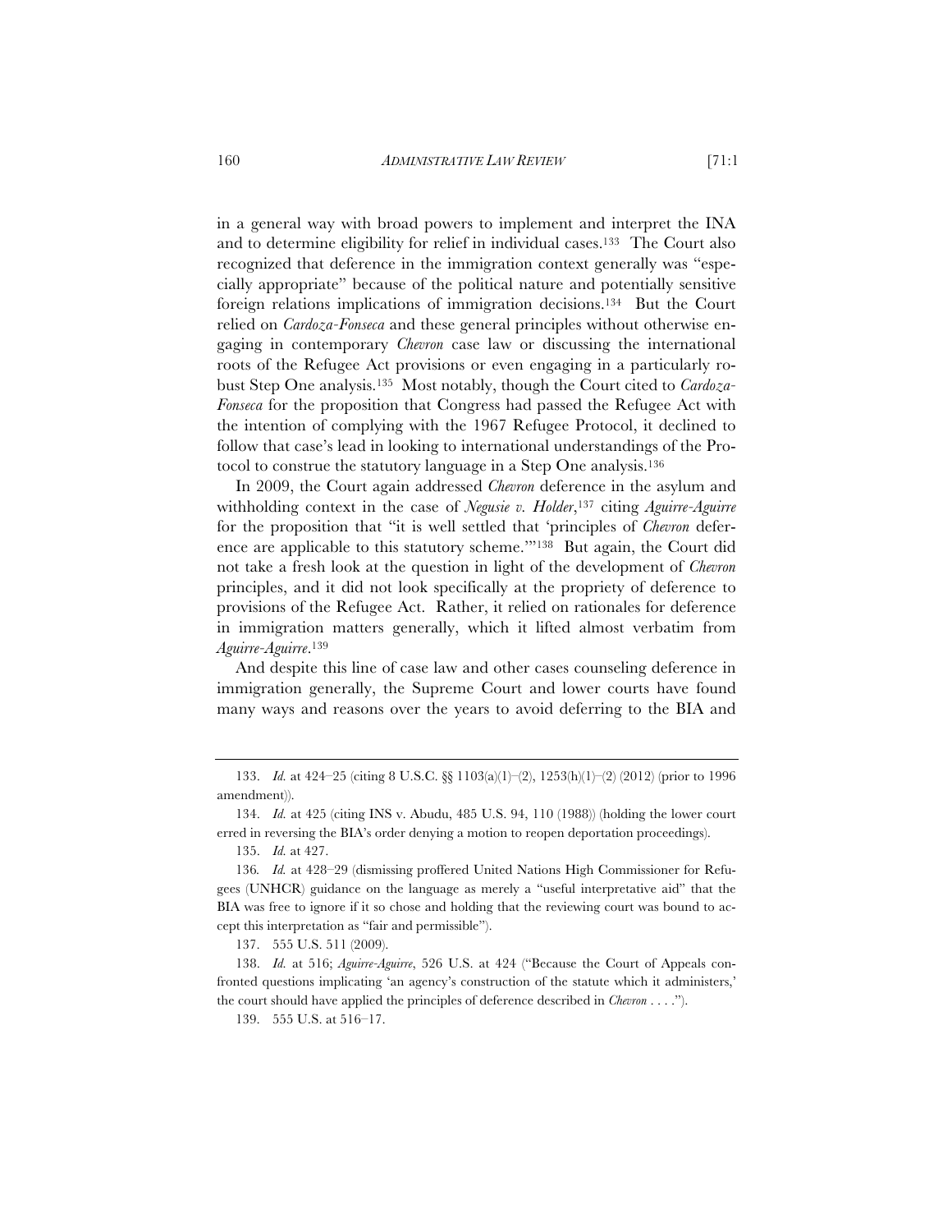in a general way with broad powers to implement and interpret the INA and to determine eligibility for relief in individual cases.[133] The Court also recognized that deference in the immigration context generally was "especially appropriate" because of the political nature and potentially sensitive foreign relations implications of immigration decisions.[134] But the Court relied on *Cardoza-Fonseca* and these general principles without otherwise engaging in contemporary *Chevron* case law or discussing the international roots of the Refugee Act provisions or even engaging in a particularly robust Step One analysis.[135] Most notably, though the Court cited to *Cardoza-Fonseca* for the proposition that Congress had passed the Refugee Act with the intention of complying with the 1967 Refugee Protocol, it declined to follow that case's lead in looking to international understandings of the Protocol to construe the statutory language in a Step One analysis.[136]

In 2009, the Court again addressed *Chevron* deference in the asylum and withholding context in the case of *Negusie v. Holder*,[137] citing *Aguirre-Aguirre* for the proposition that "it is well settled that 'principles of *Chevron* deference are applicable to this statutory scheme.'"[138] But again, the Court did not take a fresh look at the question in light of the development of *Chevron* principles, and it did not look specifically at the propriety of deference to provisions of the Refugee Act. Rather, it relied on rationales for deference in immigration matters generally, which it lifted almost verbatim from *Aguirre-Aguirre*.[139]

And despite this line of case law and other cases counseling deference in immigration generally, the Supreme Court and lower courts have found many ways and reasons over the years to avoid deferring to the BIA and

---

133. *Id.* at 424–25 (citing 8 U.S.C. §§ 1103(a)(1)–(2), 1253(h)(1)–(2) (2012) (prior to 1996 amendment)).

134. *Id.* at 425 (citing INS v. Abudu, 485 U.S. 94, 110 (1988)) (holding the lower court erred in reversing the BIA's order denying a motion to reopen deportation proceedings).

135. *Id.* at 427.

136. *Id.* at 428–29 (dismissing proffered United Nations High Commissioner for Refugees (UNHCR) guidance on the language as merely a "useful interpretative aid" that the BIA was free to ignore if it so chose and holding that the reviewing court was bound to accept this interpretation as "fair and permissible").

137. 555 U.S. 511 (2009).

138. *Id.* at 516; *Aguirre-Aguirre*, 526 U.S. at 424 ("Because the Court of Appeals confronted questions implicating 'an agency's construction of the statute which it administers,' the court should have applied the principles of deference described in *Chevron* . . . .").

139. 555 U.S. at 516–17.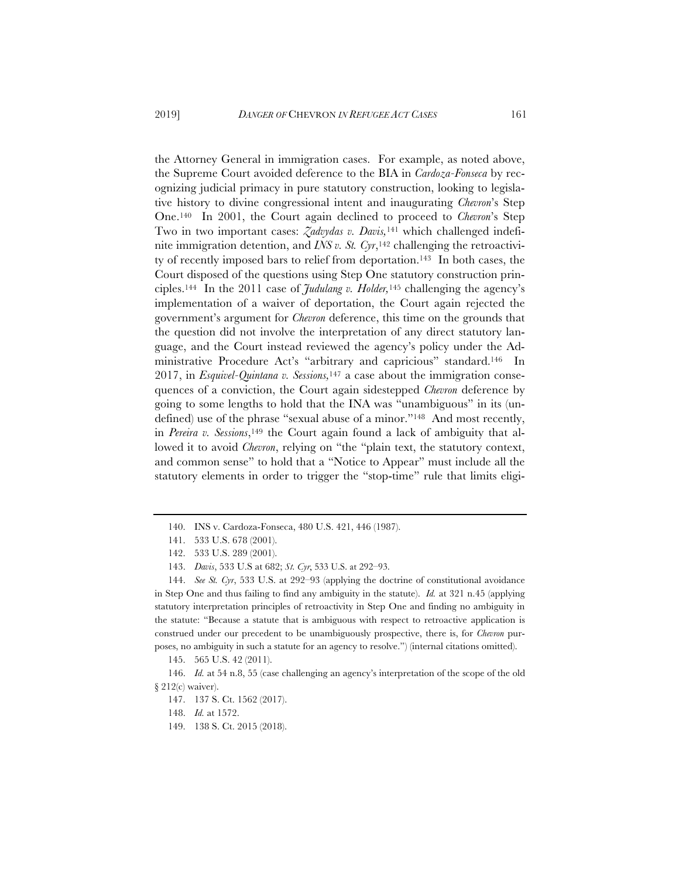the Attorney General in immigration cases. For example, as noted above, the Supreme Court avoided deference to the BIA in *Cardoza-Fonseca* by recognizing judicial primacy in pure statutory construction, looking to legislative history to divine congressional intent and inaugurating *Chevron*'s Step One.[140] In 2001, the Court again declined to proceed to *Chevron*'s Step Two in two important cases: *Zadvydas v. Davis,*[141] which challenged indefinite immigration detention, and *INS v. St. Cyr*,[142] challenging the retroactivity of recently imposed bars to relief from deportation.[143] In both cases, the Court disposed of the questions using Step One statutory construction principles.[144] In the 2011 case of *Judulang v. Holder,*[145] challenging the agency's implementation of a waiver of deportation, the Court again rejected the government's argument for *Chevron* deference, this time on the grounds that the question did not involve the interpretation of any direct statutory language, and the Court instead reviewed the agency's policy under the Administrative Procedure Act's "arbitrary and capricious" standard.[146] In 2017, in *Esquivel-Quintana v. Sessions,*[147] a case about the immigration consequences of a conviction, the Court again sidestepped *Chevron* deference by going to some lengths to hold that the INA was "unambiguous" in its (undefined) use of the phrase "sexual abuse of a minor."[148] And most recently, in *Pereira v. Sessions*,[149] the Court again found a lack of ambiguity that allowed it to avoid *Chevron*, relying on "the "plain text, the statutory context, and common sense" to hold that a "Notice to Appear" must include all the statutory elements in order to trigger the "stop-time" rule that limits eligi-

---

140. INS v. Cardoza-Fonseca, 480 U.S. 421, 446 (1987).

141. 533 U.S. 678 (2001).

142. 533 U.S. 289 (2001).

143. *Davis*, 533 U.S at 682; *St. Cyr*, 533 U.S. at 292–93.

144. *See St. Cyr*, 533 U.S. at 292–93 (applying the doctrine of constitutional avoidance in Step One and thus failing to find any ambiguity in the statute). *Id.* at 321 n.45 (applying statutory interpretation principles of retroactivity in Step One and finding no ambiguity in the statute: "Because a statute that is ambiguous with respect to retroactive application is construed under our precedent to be unambiguously prospective, there is, for *Chevron* purposes, no ambiguity in such a statute for an agency to resolve.") (internal citations omitted).

145. 565 U.S. 42 (2011).

146. *Id.* at 54 n.8, 55 (case challenging an agency's interpretation of the scope of the old § 212(c) waiver).

147. 137 S. Ct. 1562 (2017).

148. *Id.* at 1572.

149. 138 S. Ct. 2015 (2018).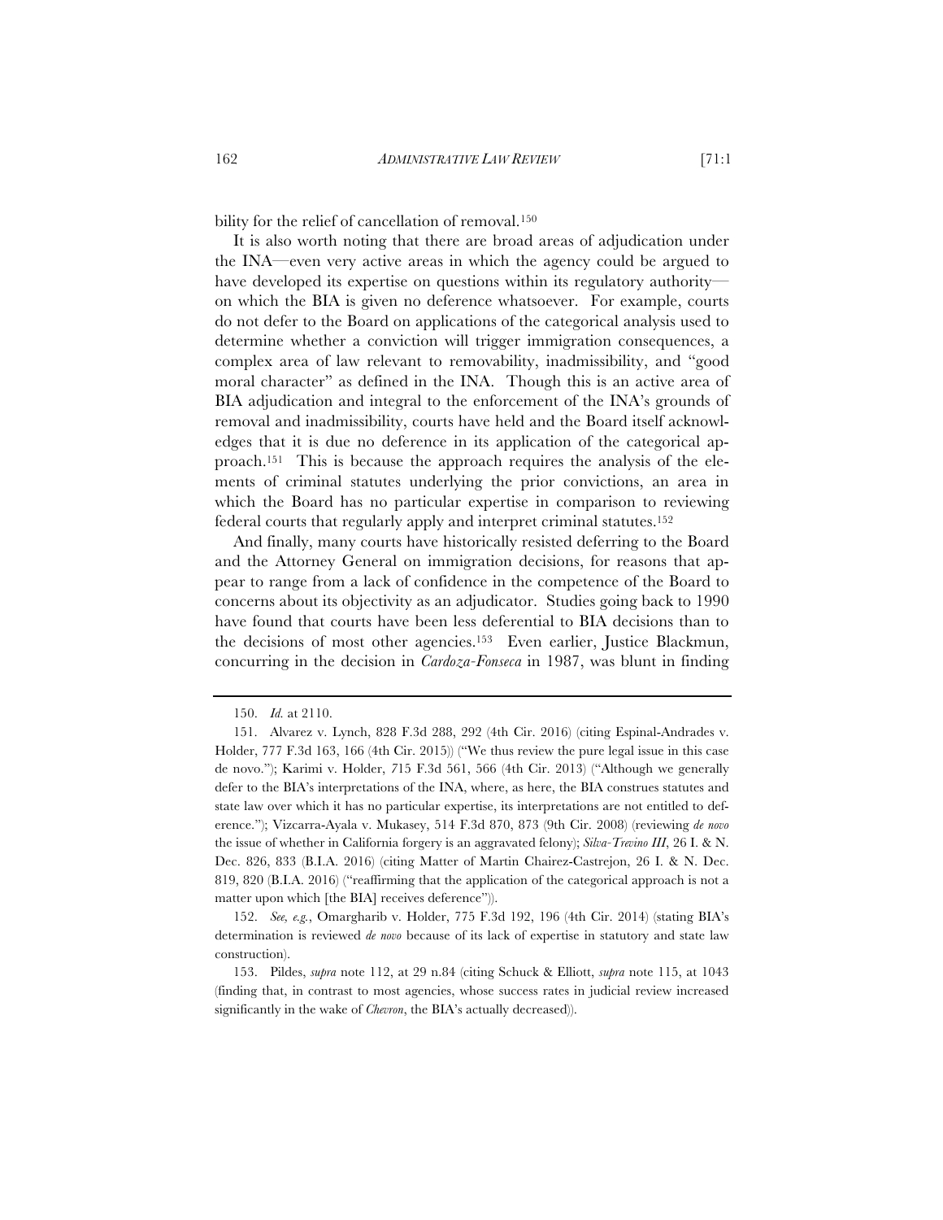bility for the relief of cancellation of removal.[150]

It is also worth noting that there are broad areas of adjudication under the INA—even very active areas in which the agency could be argued to have developed its expertise on questions within its regulatory authority—on which the BIA is given no deference whatsoever. For example, courts do not defer to the Board on applications of the categorical analysis used to determine whether a conviction will trigger immigration consequences, a complex area of law relevant to removability, inadmissibility, and "good moral character" as defined in the INA. Though this is an active area of BIA adjudication and integral to the enforcement of the INA's grounds of removal and inadmissibility, courts have held and the Board itself acknowledges that it is due no deference in its application of the categorical approach.[151] This is because the approach requires the analysis of the elements of criminal statutes underlying the prior convictions, an area in which the Board has no particular expertise in comparison to reviewing federal courts that regularly apply and interpret criminal statutes.[152]

And finally, many courts have historically resisted deferring to the Board and the Attorney General on immigration decisions, for reasons that appear to range from a lack of confidence in the competence of the Board to concerns about its objectivity as an adjudicator. Studies going back to 1990 have found that courts have been less deferential to BIA decisions than to the decisions of most other agencies.[153] Even earlier, Justice Blackmun, concurring in the decision in *Cardoza-Fonseca* in 1987, was blunt in finding

---

150. *Id.* at 2110.

151. Alvarez v. Lynch, 828 F.3d 288, 292 (4th Cir. 2016) (citing Espinal-Andrades v. Holder, 777 F.3d 163, 166 (4th Cir. 2015)) ("We thus review the pure legal issue in this case de novo."); Karimi v. Holder, 715 F.3d 561, 566 (4th Cir. 2013) ("Although we generally defer to the BIA's interpretations of the INA, where, as here, the BIA construes statutes and state law over which it has no particular expertise, its interpretations are not entitled to deference."); Vizcarra-Ayala v. Mukasey, 514 F.3d 870, 873 (9th Cir. 2008) (reviewing *de novo* the issue of whether in California forgery is an aggravated felony); *Silva-Trevino III*, 26 I. & N. Dec. 826, 833 (B.I.A. 2016) (citing Matter of Martin Chairez-Castrejon, 26 I. & N. Dec. 819, 820 (B.I.A. 2016) ("reaffirming that the application of the categorical approach is not a matter upon which [the BIA] receives deference")).

152. *See, e.g.*, Omargharib v. Holder, 775 F.3d 192, 196 (4th Cir. 2014) (stating BIA's determination is reviewed *de novo* because of its lack of expertise in statutory and state law construction).

153. Pildes, *supra* note 112, at 29 n.84 (citing Schuck & Elliott, *supra* note 115, at 1043 (finding that, in contrast to most agencies, whose success rates in judicial review increased significantly in the wake of *Chevron*, the BIA's actually decreased)).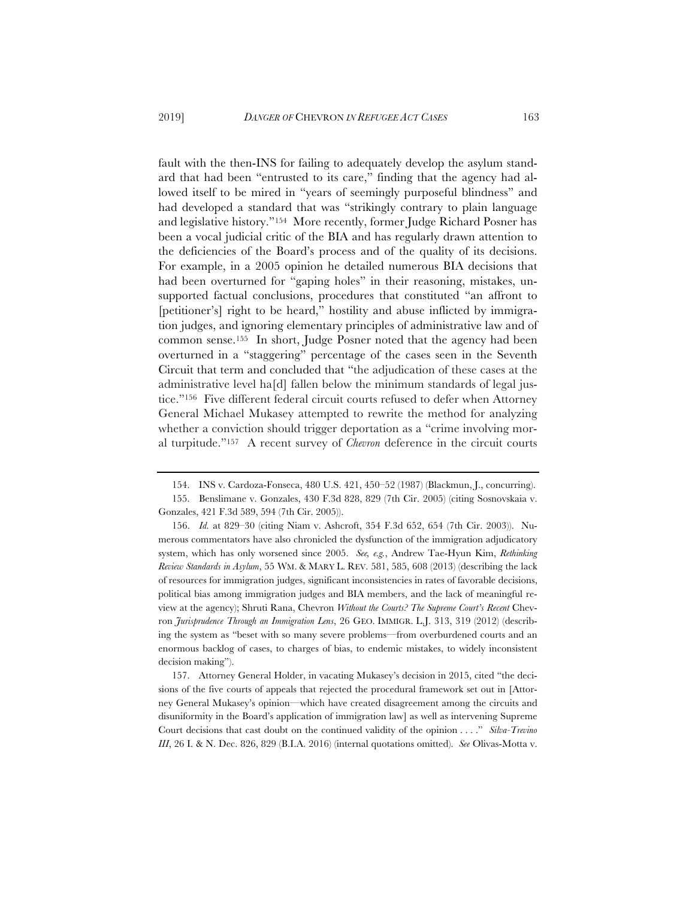fault with the then-INS for failing to adequately develop the asylum standard that had been "entrusted to its care," finding that the agency had allowed itself to be mired in "years of seemingly purposeful blindness" and had developed a standard that was "strikingly contrary to plain language and legislative history."[154] More recently, former Judge Richard Posner has been a vocal judicial critic of the BIA and has regularly drawn attention to the deficiencies of the Board's process and of the quality of its decisions. For example, in a 2005 opinion he detailed numerous BIA decisions that had been overturned for "gaping holes" in their reasoning, mistakes, unsupported factual conclusions, procedures that constituted "an affront to [petitioner's] right to be heard," hostility and abuse inflicted by immigration judges, and ignoring elementary principles of administrative law and of common sense.[155] In short, Judge Posner noted that the agency had been overturned in a "staggering" percentage of the cases seen in the Seventh Circuit that term and concluded that "the adjudication of these cases at the administrative level ha[d] fallen below the minimum standards of legal justice."[156] Five different federal circuit courts refused to defer when Attorney General Michael Mukasey attempted to rewrite the method for analyzing whether a conviction should trigger deportation as a "crime involving moral turpitude."[157] A recent survey of *Chevron* deference in the circuit courts

---

154. INS v. Cardoza-Fonseca, 480 U.S. 421, 450–52 (1987) (Blackmun, J., concurring).

155. Benslimane v. Gonzales, 430 F.3d 828, 829 (7th Cir. 2005) (citing Sosnovskaia v. Gonzales, 421 F.3d 589, 594 (7th Cir. 2005)).

156. *Id.* at 829–30 (citing Niam v. Ashcroft, 354 F.3d 652, 654 (7th Cir. 2003)). Numerous commentators have also chronicled the dysfunction of the immigration adjudicatory system, which has only worsened since 2005. *See, e.g.*, Andrew Tae-Hyun Kim, *Rethinking Review Standards in Asylum*, 55 WM. & MARY L. REV. 581, 585, 608 (2013) (describing the lack of resources for immigration judges, significant inconsistencies in rates of favorable decisions, political bias among immigration judges and BIA members, and the lack of meaningful review at the agency); Shruti Rana, Chevron *Without the Courts? The Supreme Court's Recent* Chevron *Jurisprudence Through an Immigration Lens*, 26 GEO. IMMIGR. L.J. 313, 319 (2012) (describing the system as "beset with so many severe problems—from overburdened courts and an enormous backlog of cases, to charges of bias, to endemic mistakes, to widely inconsistent decision making").

157. Attorney General Holder, in vacating Mukasey's decision in 2015, cited "the decisions of the five courts of appeals that rejected the procedural framework set out in [Attorney General Mukasey's opinion—which have created disagreement among the circuits and disuniformity in the Board's application of immigration law] as well as intervening Supreme Court decisions that cast doubt on the continued validity of the opinion . . . ." *Silva-Trevino III*, 26 I. & N. Dec. 826, 829 (B.I.A. 2016) (internal quotations omitted). *See* Olivas-Motta v.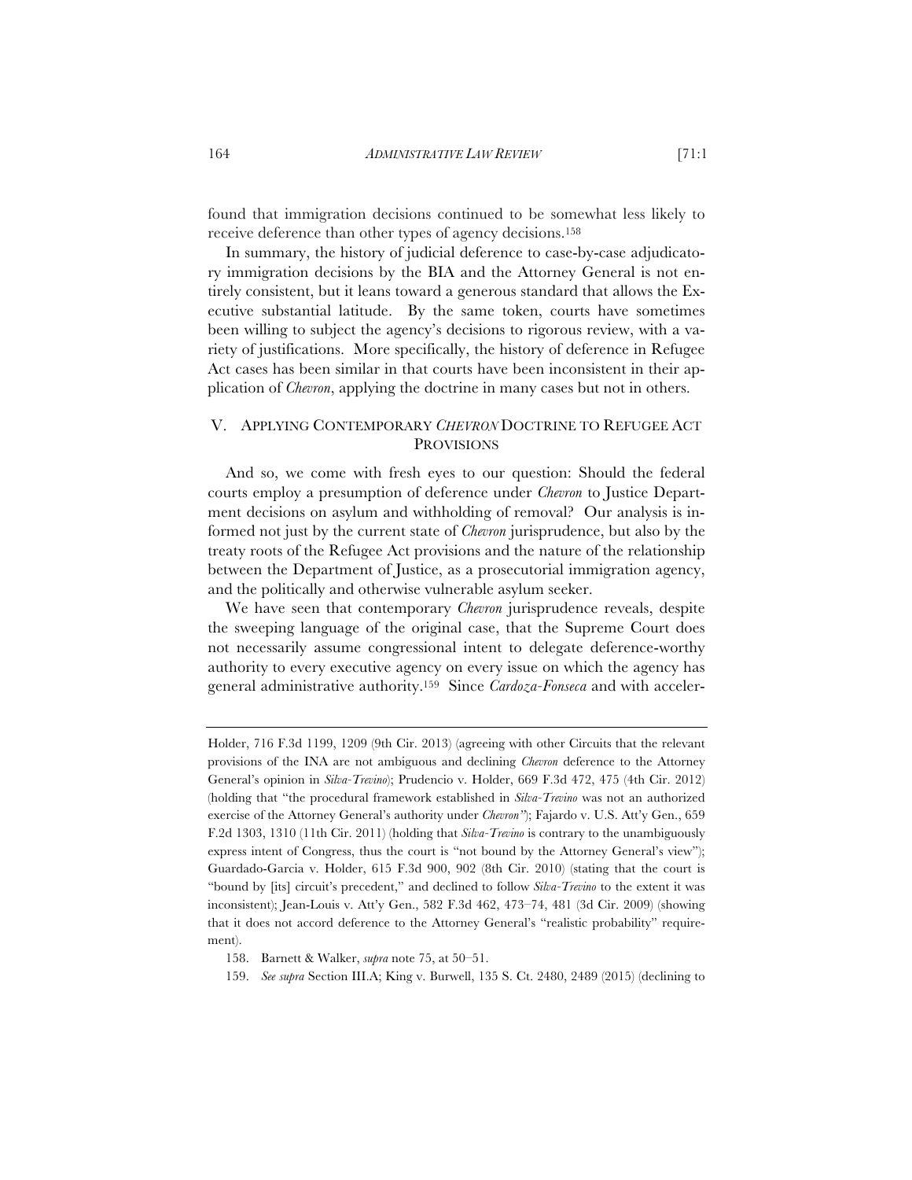found that immigration decisions continued to be somewhat less likely to receive deference than other types of agency decisions.[158]

In summary, the history of judicial deference to case-by-case adjudicatory immigration decisions by the BIA and the Attorney General is not entirely consistent, but it leans toward a generous standard that allows the Executive substantial latitude. By the same token, courts have sometimes been willing to subject the agency's decisions to rigorous review, with a variety of justifications. More specifically, the history of deference in Refugee Act cases has been similar in that courts have been inconsistent in their application of *Chevron*, applying the doctrine in many cases but not in others.

## V. APPLYING CONTEMPORARY *CHEVRON* DOCTRINE TO REFUGEE ACT PROVISIONS

And so, we come with fresh eyes to our question: Should the federal courts employ a presumption of deference under *Chevron* to Justice Department decisions on asylum and withholding of removal? Our analysis is informed not just by the current state of *Chevron* jurisprudence, but also by the treaty roots of the Refugee Act provisions and the nature of the relationship between the Department of Justice, as a prosecutorial immigration agency, and the politically and otherwise vulnerable asylum seeker.

We have seen that contemporary *Chevron* jurisprudence reveals, despite the sweeping language of the original case, that the Supreme Court does not necessarily assume congressional intent to delegate deference-worthy authority to every executive agency on every issue on which the agency has general administrative authority.[159] Since *Cardoza-Fonseca* and with acceler-

---

Holder, 716 F.3d 1199, 1209 (9th Cir. 2013) (agreeing with other Circuits that the relevant provisions of the INA are not ambiguous and declining *Chevron* deference to the Attorney General's opinion in *Silva-Trevino*); Prudencio v. Holder, 669 F.3d 472, 475 (4th Cir. 2012) (holding that "the procedural framework established in *Silva-Trevino* was not an authorized exercise of the Attorney General's authority under *Chevron*"); Fajardo v. U.S. Att'y Gen., 659 F.2d 1303, 1310 (11th Cir. 2011) (holding that *Silva-Trevino* is contrary to the unambiguously express intent of Congress, thus the court is "not bound by the Attorney General's view"); Guardado-Garcia v. Holder, 615 F.3d 900, 902 (8th Cir. 2010) (stating that the court is "bound by [its] circuit's precedent," and declined to follow *Silva-Trevino* to the extent it was inconsistent); Jean-Louis v. Att'y Gen., 582 F.3d 462, 473–74, 481 (3d Cir. 2009) (showing that it does not accord deference to the Attorney General's "realistic probability" requirement).

158. Barnett & Walker, *supra* note 75, at 50–51.

159. *See supra* Section III.A; King v. Burwell, 135 S. Ct. 2480, 2489 (2015) (declining to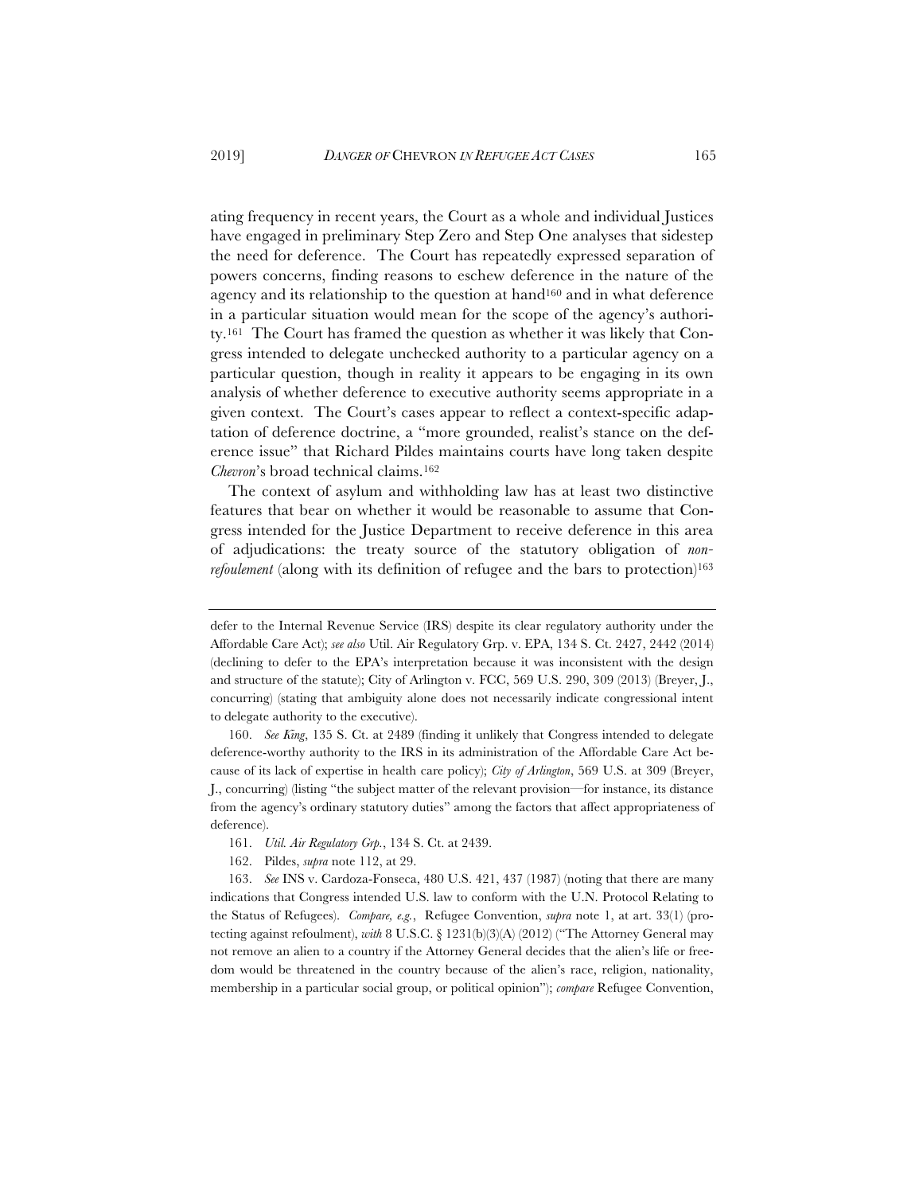ating frequency in recent years, the Court as a whole and individual Justices have engaged in preliminary Step Zero and Step One analyses that sidestep the need for deference. The Court has repeatedly expressed separation of powers concerns, finding reasons to eschew deference in the nature of the agency and its relationship to the question at hand[160] and in what deference in a particular situation would mean for the scope of the agency's authority.[161] The Court has framed the question as whether it was likely that Congress intended to delegate unchecked authority to a particular agency on a particular question, though in reality it appears to be engaging in its own analysis of whether deference to executive authority seems appropriate in a given context. The Court's cases appear to reflect a context-specific adaptation of deference doctrine, a "more grounded, realist's stance on the deference issue" that Richard Pildes maintains courts have long taken despite *Chevron*'s broad technical claims.[162]

The context of asylum and withholding law has at least two distinctive features that bear on whether it would be reasonable to assume that Congress intended for the Justice Department to receive deference in this area of adjudications: the treaty source of the statutory obligation of *non-refoulement* (along with its definition of refugee and the bars to protection)[163]

---

defer to the Internal Revenue Service (IRS) despite its clear regulatory authority under the Affordable Care Act); *see also* Util. Air Regulatory Grp. v. EPA, 134 S. Ct. 2427, 2442 (2014) (declining to defer to the EPA's interpretation because it was inconsistent with the design and structure of the statute); City of Arlington v. FCC, 569 U.S. 290, 309 (2013) (Breyer, J., concurring) (stating that ambiguity alone does not necessarily indicate congressional intent to delegate authority to the executive).

160. *See King*, 135 S. Ct. at 2489 (finding it unlikely that Congress intended to delegate deference-worthy authority to the IRS in its administration of the Affordable Care Act because of its lack of expertise in health care policy); *City of Arlington*, 569 U.S. at 309 (Breyer, J., concurring) (listing "the subject matter of the relevant provision—for instance, its distance from the agency's ordinary statutory duties" among the factors that affect appropriateness of deference).

161. *Util. Air Regulatory Grp.*, 134 S. Ct. at 2439.

162. Pildes, *supra* note 112, at 29.

163. *See* INS v. Cardoza-Fonseca, 480 U.S. 421, 437 (1987) (noting that there are many indications that Congress intended U.S. law to conform with the U.N. Protocol Relating to the Status of Refugees). *Compare, e.g.*, Refugee Convention, *supra* note 1, at art. 33(1) (protecting against refoulment), *with* 8 U.S.C. § 1231(b)(3)(A) (2012) ("The Attorney General may not remove an alien to a country if the Attorney General decides that the alien's life or freedom would be threatened in the country because of the alien's race, religion, nationality, membership in a particular social group, or political opinion"); *compare* Refugee Convention,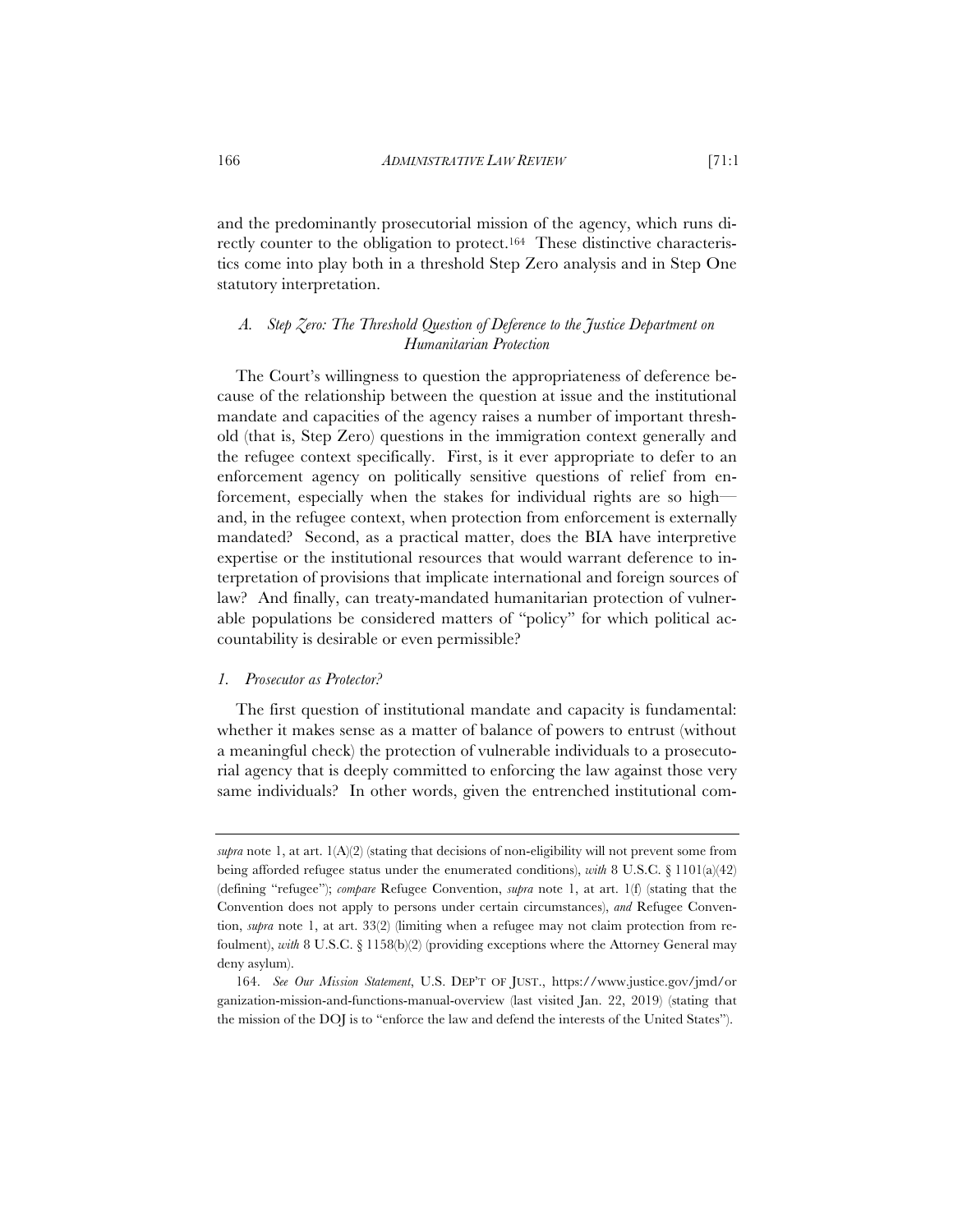and the predominantly prosecutorial mission of the agency, which runs directly counter to the obligation to protect.[164] These distinctive characteristics come into play both in a threshold Step Zero analysis and in Step One statutory interpretation.

### *A. Step Zero: The Threshold Question of Deference to the Justice Department on Humanitarian Protection*

The Court's willingness to question the appropriateness of deference because of the relationship between the question at issue and the institutional mandate and capacities of the agency raises a number of important threshold (that is, Step Zero) questions in the immigration context generally and the refugee context specifically. First, is it ever appropriate to defer to an enforcement agency on politically sensitive questions of relief from enforcement, especially when the stakes for individual rights are so high—and, in the refugee context, when protection from enforcement is externally mandated? Second, as a practical matter, does the BIA have interpretive expertise or the institutional resources that would warrant deference to interpretation of provisions that implicate international and foreign sources of law? And finally, can treaty-mandated humanitarian protection of vulnerable populations be considered matters of "policy" for which political accountability is desirable or even permissible?

#### *1. Prosecutor as Protector?*

The first question of institutional mandate and capacity is fundamental: whether it makes sense as a matter of balance of powers to entrust (without a meaningful check) the protection of vulnerable individuals to a prosecutorial agency that is deeply committed to enforcing the law against those very same individuals? In other words, given the entrenched institutional com-

---

*supra* note 1, at art. 1(A)(2) (stating that decisions of non-eligibility will not prevent some from being afforded refugee status under the enumerated conditions), *with* 8 U.S.C. § 1101(a)(42) (defining "refugee"); *compare* Refugee Convention, *supra* note 1, at art. 1(f) (stating that the Convention does not apply to persons under certain circumstances), *and* Refugee Convention, *supra* note 1, at art. 33(2) (limiting when a refugee may not claim protection from refoulment), *with* 8 U.S.C. § 1158(b)(2) (providing exceptions where the Attorney General may deny asylum).

164. *See Our Mission Statement*, U.S. DEP'T OF JUST., https://www.justice.gov/jmd/organization-mission-and-functions-manual-overview (last visited Jan. 22, 2019) (stating that the mission of the DOJ is to "enforce the law and defend the interests of the United States").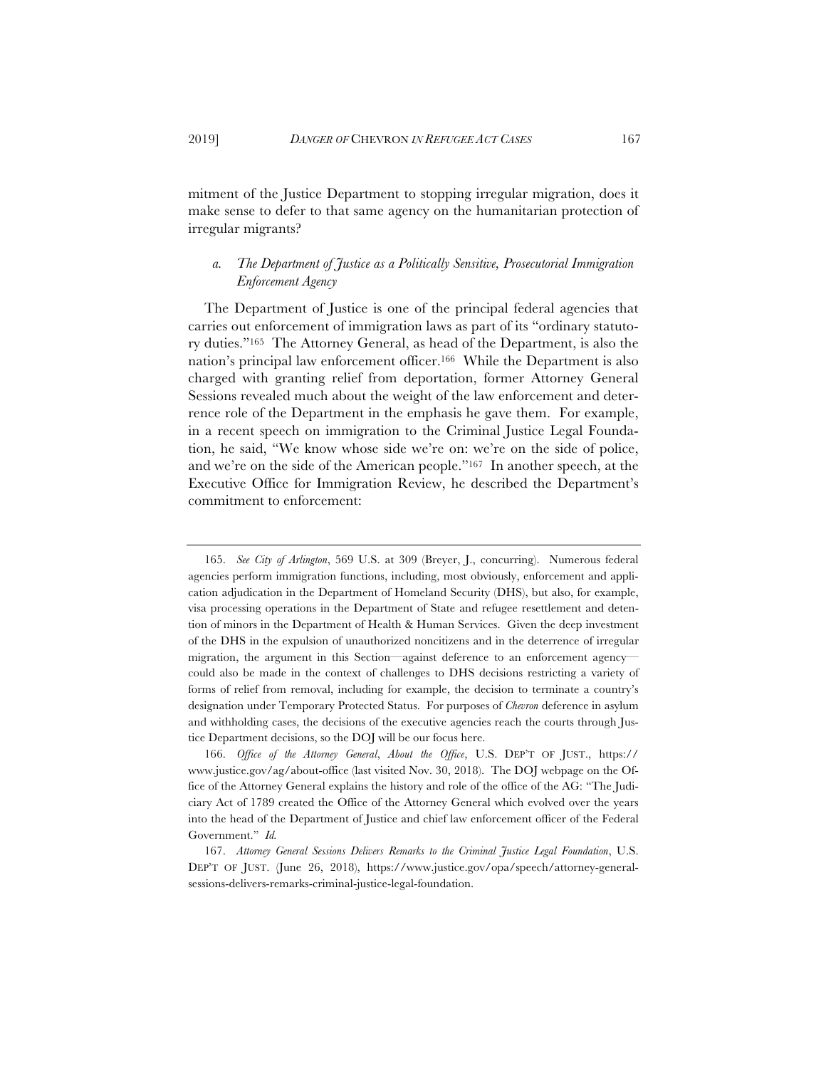mitment of the Justice Department to stopping irregular migration, does it make sense to defer to that same agency on the humanitarian protection of irregular migrants?

### *a. The Department of Justice as a Politically Sensitive, Prosecutorial Immigration Enforcement Agency*

The Department of Justice is one of the principal federal agencies that carries out enforcement of immigration laws as part of its "ordinary statutory duties."[165] The Attorney General, as head of the Department, is also the nation's principal law enforcement officer.[166] While the Department is also charged with granting relief from deportation, former Attorney General Sessions revealed much about the weight of the law enforcement and deterrence role of the Department in the emphasis he gave them. For example, in a recent speech on immigration to the Criminal Justice Legal Foundation, he said, "We know whose side we're on: we're on the side of police, and we're on the side of the American people."[167] In another speech, at the Executive Office for Immigration Review, he described the Department's commitment to enforcement:

---

165. *See City of Arlington*, 569 U.S. at 309 (Breyer, J., concurring). Numerous federal agencies perform immigration functions, including, most obviously, enforcement and application adjudication in the Department of Homeland Security (DHS), but also, for example, visa processing operations in the Department of State and refugee resettlement and detention of minors in the Department of Health & Human Services. Given the deep investment of the DHS in the expulsion of unauthorized noncitizens and in the deterrence of irregular migration, the argument in this Section—against deference to an enforcement agency—could also be made in the context of challenges to DHS decisions restricting a variety of forms of relief from removal, including for example, the decision to terminate a country's designation under Temporary Protected Status. For purposes of *Chevron* deference in asylum and withholding cases, the decisions of the executive agencies reach the courts through Justice Department decisions, so the DOJ will be our focus here.

166. *Office of the Attorney General*, *About the Office*, U.S. DEP'T OF JUST., https://www.justice.gov/ag/about-office (last visited Nov. 30, 2018). The DOJ webpage on the Office of the Attorney General explains the history and role of the office of the AG: "The Judiciary Act of 1789 created the Office of the Attorney General which evolved over the years into the head of the Department of Justice and chief law enforcement officer of the Federal Government." *Id.*

167. *Attorney General Sessions Delivers Remarks to the Criminal Justice Legal Foundation*, U.S. DEP'T OF JUST. (June 26, 2018), https://www.justice.gov/opa/speech/attorney-general-sessions-delivers-remarks-criminal-justice-legal-foundation.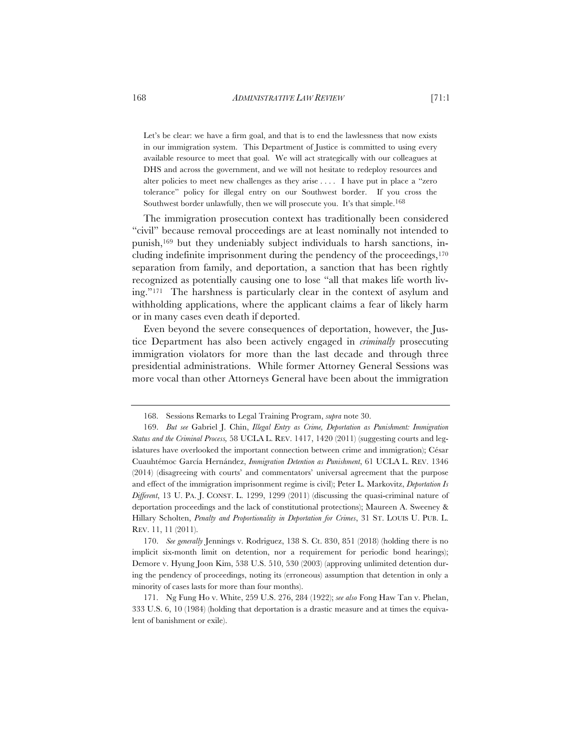> Let's be clear: we have a firm goal, and that is to end the lawlessness that now exists in our immigration system. This Department of Justice is committed to using every available resource to meet that goal. We will act strategically with our colleagues at DHS and across the government, and we will not hesitate to redeploy resources and alter policies to meet new challenges as they arise . . . . I have put in place a "zero tolerance" policy for illegal entry on our Southwest border. If you cross the Southwest border unlawfully, then we will prosecute you. It's that simple.[168]

The immigration prosecution context has traditionally been considered "civil" because removal proceedings are at least nominally not intended to punish,[169] but they undeniably subject individuals to harsh sanctions, including indefinite imprisonment during the pendency of the proceedings,[170] separation from family, and deportation, a sanction that has been rightly recognized as potentially causing one to lose "all that makes life worth living."[171] The harshness is particularly clear in the context of asylum and withholding applications, where the applicant claims a fear of likely harm or in many cases even death if deported.

Even beyond the severe consequences of deportation, however, the Justice Department has also been actively engaged in *criminally* prosecuting immigration violators for more than the last decade and through three presidential administrations. While former Attorney General Sessions was more vocal than other Attorneys General have been about the immigration

---

168. Sessions Remarks to Legal Training Program, *supra* note 30.

169. *But see* Gabriel J. Chin, *Illegal Entry as Crime, Deportation as Punishment: Immigration Status and the Criminal Process*, 58 UCLA L. REV. 1417, 1420 (2011) (suggesting courts and legislatures have overlooked the important connection between crime and immigration); César Cuauhtémoc García Hernández, *Immigration Detention as Punishment*, 61 UCLA L. REV. 1346 (2014) (disagreeing with courts' and commentators' universal agreement that the purpose and effect of the immigration imprisonment regime is civil); Peter L. Markovitz, *Deportation Is Different*, 13 U. PA. J. CONST. L. 1299, 1299 (2011) (discussing the quasi-criminal nature of deportation proceedings and the lack of constitutional protections); Maureen A. Sweeney & Hillary Scholten, *Penalty and Proportionality in Deportation for Crimes*, 31 ST. LOUIS U. PUB. L. REV. 11, 11 (2011).

170. *See generally* Jennings v. Rodriguez, 138 S. Ct. 830, 851 (2018) (holding there is no implicit six-month limit on detention, nor a requirement for periodic bond hearings); Demore v. Hyung Joon Kim, 538 U.S. 510, 530 (2003) (approving unlimited detention during the pendency of proceedings, noting its (erroneous) assumption that detention in only a minority of cases lasts for more than four months).

171. Ng Fung Ho v. White, 259 U.S. 276, 284 (1922); *see also* Fong Haw Tan v. Phelan, 333 U.S. 6, 10 (1984) (holding that deportation is a drastic measure and at times the equivalent of banishment or exile).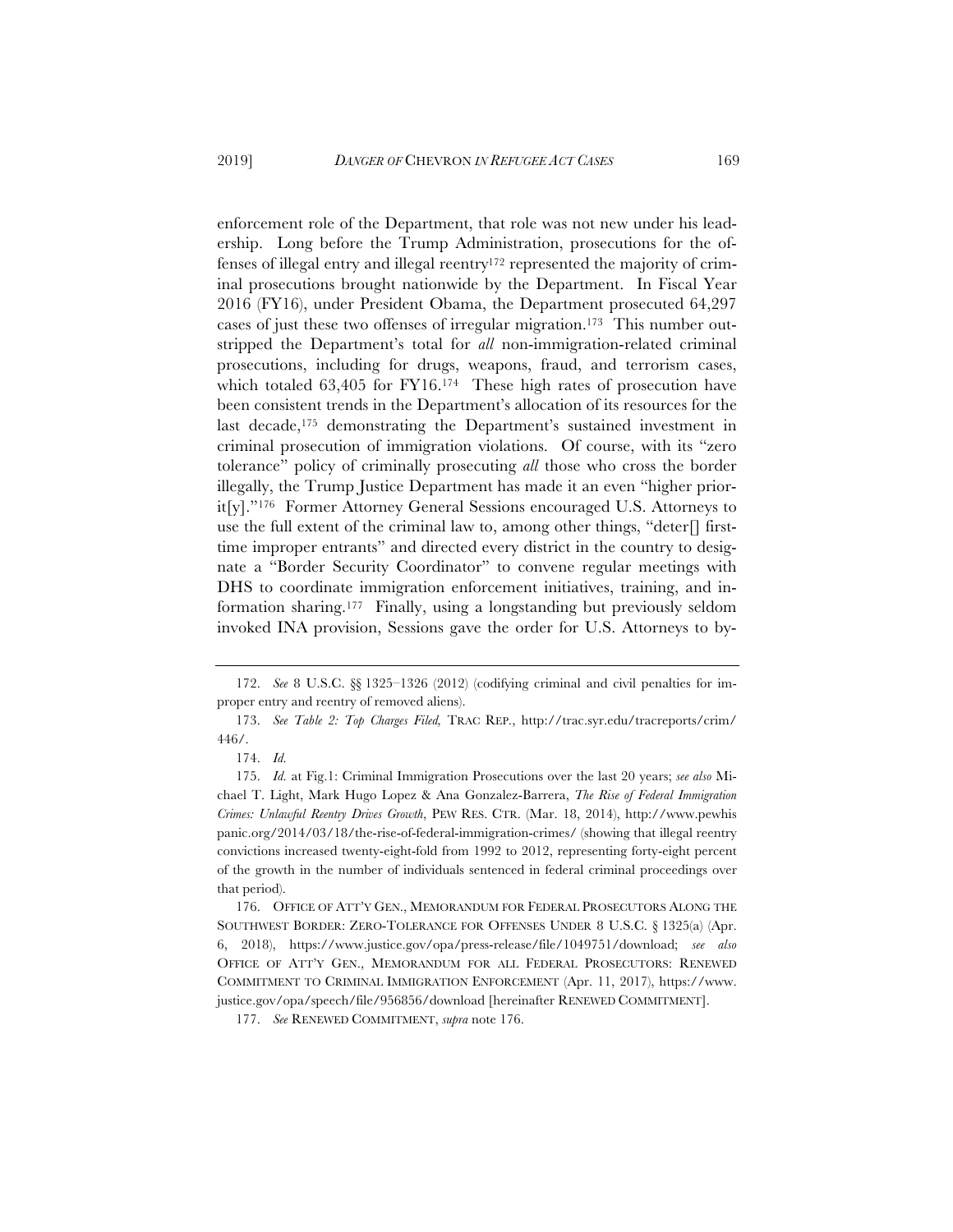enforcement role of the Department, that role was not new under his leadership. Long before the Trump Administration, prosecutions for the offenses of illegal entry and illegal reentry[172] represented the majority of criminal prosecutions brought nationwide by the Department. In Fiscal Year 2016 (FY16), under President Obama, the Department prosecuted 64,297 cases of just these two offenses of irregular migration.[173] This number outstripped the Department's total for *all* non-immigration-related criminal prosecutions, including for drugs, weapons, fraud, and terrorism cases, which totaled 63,405 for FY16.[174] These high rates of prosecution have been consistent trends in the Department's allocation of its resources for the last decade,[175] demonstrating the Department's sustained investment in criminal prosecution of immigration violations. Of course, with its "zero tolerance" policy of criminally prosecuting *all* those who cross the border illegally, the Trump Justice Department has made it an even "higher priorit[y]."[176] Former Attorney General Sessions encouraged U.S. Attorneys to use the full extent of the criminal law to, among other things, "deter[] first-time improper entrants" and directed every district in the country to designate a "Border Security Coordinator" to convene regular meetings with DHS to coordinate immigration enforcement initiatives, training, and information sharing.[177] Finally, using a longstanding but previously seldom invoked INA provision, Sessions gave the order for U.S. Attorneys to by-

---

172. *See* 8 U.S.C. §§ 1325–1326 (2012) (codifying criminal and civil penalties for improper entry and reentry of removed aliens).

173. *See Table 2: Top Charges Filed,* TRAC REP., http://trac.syr.edu/tracreports/crim/446/.

174. *Id.*

175. *Id.* at Fig.1: Criminal Immigration Prosecutions over the last 20 years; *see also* Michael T. Light, Mark Hugo Lopez & Ana Gonzalez-Barrera, *The Rise of Federal Immigration Crimes: Unlawful Reentry Drives Growth*, PEW RES. CTR. (Mar. 18, 2014), http://www.pewhispanic.org/2014/03/18/the-rise-of-federal-immigration-crimes/ (showing that illegal reentry convictions increased twenty-eight-fold from 1992 to 2012, representing forty-eight percent of the growth in the number of individuals sentenced in federal criminal proceedings over that period).

176. OFFICE OF ATT'Y GEN., MEMORANDUM FOR FEDERAL PROSECUTORS ALONG THE SOUTHWEST BORDER: ZERO-TOLERANCE FOR OFFENSES UNDER 8 U.S.C. § 1325(a) (Apr. 6, 2018), https://www.justice.gov/opa/press-release/file/1049751/download; *see also* OFFICE OF ATT'Y GEN., MEMORANDUM FOR ALL FEDERAL PROSECUTORS: RENEWED COMMITMENT TO CRIMINAL IMMIGRATION ENFORCEMENT (Apr. 11, 2017), https://www.justice.gov/opa/speech/file/956856/download [hereinafter RENEWED COMMITMENT].

177. *See* RENEWED COMMITMENT, *supra* note 176.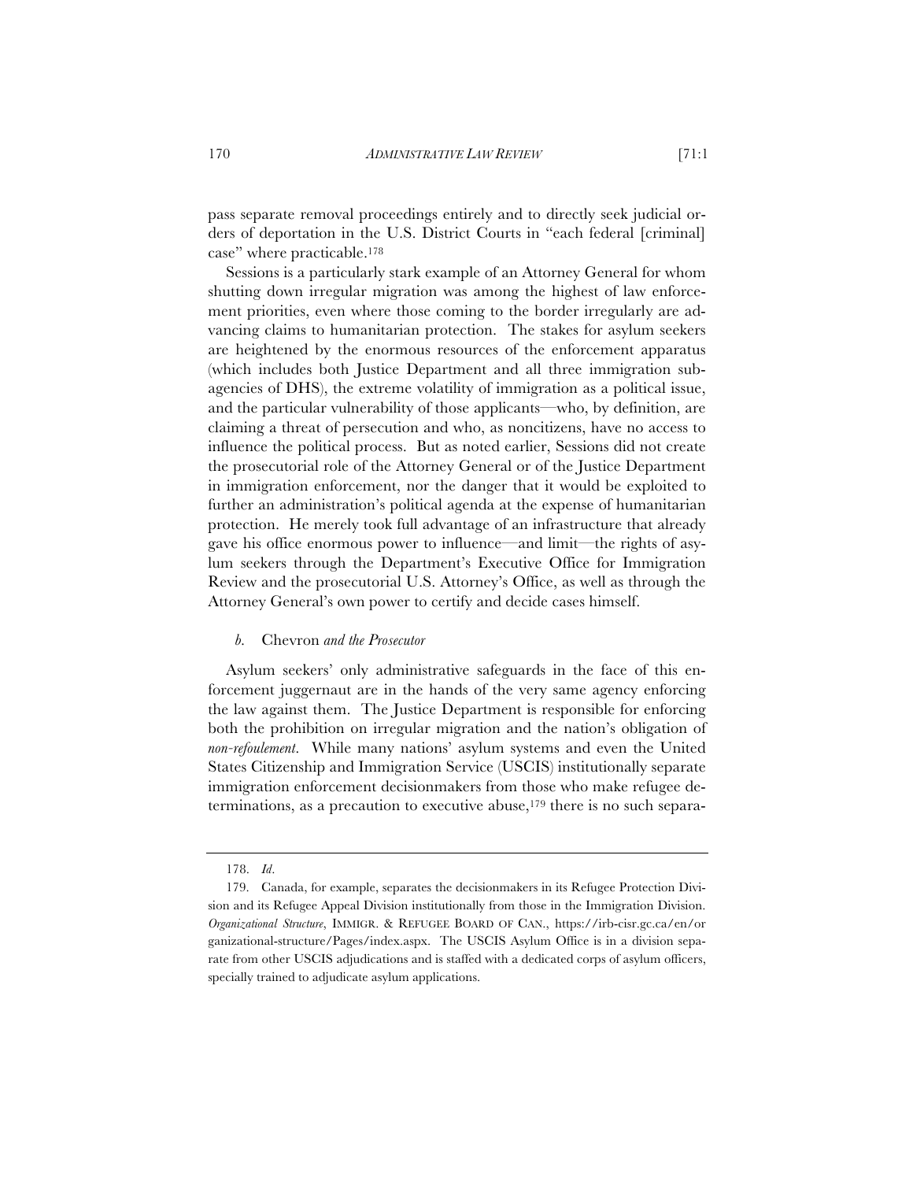pass separate removal proceedings entirely and to directly seek judicial orders of deportation in the U.S. District Courts in "each federal [criminal] case" where practicable.[178]

Sessions is a particularly stark example of an Attorney General for whom shutting down irregular migration was among the highest of law enforcement priorities, even where those coming to the border irregularly are advancing claims to humanitarian protection. The stakes for asylum seekers are heightened by the enormous resources of the enforcement apparatus (which includes both Justice Department and all three immigration subagencies of DHS), the extreme volatility of immigration as a political issue, and the particular vulnerability of those applicants—who, by definition, are claiming a threat of persecution and who, as noncitizens, have no access to influence the political process. But as noted earlier, Sessions did not create the prosecutorial role of the Attorney General or of the Justice Department in immigration enforcement, nor the danger that it would be exploited to further an administration's political agenda at the expense of humanitarian protection. He merely took full advantage of an infrastructure that already gave his office enormous power to influence—and limit—the rights of asylum seekers through the Department's Executive Office for Immigration Review and the prosecutorial U.S. Attorney's Office, as well as through the Attorney General's own power to certify and decide cases himself.

#### *b.* Chevron *and the Prosecutor*

Asylum seekers' only administrative safeguards in the face of this enforcement juggernaut are in the hands of the very same agency enforcing the law against them. The Justice Department is responsible for enforcing both the prohibition on irregular migration and the nation's obligation of *non-refoulement*. While many nations' asylum systems and even the United States Citizenship and Immigration Service (USCIS) institutionally separate immigration enforcement decisionmakers from those who make refugee determinations, as a precaution to executive abuse,[179] there is no such separa-

---

178. *Id.*

179. Canada, for example, separates the decisionmakers in its Refugee Protection Division and its Refugee Appeal Division institutionally from those in the Immigration Division. *Organizational Structure*, IMMIGR. & REFUGEE BOARD OF CAN., https://irb-cisr.gc.ca/en/organizational-structure/Pages/index.aspx. The USCIS Asylum Office is in a division separate from other USCIS adjudications and is staffed with a dedicated corps of asylum officers, specially trained to adjudicate asylum applications.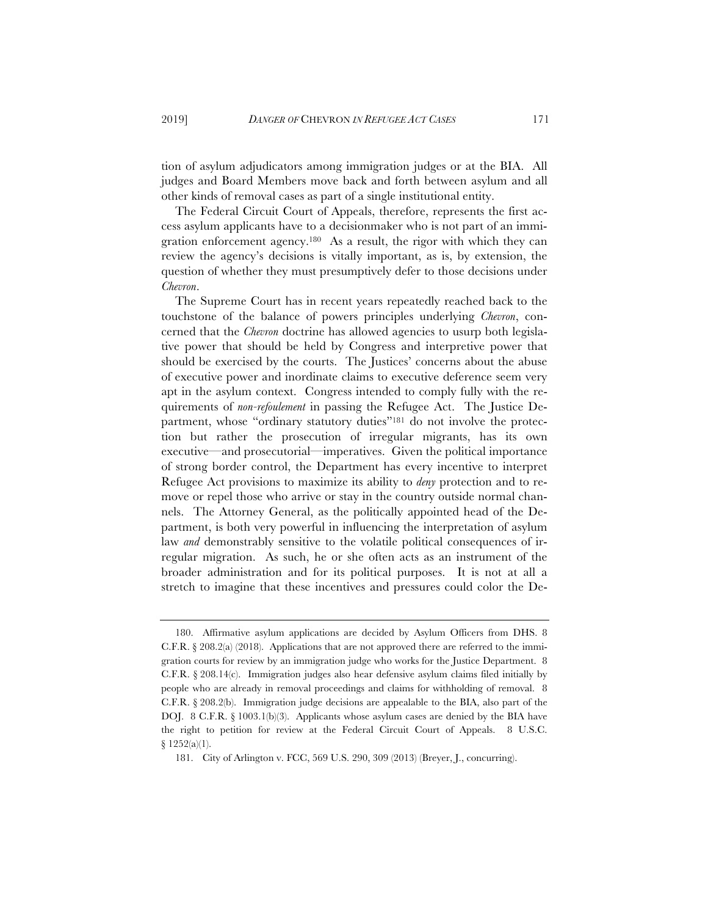tion of asylum adjudicators among immigration judges or at the BIA. All judges and Board Members move back and forth between asylum and all other kinds of removal cases as part of a single institutional entity.

The Federal Circuit Court of Appeals, therefore, represents the first access asylum applicants have to a decisionmaker who is not part of an immigration enforcement agency.[180] As a result, the rigor with which they can review the agency's decisions is vitally important, as is, by extension, the question of whether they must presumptively defer to those decisions under *Chevron*.

The Supreme Court has in recent years repeatedly reached back to the touchstone of the balance of powers principles underlying *Chevron*, concerned that the *Chevron* doctrine has allowed agencies to usurp both legislative power that should be held by Congress and interpretive power that should be exercised by the courts. The Justices' concerns about the abuse of executive power and inordinate claims to executive deference seem very apt in the asylum context. Congress intended to comply fully with the requirements of *non-refoulement* in passing the Refugee Act. The Justice Department, whose "ordinary statutory duties"[181] do not involve the protection but rather the prosecution of irregular migrants, has its own executive—and prosecutorial—imperatives. Given the political importance of strong border control, the Department has every incentive to interpret Refugee Act provisions to maximize its ability to *deny* protection and to remove or repel those who arrive or stay in the country outside normal channels. The Attorney General, as the politically appointed head of the Department, is both very powerful in influencing the interpretation of asylum law *and* demonstrably sensitive to the volatile political consequences of irregular migration. As such, he or she often acts as an instrument of the broader administration and for its political purposes. It is not at all a stretch to imagine that these incentives and pressures could color the De-

---

180. Affirmative asylum applications are decided by Asylum Officers from DHS. 8 C.F.R. § 208.2(a) (2018). Applications that are not approved there are referred to the immigration courts for review by an immigration judge who works for the Justice Department. 8 C.F.R. § 208.14(c). Immigration judges also hear defensive asylum claims filed initially by people who are already in removal proceedings and claims for withholding of removal. 8 C.F.R. § 208.2(b). Immigration judge decisions are appealable to the BIA, also part of the DOJ. 8 C.F.R. § 1003.1(b)(3). Applicants whose asylum cases are denied by the BIA have the right to petition for review at the Federal Circuit Court of Appeals. 8 U.S.C. § 1252(a)(1).

181. City of Arlington v. FCC, 569 U.S. 290, 309 (2013) (Breyer, J., concurring).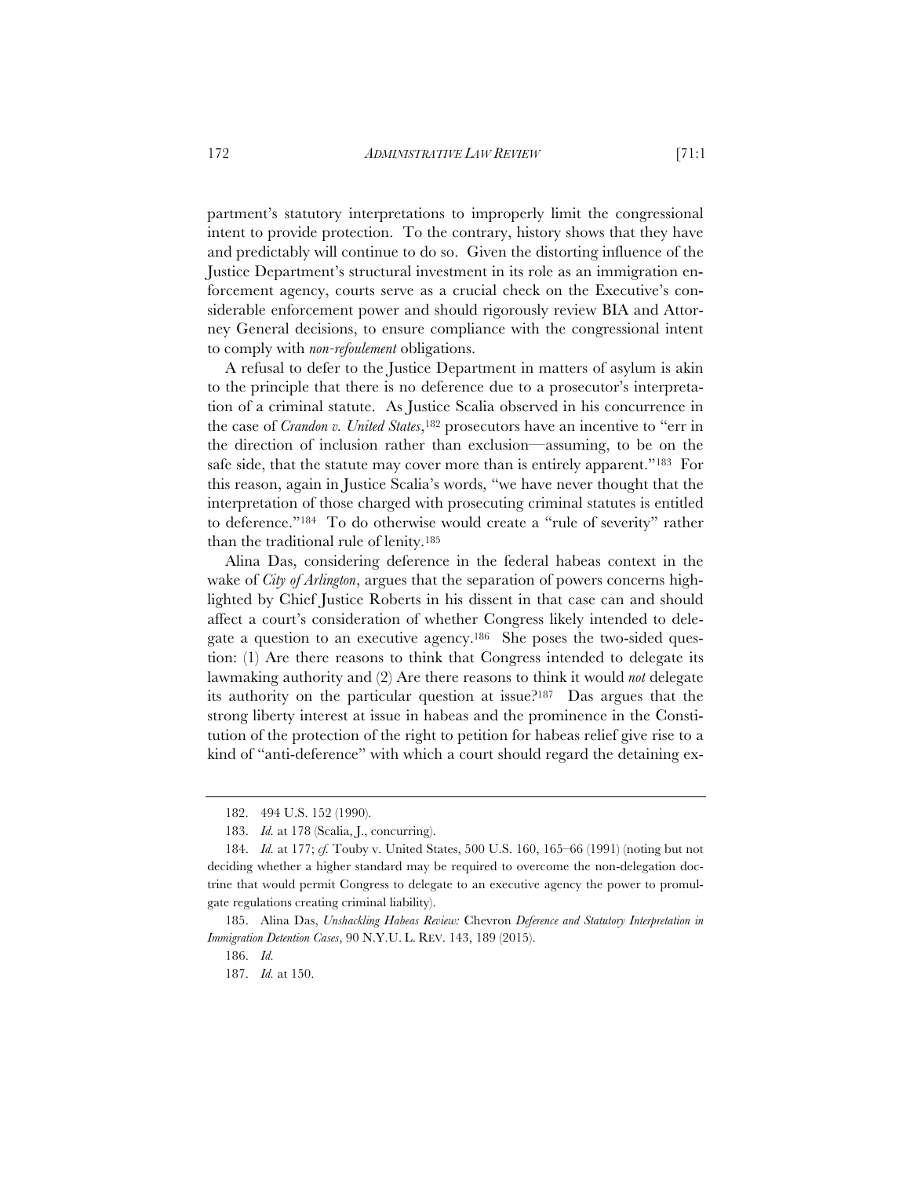partment's statutory interpretations to improperly limit the congressional intent to provide protection. To the contrary, history shows that they have and predictably will continue to do so. Given the distorting influence of the Justice Department's structural investment in its role as an immigration enforcement agency, courts serve as a crucial check on the Executive's considerable enforcement power and should rigorously review BIA and Attorney General decisions, to ensure compliance with the congressional intent to comply with *non-refoulement* obligations.

A refusal to defer to the Justice Department in matters of asylum is akin to the principle that there is no deference due to a prosecutor's interpretation of a criminal statute. As Justice Scalia observed in his concurrence in the case of *Crandon v. United States*,[182] prosecutors have an incentive to "err in the direction of inclusion rather than exclusion—assuming, to be on the safe side, that the statute may cover more than is entirely apparent."[183] For this reason, again in Justice Scalia's words, "we have never thought that the interpretation of those charged with prosecuting criminal statutes is entitled to deference."[184] To do otherwise would create a "rule of severity" rather than the traditional rule of lenity.[185]

Alina Das, considering deference in the federal habeas context in the wake of *City of Arlington*, argues that the separation of powers concerns highlighted by Chief Justice Roberts in his dissent in that case can and should affect a court's consideration of whether Congress likely intended to delegate a question to an executive agency.[186] She poses the two-sided question: (1) Are there reasons to think that Congress intended to delegate its lawmaking authority and (2) Are there reasons to think it would *not* delegate its authority on the particular question at issue?[187] Das argues that the strong liberty interest at issue in habeas and the prominence in the Constitution of the protection of the right to petition for habeas relief give rise to a kind of "anti-deference" with which a court should regard the detaining ex-

182. 494 U.S. 152 (1990).

183. *Id.* at 178 (Scalia, J., concurring).

184. *Id.* at 177; *cf.* Touby v. United States, 500 U.S. 160, 165–66 (1991) (noting but not deciding whether a higher standard may be required to overcome the non-delegation doctrine that would permit Congress to delegate to an executive agency the power to promulgate regulations creating criminal liability).

185. Alina Das, *Unshackling Habeas Review:* Chevron *Deference and Statutory Interpretation in Immigration Detention Cases*, 90 N.Y.U. L. REV. 143, 189 (2015).

186. *Id.*

187. *Id.* at 150.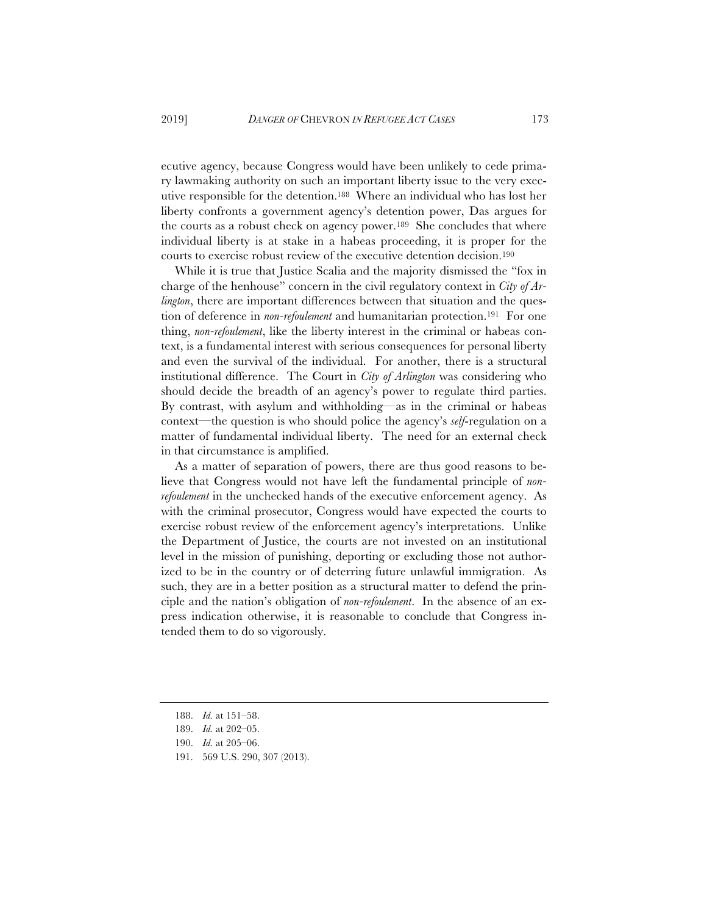ecutive agency, because Congress would have been unlikely to cede primary lawmaking authority on such an important liberty issue to the very executive responsible for the detention.[188] Where an individual who has lost her liberty confronts a government agency's detention power, Das argues for the courts as a robust check on agency power.[189] She concludes that where individual liberty is at stake in a habeas proceeding, it is proper for the courts to exercise robust review of the executive detention decision.[190]

While it is true that Justice Scalia and the majority dismissed the "fox in charge of the henhouse" concern in the civil regulatory context in *City of Arlington*, there are important differences between that situation and the question of deference in *non-refoulement* and humanitarian protection.[191] For one thing, *non-refoulement*, like the liberty interest in the criminal or habeas context, is a fundamental interest with serious consequences for personal liberty and even the survival of the individual. For another, there is a structural institutional difference. The Court in *City of Arlington* was considering who should decide the breadth of an agency's power to regulate third parties. By contrast, with asylum and withholding—as in the criminal or habeas context—the question is who should police the agency's *self*-regulation on a matter of fundamental individual liberty. The need for an external check in that circumstance is amplified.

As a matter of separation of powers, there are thus good reasons to believe that Congress would not have left the fundamental principle of *non-refoulement* in the unchecked hands of the executive enforcement agency. As with the criminal prosecutor, Congress would have expected the courts to exercise robust review of the enforcement agency's interpretations. Unlike the Department of Justice, the courts are not invested on an institutional level in the mission of punishing, deporting or excluding those not authorized to be in the country or of deterring future unlawful immigration. As such, they are in a better position as a structural matter to defend the principle and the nation's obligation of *non-refoulement*. In the absence of an express indication otherwise, it is reasonable to conclude that Congress intended them to do so vigorously.

---

188. *Id.* at 151–58.

189. *Id.* at 202–05.

190. *Id.* at 205–06.

191. 569 U.S. 290, 307 (2013).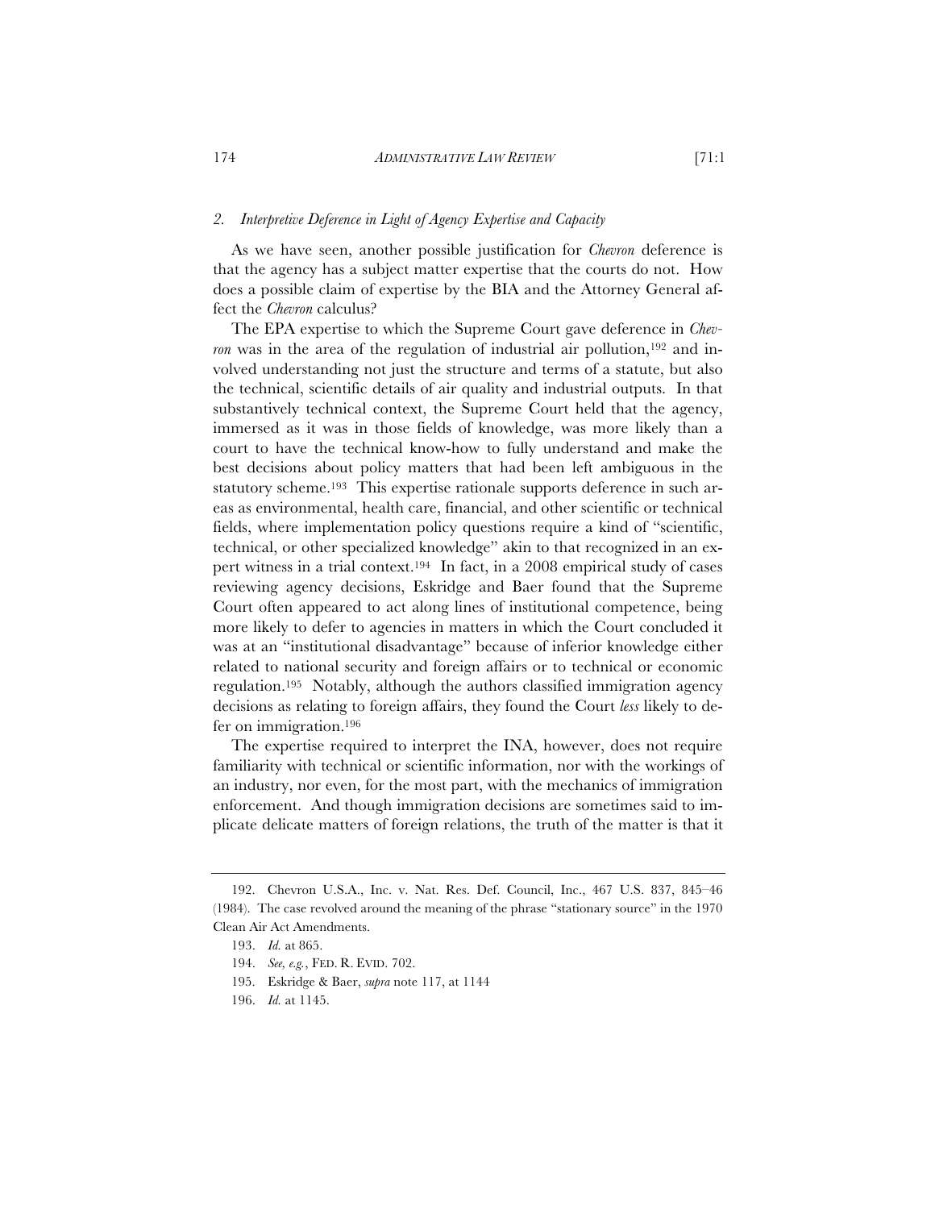### 2. *Interpretive Deference in Light of Agency Expertise and Capacity*

As we have seen, another possible justification for *Chevron* deference is that the agency has a subject matter expertise that the courts do not. How does a possible claim of expertise by the BIA and the Attorney General affect the *Chevron* calculus?

The EPA expertise to which the Supreme Court gave deference in *Chevron* was in the area of the regulation of industrial air pollution,[192] and involved understanding not just the structure and terms of a statute, but also the technical, scientific details of air quality and industrial outputs. In that substantively technical context, the Supreme Court held that the agency, immersed as it was in those fields of knowledge, was more likely than a court to have the technical know-how to fully understand and make the best decisions about policy matters that had been left ambiguous in the statutory scheme.[193] This expertise rationale supports deference in such areas as environmental, health care, financial, and other scientific or technical fields, where implementation policy questions require a kind of "scientific, technical, or other specialized knowledge" akin to that recognized in an expert witness in a trial context.[194] In fact, in a 2008 empirical study of cases reviewing agency decisions, Eskridge and Baer found that the Supreme Court often appeared to act along lines of institutional competence, being more likely to defer to agencies in matters in which the Court concluded it was at an "institutional disadvantage" because of inferior knowledge either related to national security and foreign affairs or to technical or economic regulation.[195] Notably, although the authors classified immigration agency decisions as relating to foreign affairs, they found the Court *less* likely to defer on immigration.[196]

The expertise required to interpret the INA, however, does not require familiarity with technical or scientific information, nor with the workings of an industry, nor even, for the most part, with the mechanics of immigration enforcement. And though immigration decisions are sometimes said to implicate delicate matters of foreign relations, the truth of the matter is that it

---

192. Chevron U.S.A., Inc. v. Nat. Res. Def. Council, Inc., 467 U.S. 837, 845–46 (1984). The case revolved around the meaning of the phrase "stationary source" in the 1970 Clean Air Act Amendments.

193. *Id.* at 865.

194. *See, e.g.*, FED. R. EVID. 702.

195. Eskridge & Baer, *supra* note 117, at 1144

196. *Id.* at 1145.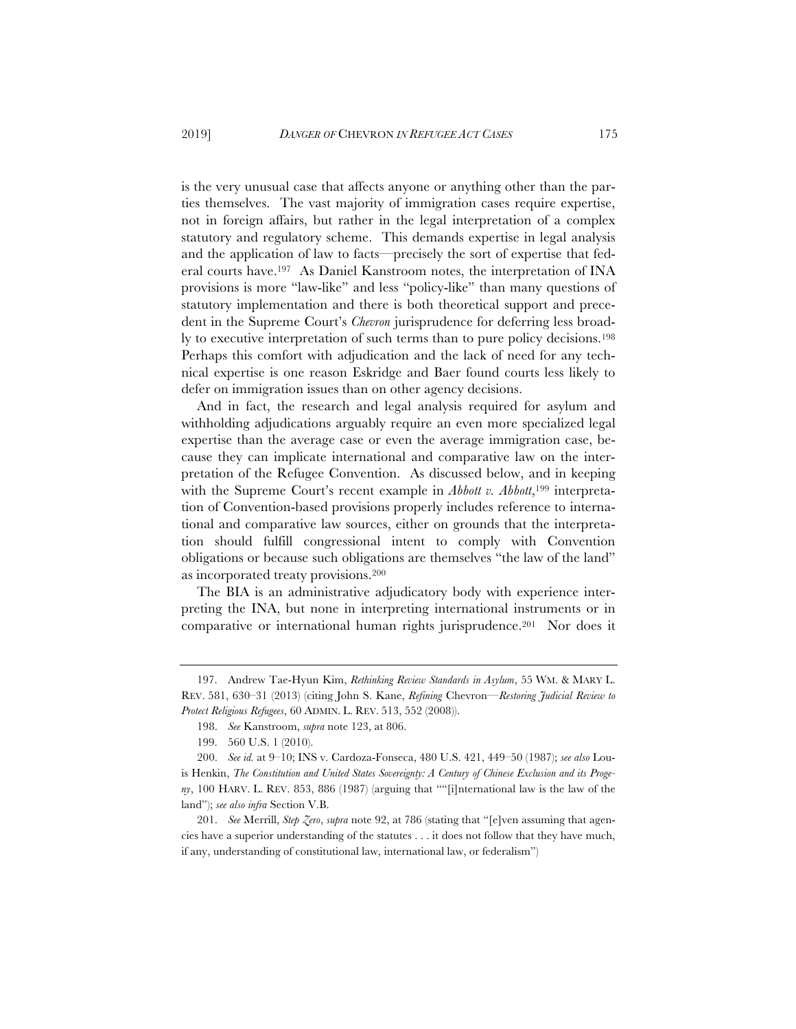is the very unusual case that affects anyone or anything other than the parties themselves. The vast majority of immigration cases require expertise, not in foreign affairs, but rather in the legal interpretation of a complex statutory and regulatory scheme. This demands expertise in legal analysis and the application of law to facts—precisely the sort of expertise that federal courts have.[197] As Daniel Kanstroom notes, the interpretation of INA provisions is more "law-like" and less "policy-like" than many questions of statutory implementation and there is both theoretical support and precedent in the Supreme Court's *Chevron* jurisprudence for deferring less broadly to executive interpretation of such terms than to pure policy decisions.[198] Perhaps this comfort with adjudication and the lack of need for any technical expertise is one reason Eskridge and Baer found courts less likely to defer on immigration issues than on other agency decisions.

And in fact, the research and legal analysis required for asylum and withholding adjudications arguably require an even more specialized legal expertise than the average case or even the average immigration case, because they can implicate international and comparative law on the interpretation of the Refugee Convention. As discussed below, and in keeping with the Supreme Court's recent example in *Abbott v. Abbott*,[199] interpretation of Convention-based provisions properly includes reference to international and comparative law sources, either on grounds that the interpretation should fulfill congressional intent to comply with Convention obligations or because such obligations are themselves "the law of the land" as incorporated treaty provisions.[200]

The BIA is an administrative adjudicatory body with experience interpreting the INA, but none in interpreting international instruments or in comparative or international human rights jurisprudence.[201] Nor does it

---

197. Andrew Tae-Hyun Kim, *Rethinking Review Standards in Asylum*, 55 WM. & MARY L. REV. 581, 630–31 (2013) (citing John S. Kane, *Refining* Chevron—*Restoring Judicial Review to Protect Religious Refugees*, 60 ADMIN. L. REV. 513, 552 (2008)).

198. *See* Kanstroom, *supra* note 123, at 806.

199. 560 U.S. 1 (2010).

200. *See id.* at 9–10; INS v. Cardoza-Fonseca, 480 U.S. 421, 449–50 (1987); *see also* Louis Henkin, *The Constitution and United States Sovereignty: A Century of Chinese Exclusion and its Progeny*, 100 HARV. L. REV. 853, 886 (1987) (arguing that ""[i]nternational law is the law of the land"); *see also infra* Section V.B.

201. *See* Merrill, *Step Zero*, *supra* note 92, at 786 (stating that "[e]ven assuming that agencies have a superior understanding of the statutes . . . it does not follow that they have much, if any, understanding of constitutional law, international law, or federalism")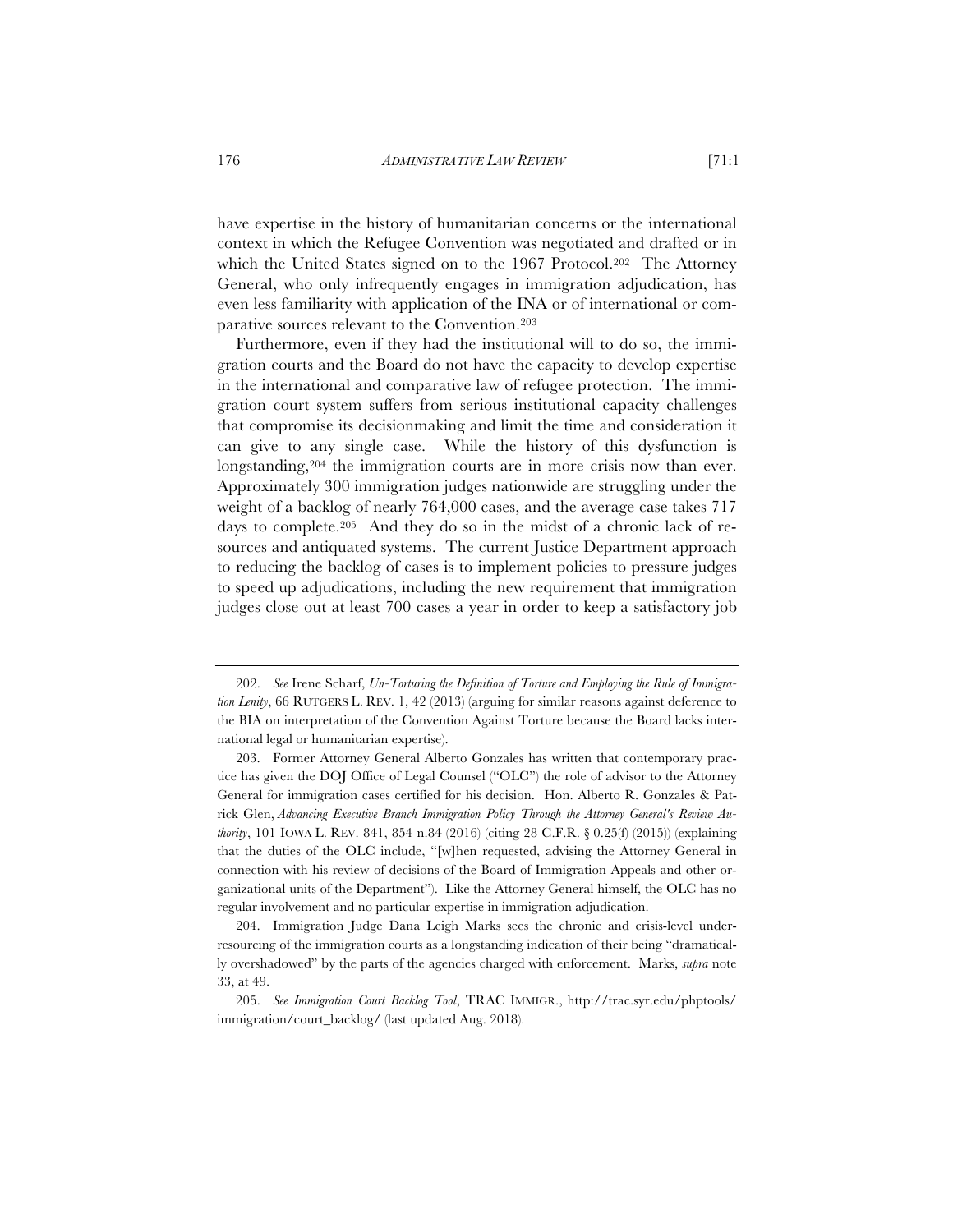have expertise in the history of humanitarian concerns or the international context in which the Refugee Convention was negotiated and drafted or in which the United States signed on to the 1967 Protocol.[202] The Attorney General, who only infrequently engages in immigration adjudication, has even less familiarity with application of the INA or of international or comparative sources relevant to the Convention.[203]

Furthermore, even if they had the institutional will to do so, the immigration courts and the Board do not have the capacity to develop expertise in the international and comparative law of refugee protection. The immigration court system suffers from serious institutional capacity challenges that compromise its decisionmaking and limit the time and consideration it can give to any single case. While the history of this dysfunction is longstanding,[204] the immigration courts are in more crisis now than ever. Approximately 300 immigration judges nationwide are struggling under the weight of a backlog of nearly 764,000 cases, and the average case takes 717 days to complete.[205] And they do so in the midst of a chronic lack of resources and antiquated systems. The current Justice Department approach to reducing the backlog of cases is to implement policies to pressure judges to speed up adjudications, including the new requirement that immigration judges close out at least 700 cases a year in order to keep a satisfactory job

---

202. *See* Irene Scharf, *Un-Torturing the Definition of Torture and Employing the Rule of Immigration Lenity*, 66 RUTGERS L. REV. 1, 42 (2013) (arguing for similar reasons against deference to the BIA on interpretation of the Convention Against Torture because the Board lacks international legal or humanitarian expertise).

203. Former Attorney General Alberto Gonzales has written that contemporary practice has given the DOJ Office of Legal Counsel ("OLC") the role of advisor to the Attorney General for immigration cases certified for his decision. Hon. Alberto R. Gonzales & Patrick Glen, *Advancing Executive Branch Immigration Policy Through the Attorney General's Review Authority*, 101 IOWA L. REV. 841, 854 n.84 (2016) (citing 28 C.F.R. § 0.25(f) (2015)) (explaining that the duties of the OLC include, "[w]hen requested, advising the Attorney General in connection with his review of decisions of the Board of Immigration Appeals and other organizational units of the Department"). Like the Attorney General himself, the OLC has no regular involvement and no particular expertise in immigration adjudication.

204. Immigration Judge Dana Leigh Marks sees the chronic and crisis-level underresourcing of the immigration courts as a longstanding indication of their being "dramatically overshadowed" by the parts of the agencies charged with enforcement. Marks, *supra* note 33, at 49.

205. *See Immigration Court Backlog Tool*, TRAC IMMIGR., http://trac.syr.edu/phptools/immigration/court_backlog/ (last updated Aug. 2018).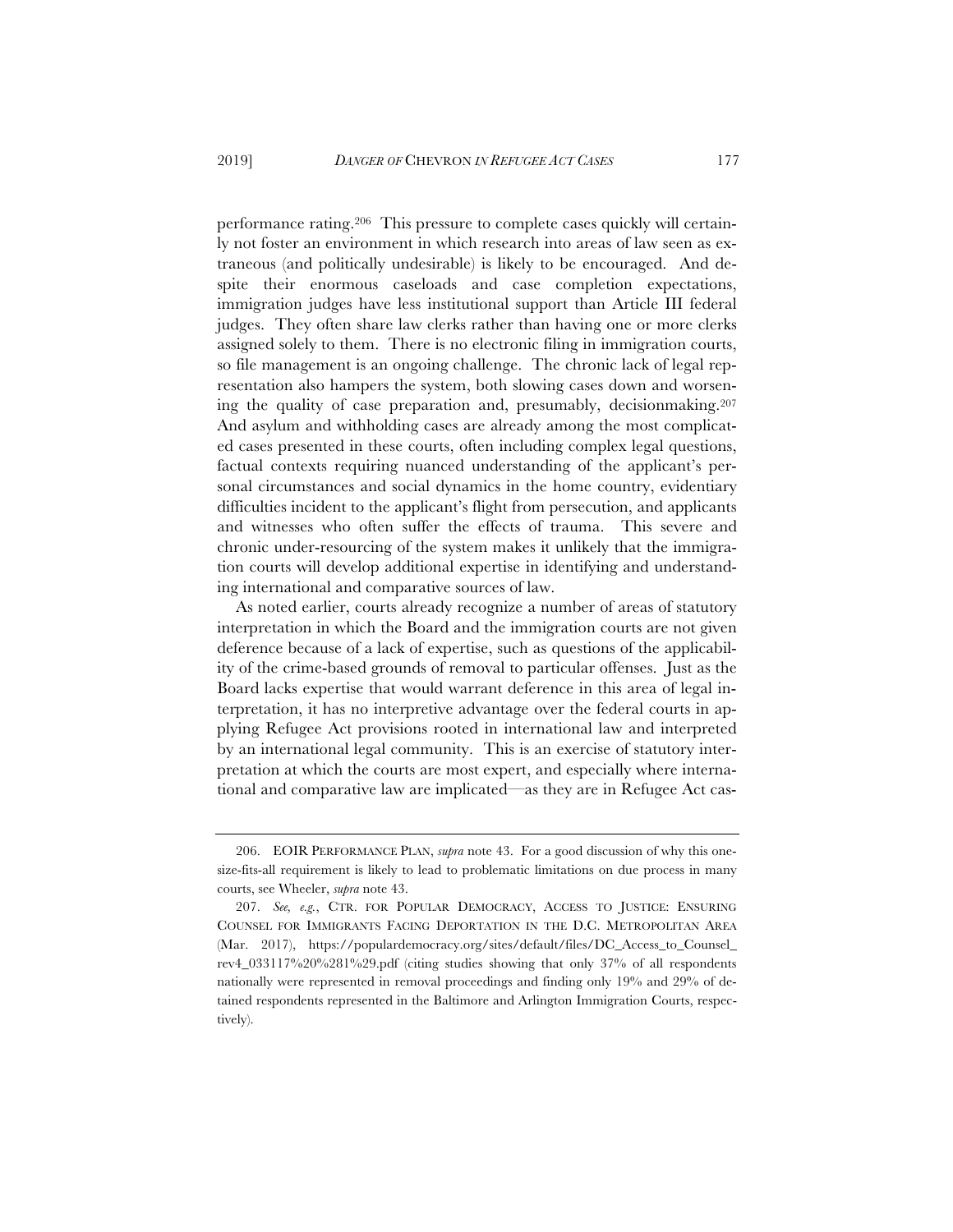performance rating.[206] This pressure to complete cases quickly will certainly not foster an environment in which research into areas of law seen as extraneous (and politically undesirable) is likely to be encouraged. And despite their enormous caseloads and case completion expectations, immigration judges have less institutional support than Article III federal judges. They often share law clerks rather than having one or more clerks assigned solely to them. There is no electronic filing in immigration courts, so file management is an ongoing challenge. The chronic lack of legal representation also hampers the system, both slowing cases down and worsening the quality of case preparation and, presumably, decisionmaking.[207] And asylum and withholding cases are already among the most complicated cases presented in these courts, often including complex legal questions, factual contexts requiring nuanced understanding of the applicant's personal circumstances and social dynamics in the home country, evidentiary difficulties incident to the applicant's flight from persecution, and applicants and witnesses who often suffer the effects of trauma. This severe and chronic under-resourcing of the system makes it unlikely that the immigration courts will develop additional expertise in identifying and understanding international and comparative sources of law.

As noted earlier, courts already recognize a number of areas of statutory interpretation in which the Board and the immigration courts are not given deference because of a lack of expertise, such as questions of the applicability of the crime-based grounds of removal to particular offenses. Just as the Board lacks expertise that would warrant deference in this area of legal interpretation, it has no interpretive advantage over the federal courts in applying Refugee Act provisions rooted in international law and interpreted by an international legal community. This is an exercise of statutory interpretation at which the courts are most expert, and especially where international and comparative law are implicated—as they are in Refugee Act cas-

---

206. EOIR PERFORMANCE PLAN, *supra* note 43. For a good discussion of why this one-size-fits-all requirement is likely to lead to problematic limitations on due process in many courts, see Wheeler, *supra* note 43.

207. *See, e.g.*, CTR. FOR POPULAR DEMOCRACY, ACCESS TO JUSTICE: ENSURING COUNSEL FOR IMMIGRANTS FACING DEPORTATION IN THE D.C. METROPOLITAN AREA (Mar. 2017), https://populardemocracy.org/sites/default/files/DC_Access_to_Counsel_rev4_033117%20%281%29.pdf (citing studies showing that only 37% of all respondents nationally were represented in removal proceedings and finding only 19% and 29% of detained respondents represented in the Baltimore and Arlington Immigration Courts, respectively).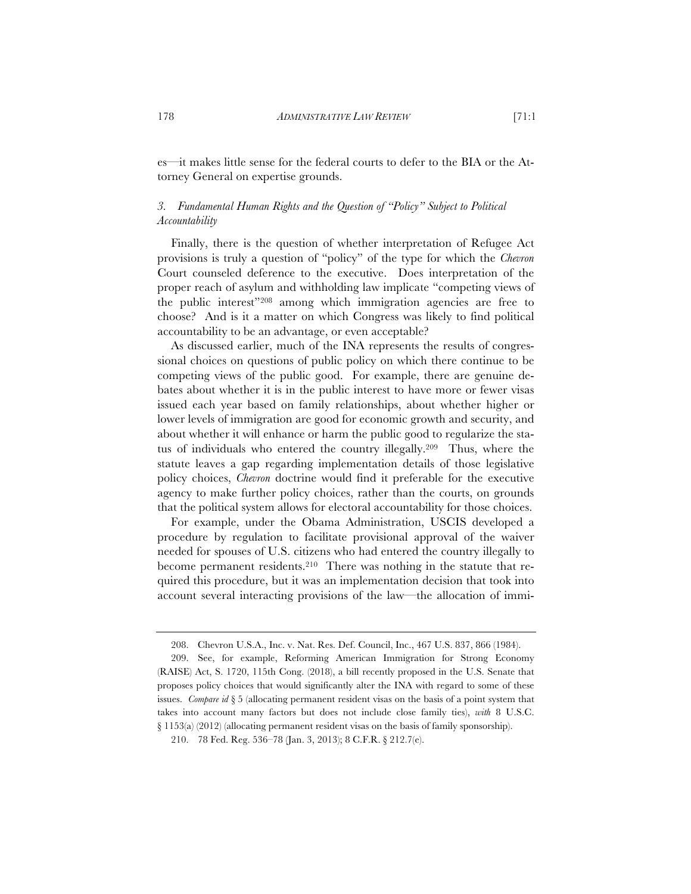es—it makes little sense for the federal courts to defer to the BIA or the Attorney General on expertise grounds.

### *3. Fundamental Human Rights and the Question of "Policy" Subject to Political Accountability*

Finally, there is the question of whether interpretation of Refugee Act provisions is truly a question of "policy" of the type for which the *Chevron* Court counseled deference to the executive. Does interpretation of the proper reach of asylum and withholding law implicate "competing views of the public interest"[208] among which immigration agencies are free to choose? And is it a matter on which Congress was likely to find political accountability to be an advantage, or even acceptable?

As discussed earlier, much of the INA represents the results of congressional choices on questions of public policy on which there continue to be competing views of the public good. For example, there are genuine debates about whether it is in the public interest to have more or fewer visas issued each year based on family relationships, about whether higher or lower levels of immigration are good for economic growth and security, and about whether it will enhance or harm the public good to regularize the status of individuals who entered the country illegally.[209] Thus, where the statute leaves a gap regarding implementation details of those legislative policy choices, *Chevron* doctrine would find it preferable for the executive agency to make further policy choices, rather than the courts, on grounds that the political system allows for electoral accountability for those choices.

For example, under the Obama Administration, USCIS developed a procedure by regulation to facilitate provisional approval of the waiver needed for spouses of U.S. citizens who had entered the country illegally to become permanent residents.[210] There was nothing in the statute that required this procedure, but it was an implementation decision that took into account several interacting provisions of the law—the allocation of immi-

---

208. Chevron U.S.A., Inc. v. Nat. Res. Def. Council, Inc., 467 U.S. 837, 866 (1984).

209. See, for example, Reforming American Immigration for Strong Economy (RAISE) Act, S. 1720, 115th Cong. (2018), a bill recently proposed in the U.S. Senate that proposes policy choices that would significantly alter the INA with regard to some of these issues. *Compare id* § 5 (allocating permanent resident visas on the basis of a point system that takes into account many factors but does not include close family ties), *with* 8 U.S.C. § 1153(a) (2012) (allocating permanent resident visas on the basis of family sponsorship).

210. 78 Fed. Reg. 536–78 (Jan. 3, 2013); 8 C.F.R. § 212.7(e).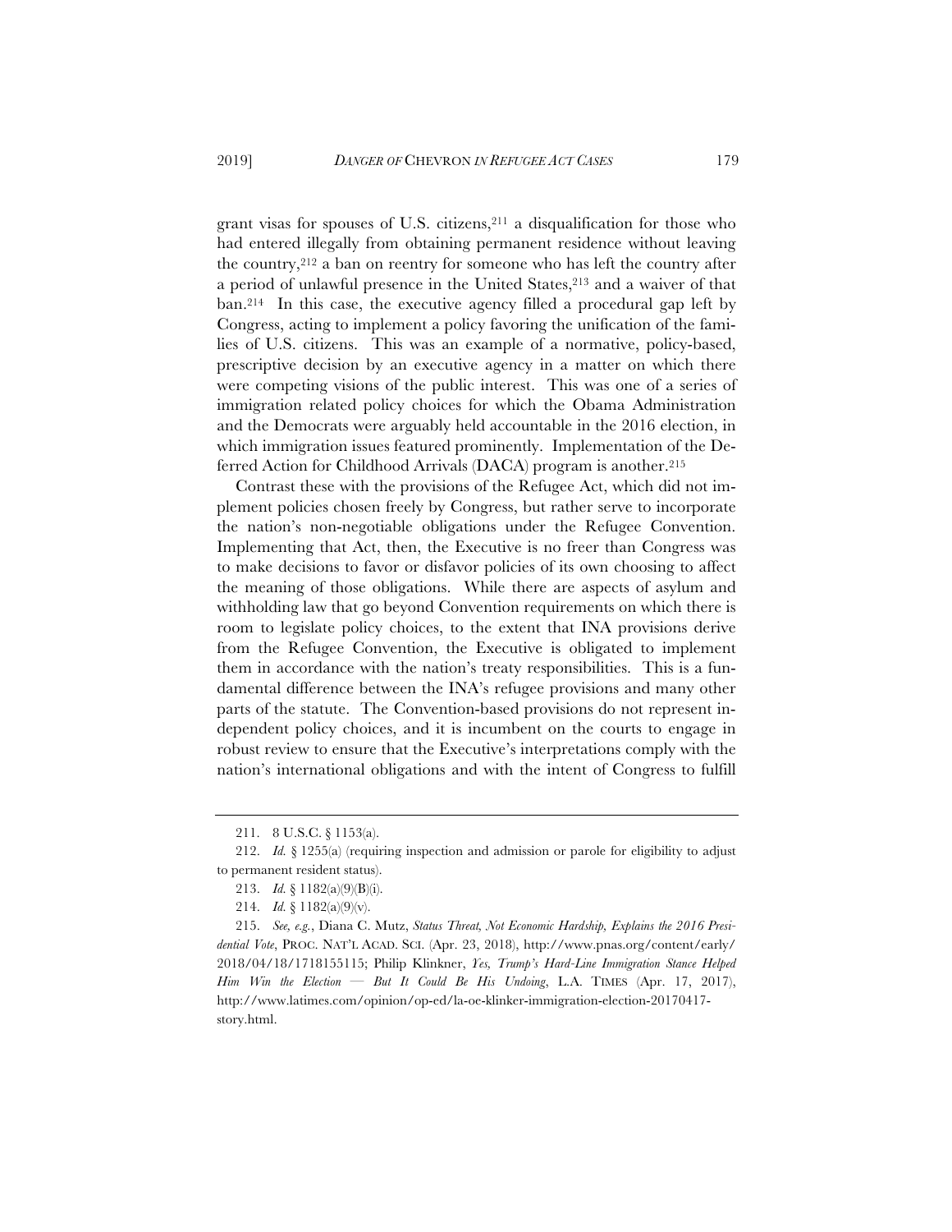grant visas for spouses of U.S. citizens,[211] a disqualification for those who had entered illegally from obtaining permanent residence without leaving the country,[212] a ban on reentry for someone who has left the country after a period of unlawful presence in the United States,[213] and a waiver of that ban.[214] In this case, the executive agency filled a procedural gap left by Congress, acting to implement a policy favoring the unification of the families of U.S. citizens. This was an example of a normative, policy-based, prescriptive decision by an executive agency in a matter on which there were competing visions of the public interest. This was one of a series of immigration related policy choices for which the Obama Administration and the Democrats were arguably held accountable in the 2016 election, in which immigration issues featured prominently. Implementation of the Deferred Action for Childhood Arrivals (DACA) program is another.[215]

Contrast these with the provisions of the Refugee Act, which did not implement policies chosen freely by Congress, but rather serve to incorporate the nation's non-negotiable obligations under the Refugee Convention. Implementing that Act, then, the Executive is no freer than Congress was to make decisions to favor or disfavor policies of its own choosing to affect the meaning of those obligations. While there are aspects of asylum and withholding law that go beyond Convention requirements on which there is room to legislate policy choices, to the extent that INA provisions derive from the Refugee Convention, the Executive is obligated to implement them in accordance with the nation's treaty responsibilities. This is a fundamental difference between the INA's refugee provisions and many other parts of the statute. The Convention-based provisions do not represent independent policy choices, and it is incumbent on the courts to engage in robust review to ensure that the Executive's interpretations comply with the nation's international obligations and with the intent of Congress to fulfill

---

211. 8 U.S.C. § 1153(a).

212. *Id.* § 1255(a) (requiring inspection and admission or parole for eligibility to adjust to permanent resident status).

213. *Id.* § 1182(a)(9)(B)(i).

214. *Id.* § 1182(a)(9)(v).

215. *See, e.g.*, Diana C. Mutz, *Status Threat, Not Economic Hardship, Explains the 2016 Presidential Vote*, PROC. NAT'L ACAD. SCI. (Apr. 23, 2018), http://www.pnas.org/content/early/2018/04/18/1718155115; Philip Klinkner, *Yes, Trump's Hard-Line Immigration Stance Helped Him Win the Election — But It Could Be His Undoing*, L.A. TIMES (Apr. 17, 2017), http://www.latimes.com/opinion/op-ed/la-oe-klinker-immigration-election-20170417-story.html.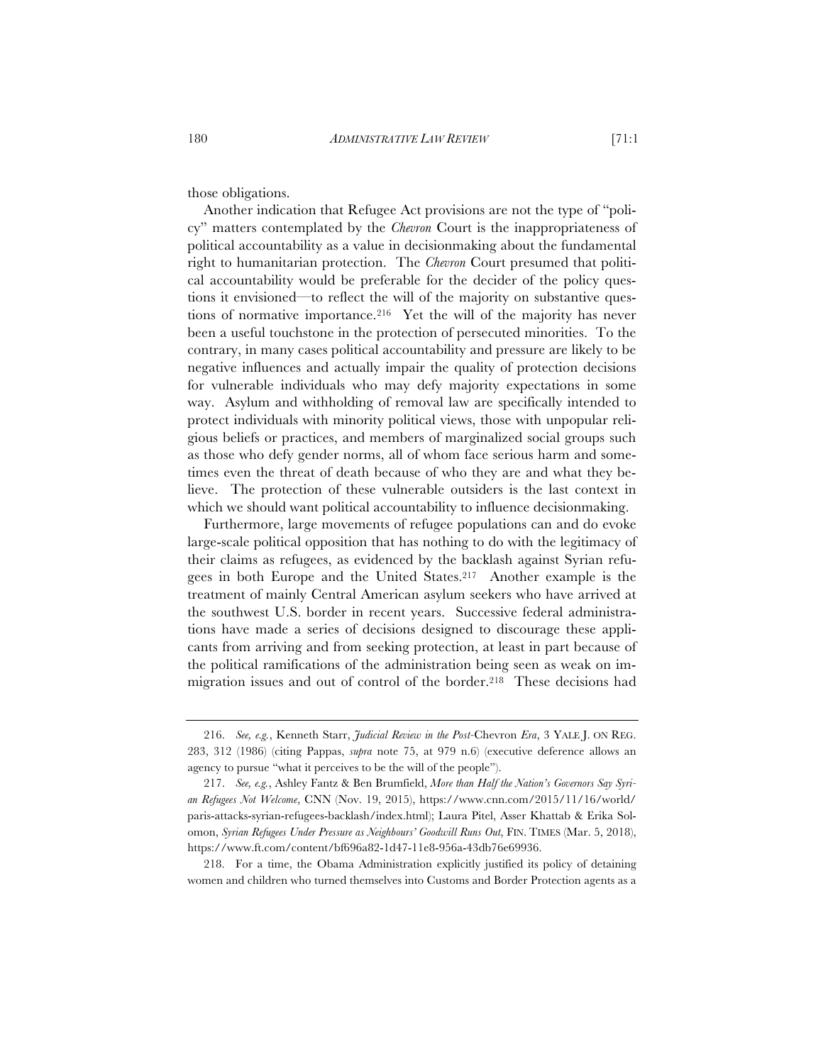those obligations.

Another indication that Refugee Act provisions are not the type of "policy" matters contemplated by the *Chevron* Court is the inappropriateness of political accountability as a value in decisionmaking about the fundamental right to humanitarian protection. The *Chevron* Court presumed that political accountability would be preferable for the decider of the policy questions it envisioned—to reflect the will of the majority on substantive questions of normative importance.[216] Yet the will of the majority has never been a useful touchstone in the protection of persecuted minorities. To the contrary, in many cases political accountability and pressure are likely to be negative influences and actually impair the quality of protection decisions for vulnerable individuals who may defy majority expectations in some way. Asylum and withholding of removal law are specifically intended to protect individuals with minority political views, those with unpopular religious beliefs or practices, and members of marginalized social groups such as those who defy gender norms, all of whom face serious harm and sometimes even the threat of death because of who they are and what they believe. The protection of these vulnerable outsiders is the last context in which we should want political accountability to influence decisionmaking.

Furthermore, large movements of refugee populations can and do evoke large-scale political opposition that has nothing to do with the legitimacy of their claims as refugees, as evidenced by the backlash against Syrian refugees in both Europe and the United States.[217] Another example is the treatment of mainly Central American asylum seekers who have arrived at the southwest U.S. border in recent years. Successive federal administrations have made a series of decisions designed to discourage these applicants from arriving and from seeking protection, at least in part because of the political ramifications of the administration being seen as weak on immigration issues and out of control of the border.[218] These decisions had

---

216. *See, e.g.*, Kenneth Starr, *Judicial Review in the Post-*Chevron *Era*, 3 YALE J. ON REG. 283, 312 (1986) (citing Pappas, *supra* note 75, at 979 n.6) (executive deference allows an agency to pursue "what it perceives to be the will of the people").

217. *See, e.g.*, Ashley Fantz & Ben Brumfield, *More than Half the Nation's Governors Say Syrian Refugees Not Welcome*, CNN (Nov. 19, 2015), https://www.cnn.com/2015/11/16/world/paris-attacks-syrian-refugees-backlash/index.html); Laura Pitel, Asser Khattab & Erika Solomon, *Syrian Refugees Under Pressure as Neighbours' Goodwill Runs Out*, FIN. TIMES (Mar. 5, 2018), https://www.ft.com/content/bf696a82-1d47-11e8-956a-43db76e69936.

218. For a time, the Obama Administration explicitly justified its policy of detaining women and children who turned themselves into Customs and Border Protection agents as a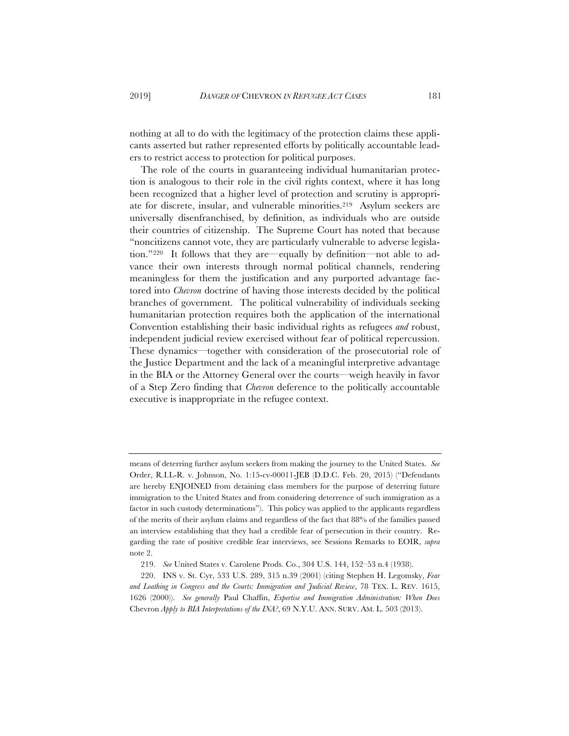nothing at all to do with the legitimacy of the protection claims these applicants asserted but rather represented efforts by politically accountable leaders to restrict access to protection for political purposes.

The role of the courts in guaranteeing individual humanitarian protection is analogous to their role in the civil rights context, where it has long been recognized that a higher level of protection and scrutiny is appropriate for discrete, insular, and vulnerable minorities.[219] Asylum seekers are universally disenfranchised, by definition, as individuals who are outside their countries of citizenship. The Supreme Court has noted that because "noncitizens cannot vote, they are particularly vulnerable to adverse legislation."[220] It follows that they are—equally by definition—not able to advance their own interests through normal political channels, rendering meaningless for them the justification and any purported advantage factored into *Chevron* doctrine of having those interests decided by the political branches of government. The political vulnerability of individuals seeking humanitarian protection requires both the application of the international Convention establishing their basic individual rights as refugees *and* robust, independent judicial review exercised without fear of political repercussion. These dynamics—together with consideration of the prosecutorial role of the Justice Department and the lack of a meaningful interpretive advantage in the BIA or the Attorney General over the courts—weigh heavily in favor of a Step Zero finding that *Chevron* deference to the politically accountable executive is inappropriate in the refugee context.

---

means of deterring further asylum seekers from making the journey to the United States. *See* Order, R.I.L-R. v. Johnson, No. 1:15-cv-00011-JEB (D.D.C. Feb. 20, 2015) ("Defendants are hereby ENJOINED from detaining class members for the purpose of deterring future immigration to the United States and from considering deterrence of such immigration as a factor in such custody determinations"). This policy was applied to the applicants regardless of the merits of their asylum claims and regardless of the fact that 88% of the families passed an interview establishing that they had a credible fear of persecution in their country. Regarding the rate of positive credible fear interviews, see Sessions Remarks to EOIR, *supra* note 2.

219. *See* United States v. Carolene Prods. Co., 304 U.S. 144, 152–53 n.4 (1938).

220. INS v. St. Cyr, 533 U.S. 289, 315 n.39 (2001) (citing Stephen H. Legomsky, *Fear and Loathing in Congress and the Courts: Immigration and Judicial Review*, 78 TEX. L. REV. 1615, 1626 (2000)). *See generally* Paul Chaffin, *Expertise and Immigration Administration: When Does* Chevron *Apply to BIA Interpretations of the INA?*, 69 N.Y.U. ANN. SURV. AM. L. 503 (2013).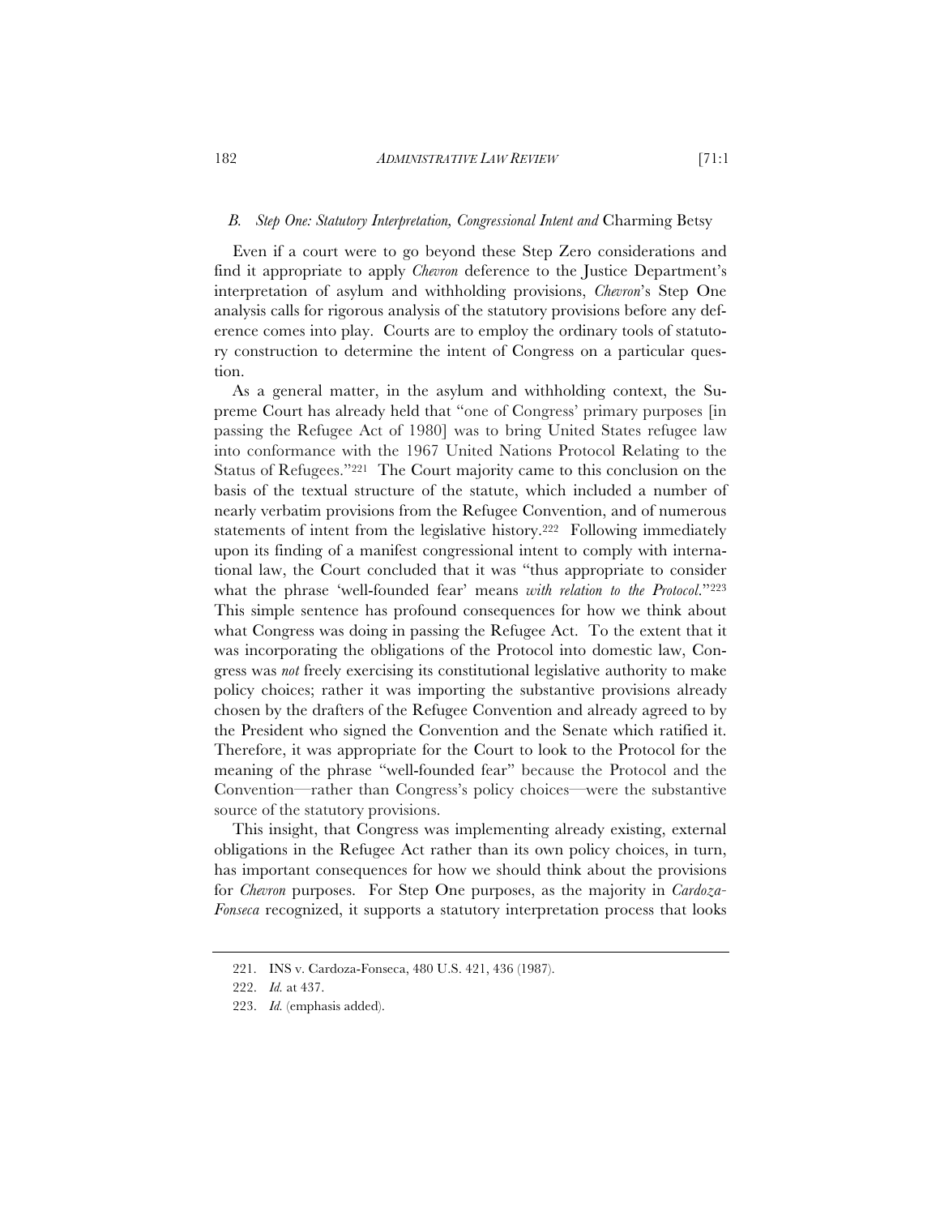### *B. Step One: Statutory Interpretation, Congressional Intent and* Charming Betsy

Even if a court were to go beyond these Step Zero considerations and find it appropriate to apply *Chevron* deference to the Justice Department's interpretation of asylum and withholding provisions, *Chevron*'s Step One analysis calls for rigorous analysis of the statutory provisions before any deference comes into play. Courts are to employ the ordinary tools of statutory construction to determine the intent of Congress on a particular question.

As a general matter, in the asylum and withholding context, the Supreme Court has already held that "one of Congress' primary purposes [in passing the Refugee Act of 1980] was to bring United States refugee law into conformance with the 1967 United Nations Protocol Relating to the Status of Refugees."[221] The Court majority came to this conclusion on the basis of the textual structure of the statute, which included a number of nearly verbatim provisions from the Refugee Convention, and of numerous statements of intent from the legislative history.[222] Following immediately upon its finding of a manifest congressional intent to comply with international law, the Court concluded that it was "thus appropriate to consider what the phrase 'well-founded fear' means *with relation to the Protocol*."[223] This simple sentence has profound consequences for how we think about what Congress was doing in passing the Refugee Act. To the extent that it was incorporating the obligations of the Protocol into domestic law, Congress was *not* freely exercising its constitutional legislative authority to make policy choices; rather it was importing the substantive provisions already chosen by the drafters of the Refugee Convention and already agreed to by the President who signed the Convention and the Senate which ratified it. Therefore, it was appropriate for the Court to look to the Protocol for the meaning of the phrase "well-founded fear" because the Protocol and the Convention—rather than Congress's policy choices—were the substantive source of the statutory provisions.

This insight, that Congress was implementing already existing, external obligations in the Refugee Act rather than its own policy choices, in turn, has important consequences for how we should think about the provisions for *Chevron* purposes. For Step One purposes, as the majority in *Cardoza-Fonseca* recognized, it supports a statutory interpretation process that looks

---

221. INS v. Cardoza-Fonseca, 480 U.S. 421, 436 (1987).

222. *Id.* at 437.

223. *Id.* (emphasis added).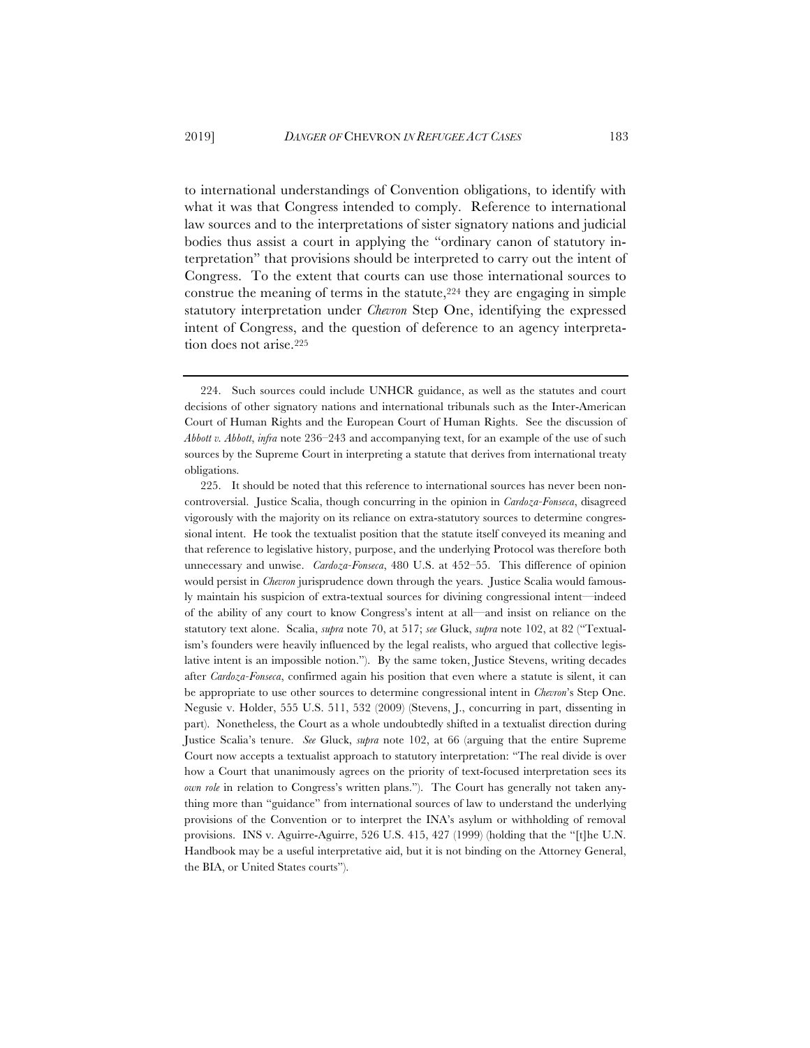to international understandings of Convention obligations, to identify with what it was that Congress intended to comply. Reference to international law sources and to the interpretations of sister signatory nations and judicial bodies thus assist a court in applying the "ordinary canon of statutory interpretation" that provisions should be interpreted to carry out the intent of Congress. To the extent that courts can use those international sources to construe the meaning of terms in the statute,[224] they are engaging in simple statutory interpretation under *Chevron* Step One, identifying the expressed intent of Congress, and the question of deference to an agency interpretation does not arise.[225]

---

224. Such sources could include UNHCR guidance, as well as the statutes and court decisions of other signatory nations and international tribunals such as the Inter-American Court of Human Rights and the European Court of Human Rights. See the discussion of *Abbott v. Abbott*, *infra* note 236–243 and accompanying text, for an example of the use of such sources by the Supreme Court in interpreting a statute that derives from international treaty obligations.

225. It should be noted that this reference to international sources has never been non-controversial. Justice Scalia, though concurring in the opinion in *Cardoza-Fonseca*, disagreed vigorously with the majority on its reliance on extra-statutory sources to determine congressional intent. He took the textualist position that the statute itself conveyed its meaning and that reference to legislative history, purpose, and the underlying Protocol was therefore both unnecessary and unwise. *Cardoza-Fonseca*, 480 U.S. at 452–55. This difference of opinion would persist in *Chevron* jurisprudence down through the years. Justice Scalia would famously maintain his suspicion of extra-textual sources for divining congressional intent—indeed of the ability of any court to know Congress's intent at all—and insist on reliance on the statutory text alone. Scalia, *supra* note 70, at 517; *see* Gluck, *supra* note 102, at 82 ("Textualism's founders were heavily influenced by the legal realists, who argued that collective legislative intent is an impossible notion."). By the same token, Justice Stevens, writing decades after *Cardoza-Fonseca*, confirmed again his position that even where a statute is silent, it can be appropriate to use other sources to determine congressional intent in *Chevron*'s Step One. Negusie v. Holder, 555 U.S. 511, 532 (2009) (Stevens, J., concurring in part, dissenting in part). Nonetheless, the Court as a whole undoubtedly shifted in a textualist direction during Justice Scalia's tenure. *See* Gluck, *supra* note 102, at 66 (arguing that the entire Supreme Court now accepts a textualist approach to statutory interpretation: "The real divide is over how a Court that unanimously agrees on the priority of text-focused interpretation sees its *own role* in relation to Congress's written plans."). The Court has generally not taken anything more than "guidance" from international sources of law to understand the underlying provisions of the Convention or to interpret the INA's asylum or withholding of removal provisions. INS v. Aguirre-Aguirre, 526 U.S. 415, 427 (1999) (holding that the "[t]he U.N. Handbook may be a useful interpretative aid, but it is not binding on the Attorney General, the BIA, or United States courts").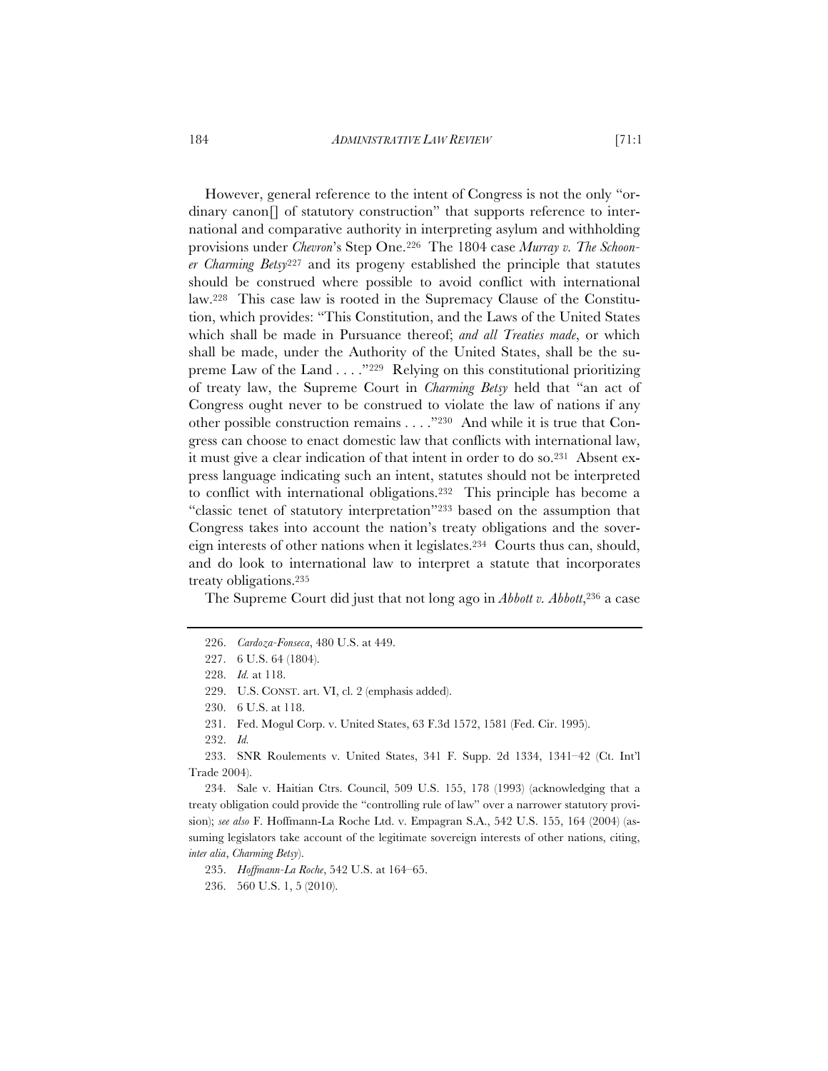However, general reference to the intent of Congress is not the only "ordinary canon[] of statutory construction" that supports reference to international and comparative authority in interpreting asylum and withholding provisions under *Chevron*'s Step One.[226] The 1804 case *Murray v. The Schooner Charming Betsy*[227] and its progeny established the principle that statutes should be construed where possible to avoid conflict with international law.[228] This case law is rooted in the Supremacy Clause of the Constitution, which provides: "This Constitution, and the Laws of the United States which shall be made in Pursuance thereof; *and all Treaties made*, or which shall be made, under the Authority of the United States, shall be the supreme Law of the Land . . . ."[229] Relying on this constitutional prioritizing of treaty law, the Supreme Court in *Charming Betsy* held that "an act of Congress ought never to be construed to violate the law of nations if any other possible construction remains . . . ."[230] And while it is true that Congress can choose to enact domestic law that conflicts with international law, it must give a clear indication of that intent in order to do so.[231] Absent express language indicating such an intent, statutes should not be interpreted to conflict with international obligations.[232] This principle has become a "classic tenet of statutory interpretation"[233] based on the assumption that Congress takes into account the nation's treaty obligations and the sovereign interests of other nations when it legislates.[234] Courts thus can, should, and do look to international law to interpret a statute that incorporates treaty obligations.[235]

The Supreme Court did just that not long ago in *Abbott v. Abbott*,[236] a case

---

226. *Cardoza-Fonseca*, 480 U.S. at 449.

227. 6 U.S. 64 (1804).

228. *Id.* at 118.

229. U.S. CONST. art. VI, cl. 2 (emphasis added).

230. 6 U.S. at 118.

231. Fed. Mogul Corp. v. United States, 63 F.3d 1572, 1581 (Fed. Cir. 1995).

232. *Id.*

233. SNR Roulements v. United States, 341 F. Supp. 2d 1334, 1341–42 (Ct. Int'l Trade 2004).

234. Sale v. Haitian Ctrs. Council, 509 U.S. 155, 178 (1993) (acknowledging that a treaty obligation could provide the "controlling rule of law" over a narrower statutory provision); *see also* F. Hoffmann-La Roche Ltd. v. Empagran S.A., 542 U.S. 155, 164 (2004) (assuming legislators take account of the legitimate sovereign interests of other nations, citing, *inter alia*, *Charming Betsy*).

235. *Hoffmann-La Roche*, 542 U.S. at 164–65.

236. 560 U.S. 1, 5 (2010).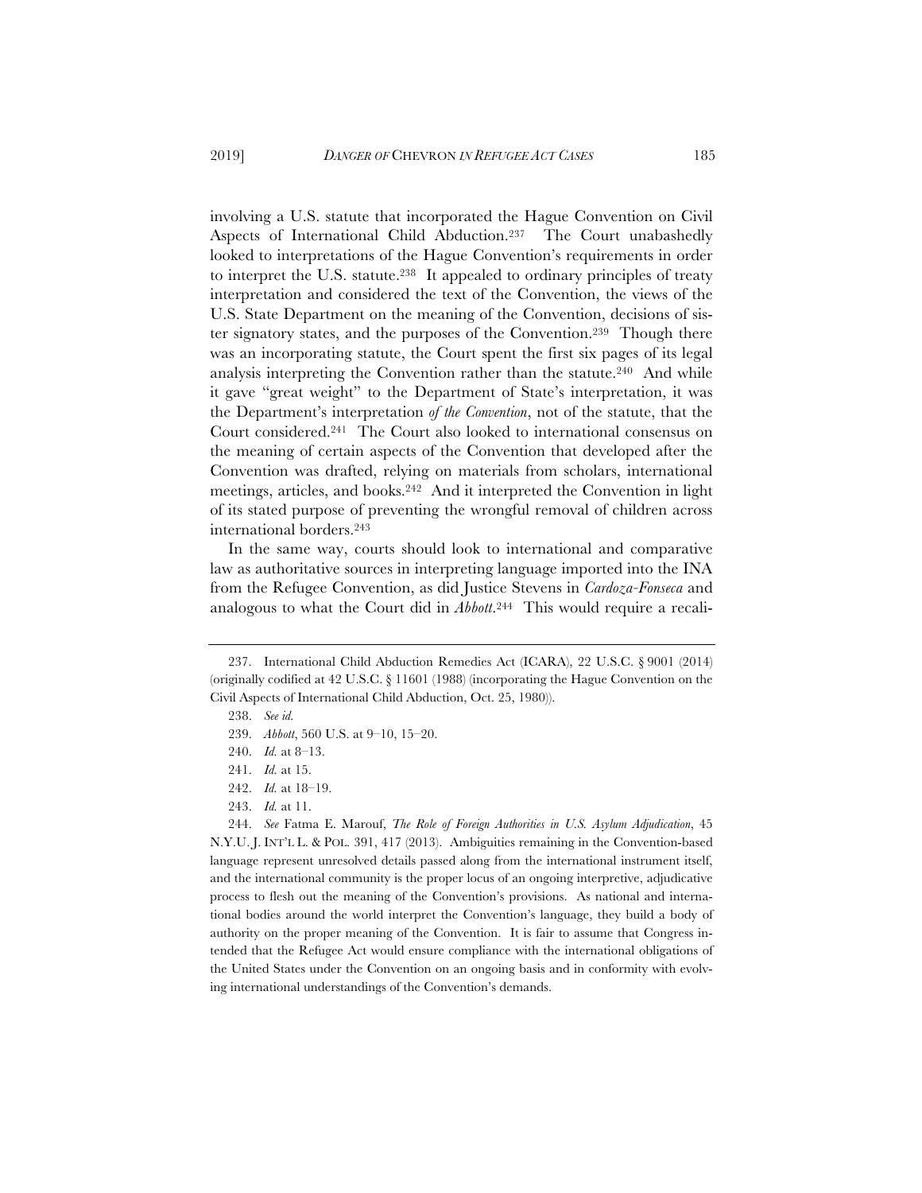involving a U.S. statute that incorporated the Hague Convention on Civil Aspects of International Child Abduction.[237] The Court unabashedly looked to interpretations of the Hague Convention's requirements in order to interpret the U.S. statute.[238] It appealed to ordinary principles of treaty interpretation and considered the text of the Convention, the views of the U.S. State Department on the meaning of the Convention, decisions of sister signatory states, and the purposes of the Convention.[239] Though there was an incorporating statute, the Court spent the first six pages of its legal analysis interpreting the Convention rather than the statute.[240] And while it gave "great weight" to the Department of State's interpretation, it was the Department's interpretation *of the Convention*, not of the statute, that the Court considered.[241] The Court also looked to international consensus on the meaning of certain aspects of the Convention that developed after the Convention was drafted, relying on materials from scholars, international meetings, articles, and books.[242] And it interpreted the Convention in light of its stated purpose of preventing the wrongful removal of children across international borders.[243]

In the same way, courts should look to international and comparative law as authoritative sources in interpreting language imported into the INA from the Refugee Convention, as did Justice Stevens in *Cardoza-Fonseca* and analogous to what the Court did in *Abbott*.[244] This would require a recali-

---

237. International Child Abduction Remedies Act (ICARA), 22 U.S.C. § 9001 (2014) (originally codified at 42 U.S.C. § 11601 (1988) (incorporating the Hague Convention on the Civil Aspects of International Child Abduction, Oct. 25, 1980)).

238. *See id.*

239. *Abbott*, 560 U.S. at 9–10, 15–20.

240. *Id.* at 8–13.

241. *Id.* at 15.

242. *Id.* at 18–19.

243. *Id.* at 11.

244. *See* Fatma E. Marouf, *The Role of Foreign Authorities in U.S. Asylum Adjudication*, 45 N.Y.U. J. INT'L L. & POL. 391, 417 (2013). Ambiguities remaining in the Convention-based language represent unresolved details passed along from the international instrument itself, and the international community is the proper locus of an ongoing interpretive, adjudicative process to flesh out the meaning of the Convention's provisions. As national and international bodies around the world interpret the Convention's language, they build a body of authority on the proper meaning of the Convention. It is fair to assume that Congress intended that the Refugee Act would ensure compliance with the international obligations of the United States under the Convention on an ongoing basis and in conformity with evolving international understandings of the Convention's demands.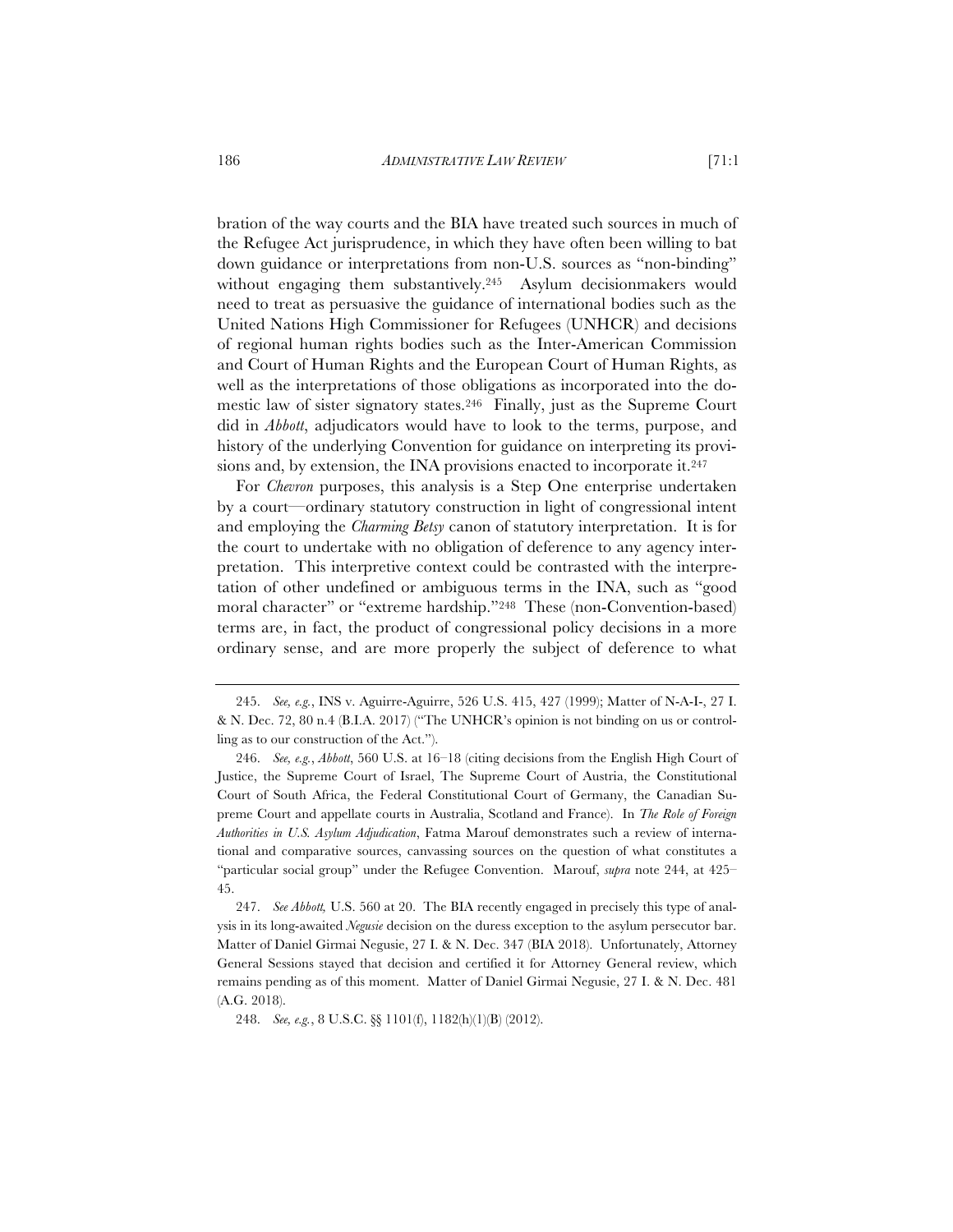bration of the way courts and the BIA have treated such sources in much of the Refugee Act jurisprudence, in which they have often been willing to bat down guidance or interpretations from non-U.S. sources as "non-binding" without engaging them substantively.[245] Asylum decisionmakers would need to treat as persuasive the guidance of international bodies such as the United Nations High Commissioner for Refugees (UNHCR) and decisions of regional human rights bodies such as the Inter-American Commission and Court of Human Rights and the European Court of Human Rights, as well as the interpretations of those obligations as incorporated into the domestic law of sister signatory states.[246] Finally, just as the Supreme Court did in *Abbott*, adjudicators would have to look to the terms, purpose, and history of the underlying Convention for guidance on interpreting its provisions and, by extension, the INA provisions enacted to incorporate it.[247]

For *Chevron* purposes, this analysis is a Step One enterprise undertaken by a court—ordinary statutory construction in light of congressional intent and employing the *Charming Betsy* canon of statutory interpretation. It is for the court to undertake with no obligation of deference to any agency interpretation. This interpretive context could be contrasted with the interpretation of other undefined or ambiguous terms in the INA, such as "good moral character" or "extreme hardship."[248] These (non-Convention-based) terms are, in fact, the product of congressional policy decisions in a more ordinary sense, and are more properly the subject of deference to what

---

245. *See, e.g.*, INS v. Aguirre-Aguirre, 526 U.S. 415, 427 (1999); Matter of N-A-I-, 27 I. & N. Dec. 72, 80 n.4 (B.I.A. 2017) ("The UNHCR's opinion is not binding on us or controlling as to our construction of the Act.").

246. *See, e.g.*, *Abbott*, 560 U.S. at 16–18 (citing decisions from the English High Court of Justice, the Supreme Court of Israel, The Supreme Court of Austria, the Constitutional Court of South Africa, the Federal Constitutional Court of Germany, the Canadian Supreme Court and appellate courts in Australia, Scotland and France). In *The Role of Foreign Authorities in U.S. Asylum Adjudication*, Fatma Marouf demonstrates such a review of international and comparative sources, canvassing sources on the question of what constitutes a "particular social group" under the Refugee Convention. Marouf, *supra* note 244, at 425–45.

247. *See Abbott,* U.S. 560 at 20. The BIA recently engaged in precisely this type of analysis in its long-awaited *Negusie* decision on the duress exception to the asylum persecutor bar. Matter of Daniel Girmai Negusie, 27 I. & N. Dec. 347 (BIA 2018). Unfortunately, Attorney General Sessions stayed that decision and certified it for Attorney General review, which remains pending as of this moment. Matter of Daniel Girmai Negusie, 27 I. & N. Dec. 481 (A.G. 2018).

248. *See, e.g.*, 8 U.S.C. §§ 1101(f), 1182(h)(1)(B) (2012).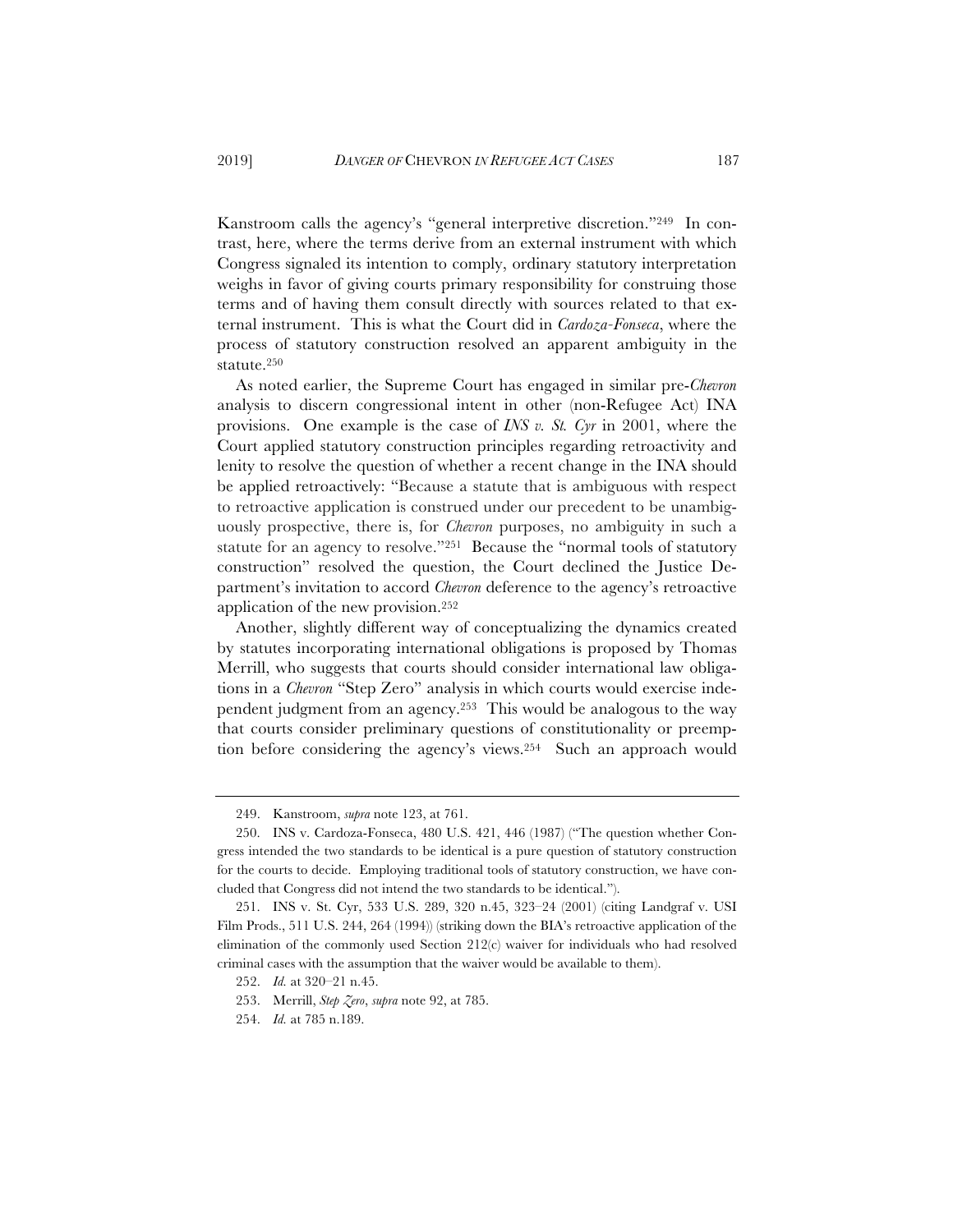Kanstroom calls the agency's "general interpretive discretion."[249] In contrast, here, where the terms derive from an external instrument with which Congress signaled its intention to comply, ordinary statutory interpretation weighs in favor of giving courts primary responsibility for construing those terms and of having them consult directly with sources related to that external instrument. This is what the Court did in *Cardoza-Fonseca*, where the process of statutory construction resolved an apparent ambiguity in the statute.[250]

As noted earlier, the Supreme Court has engaged in similar pre-*Chevron* analysis to discern congressional intent in other (non-Refugee Act) INA provisions. One example is the case of *INS v. St. Cyr* in 2001, where the Court applied statutory construction principles regarding retroactivity and lenity to resolve the question of whether a recent change in the INA should be applied retroactively: "Because a statute that is ambiguous with respect to retroactive application is construed under our precedent to be unambiguously prospective, there is, for *Chevron* purposes, no ambiguity in such a statute for an agency to resolve."[251] Because the "normal tools of statutory construction" resolved the question, the Court declined the Justice Department's invitation to accord *Chevron* deference to the agency's retroactive application of the new provision.[252]

Another, slightly different way of conceptualizing the dynamics created by statutes incorporating international obligations is proposed by Thomas Merrill, who suggests that courts should consider international law obligations in a *Chevron* "Step Zero" analysis in which courts would exercise independent judgment from an agency.[253] This would be analogous to the way that courts consider preliminary questions of constitutionality or preemption before considering the agency's views.[254] Such an approach would

---

249. Kanstroom, *supra* note 123, at 761.

250. INS v. Cardoza-Fonseca, 480 U.S. 421, 446 (1987) ("The question whether Congress intended the two standards to be identical is a pure question of statutory construction for the courts to decide. Employing traditional tools of statutory construction, we have concluded that Congress did not intend the two standards to be identical.").

251. INS v. St. Cyr, 533 U.S. 289, 320 n.45, 323–24 (2001) (citing Landgraf v. USI Film Prods., 511 U.S. 244, 264 (1994)) (striking down the BIA's retroactive application of the elimination of the commonly used Section 212(c) waiver for individuals who had resolved criminal cases with the assumption that the waiver would be available to them).

252. *Id.* at 320–21 n.45.

253. Merrill, *Step Zero*, *supra* note 92, at 785.

254. *Id.* at 785 n.189.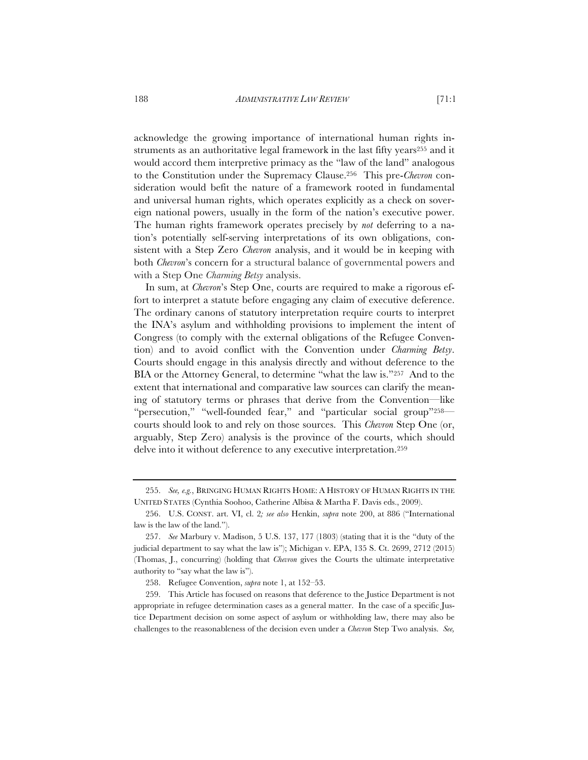acknowledge the growing importance of international human rights instruments as an authoritative legal framework in the last fifty years[255] and it would accord them interpretive primacy as the "law of the land" analogous to the Constitution under the Supremacy Clause.[256] This pre-*Chevron* consideration would befit the nature of a framework rooted in fundamental and universal human rights, which operates explicitly as a check on sovereign national powers, usually in the form of the nation's executive power. The human rights framework operates precisely by *not* deferring to a nation's potentially self-serving interpretations of its own obligations, consistent with a Step Zero *Chevron* analysis, and it would be in keeping with both *Chevron*'s concern for a structural balance of governmental powers and with a Step One *Charming Betsy* analysis.

In sum, at *Chevron*'s Step One, courts are required to make a rigorous effort to interpret a statute before engaging any claim of executive deference. The ordinary canons of statutory interpretation require courts to interpret the INA's asylum and withholding provisions to implement the intent of Congress (to comply with the external obligations of the Refugee Convention) and to avoid conflict with the Convention under *Charming Betsy*. Courts should engage in this analysis directly and without deference to the BIA or the Attorney General, to determine "what the law is."[257] And to the extent that international and comparative law sources can clarify the meaning of statutory terms or phrases that derive from the Convention—like "persecution," "well-founded fear," and "particular social group"[258]—courts should look to and rely on those sources. This *Chevron* Step One (or, arguably, Step Zero) analysis is the province of the courts, which should delve into it without deference to any executive interpretation.[259]

---

255. *See, e.g.*, BRINGING HUMAN RIGHTS HOME: A HISTORY OF HUMAN RIGHTS IN THE UNITED STATES (Cynthia Soohoo, Catherine Albisa & Martha F. Davis eds., 2009).

256. U.S. CONST. art. VI, cl. 2*; see also* Henkin, *supra* note 200, at 886 ("International law is the law of the land.").

257. *See* Marbury v. Madison, 5 U.S. 137, 177 (1803) (stating that it is the "duty of the judicial department to say what the law is"); Michigan v. EPA, 135 S. Ct. 2699, 2712 (2015) (Thomas, J., concurring) (holding that *Chevron* gives the Courts the ultimate interpretative authority to "say what the law is").

258. Refugee Convention, *supra* note 1, at 152–53.

259. This Article has focused on reasons that deference to the Justice Department is not appropriate in refugee determination cases as a general matter. In the case of a specific Justice Department decision on some aspect of asylum or withholding law, there may also be challenges to the reasonableness of the decision even under a *Chevron* Step Two analysis. *See,*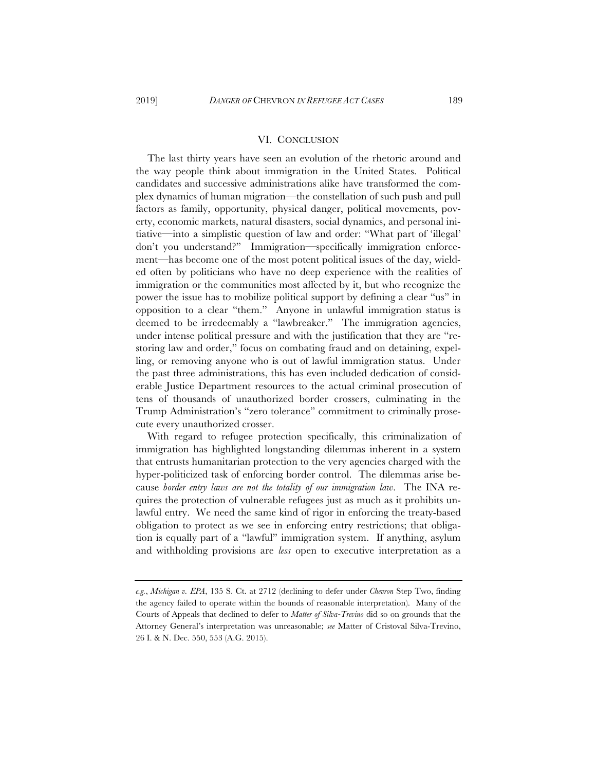## VI. CONCLUSION

The last thirty years have seen an evolution of the rhetoric around and the way people think about immigration in the United States. Political candidates and successive administrations alike have transformed the complex dynamics of human migration—the constellation of such push and pull factors as family, opportunity, physical danger, political movements, poverty, economic markets, natural disasters, social dynamics, and personal initiative—into a simplistic question of law and order: "What part of 'illegal' don't you understand?" Immigration—specifically immigration enforcement—has become one of the most potent political issues of the day, wielded often by politicians who have no deep experience with the realities of immigration or the communities most affected by it, but who recognize the power the issue has to mobilize political support by defining a clear "us" in opposition to a clear "them." Anyone in unlawful immigration status is deemed to be irredeemably a "lawbreaker." The immigration agencies, under intense political pressure and with the justification that they are "restoring law and order," focus on combating fraud and on detaining, expelling, or removing anyone who is out of lawful immigration status. Under the past three administrations, this has even included dedication of considerable Justice Department resources to the actual criminal prosecution of tens of thousands of unauthorized border crossers, culminating in the Trump Administration's "zero tolerance" commitment to criminally prosecute every unauthorized crosser.

With regard to refugee protection specifically, this criminalization of immigration has highlighted longstanding dilemmas inherent in a system that entrusts humanitarian protection to the very agencies charged with the hyper-politicized task of enforcing border control. The dilemmas arise because *border entry laws are not the totality of our immigration law*. The INA requires the protection of vulnerable refugees just as much as it prohibits unlawful entry. We need the same kind of rigor in enforcing the treaty-based obligation to protect as we see in enforcing entry restrictions; that obligation is equally part of a "lawful" immigration system. If anything, asylum and withholding provisions are *less* open to executive interpretation as a

---

*e.g.*, *Michigan v. EPA*, 135 S. Ct. at 2712 (declining to defer under *Chevron* Step Two, finding the agency failed to operate within the bounds of reasonable interpretation). Many of the Courts of Appeals that declined to defer to *Matter of Silva-Trevino* did so on grounds that the Attorney General's interpretation was unreasonable; *see* Matter of Cristoval Silva-Trevino, 26 I. & N. Dec. 550, 553 (A.G. 2015).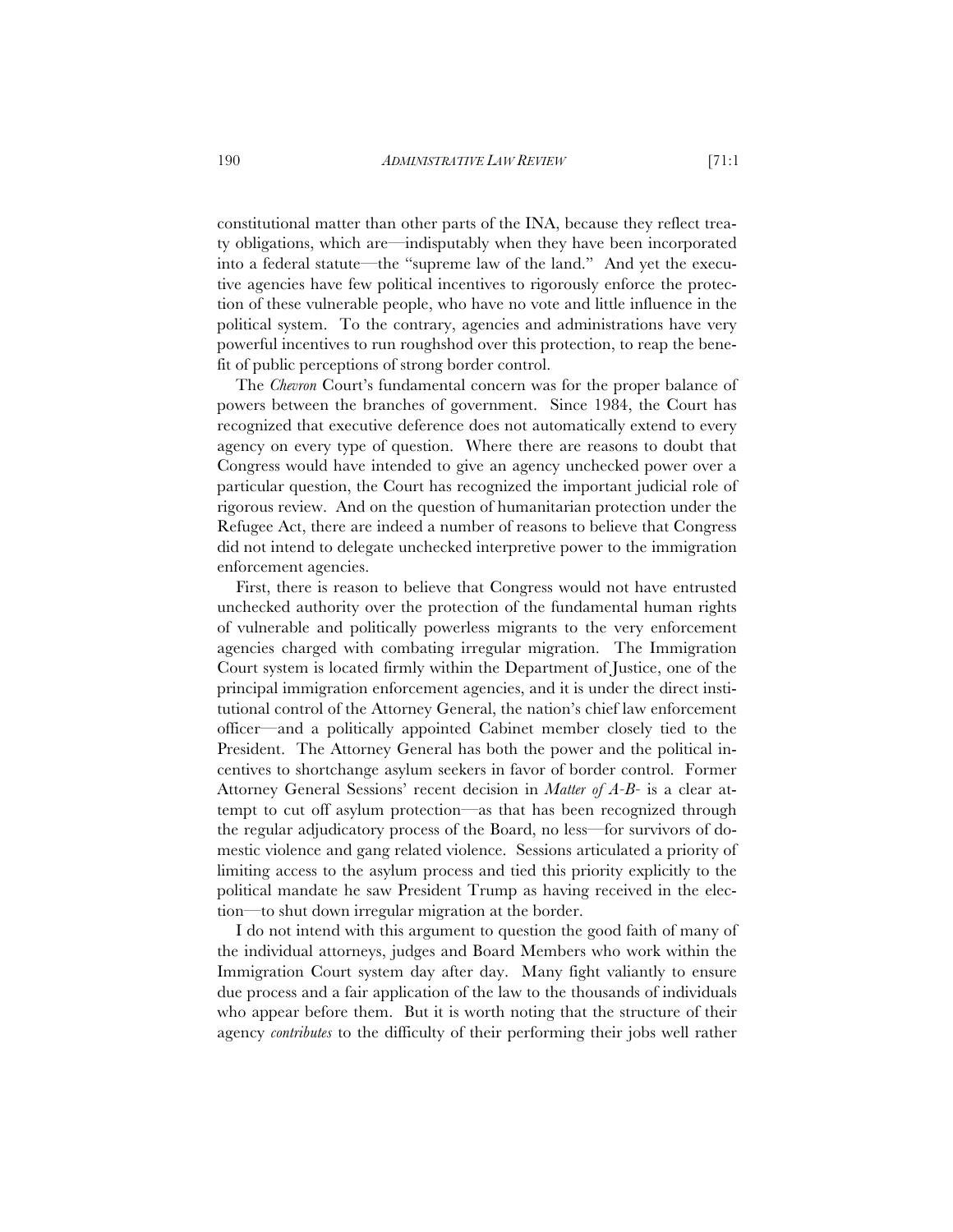constitutional matter than other parts of the INA, because they reflect treaty obligations, which are—indisputably when they have been incorporated into a federal statute—the "supreme law of the land." And yet the executive agencies have few political incentives to rigorously enforce the protection of these vulnerable people, who have no vote and little influence in the political system. To the contrary, agencies and administrations have very powerful incentives to run roughshod over this protection, to reap the benefit of public perceptions of strong border control.

The *Chevron* Court's fundamental concern was for the proper balance of powers between the branches of government. Since 1984, the Court has recognized that executive deference does not automatically extend to every agency on every type of question. Where there are reasons to doubt that Congress would have intended to give an agency unchecked power over a particular question, the Court has recognized the important judicial role of rigorous review. And on the question of humanitarian protection under the Refugee Act, there are indeed a number of reasons to believe that Congress did not intend to delegate unchecked interpretive power to the immigration enforcement agencies.

First, there is reason to believe that Congress would not have entrusted unchecked authority over the protection of the fundamental human rights of vulnerable and politically powerless migrants to the very enforcement agencies charged with combating irregular migration. The Immigration Court system is located firmly within the Department of Justice, one of the principal immigration enforcement agencies, and it is under the direct institutional control of the Attorney General, the nation's chief law enforcement officer—and a politically appointed Cabinet member closely tied to the President. The Attorney General has both the power and the political incentives to shortchange asylum seekers in favor of border control. Former Attorney General Sessions' recent decision in *Matter of A-B-* is a clear attempt to cut off asylum protection—as that has been recognized through the regular adjudicatory process of the Board, no less—for survivors of domestic violence and gang related violence. Sessions articulated a priority of limiting access to the asylum process and tied this priority explicitly to the political mandate he saw President Trump as having received in the election—to shut down irregular migration at the border.

I do not intend with this argument to question the good faith of many of the individual attorneys, judges and Board Members who work within the Immigration Court system day after day. Many fight valiantly to ensure due process and a fair application of the law to the thousands of individuals who appear before them. But it is worth noting that the structure of their agency *contributes* to the difficulty of their performing their jobs well rather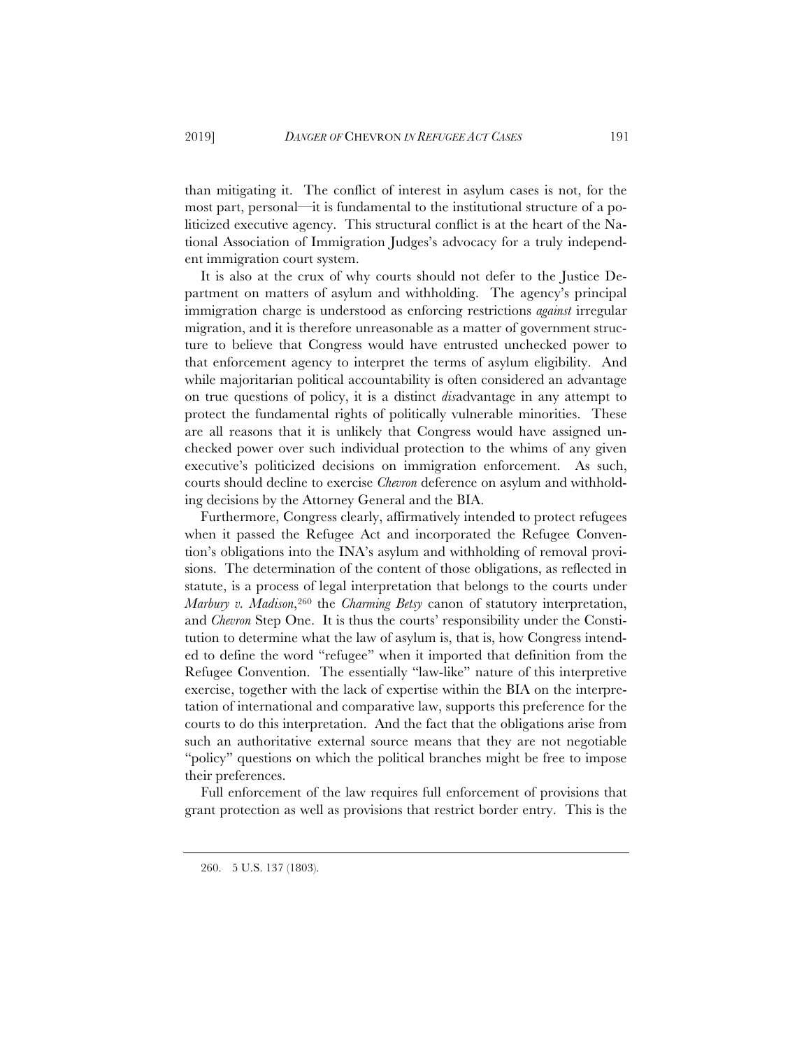than mitigating it. The conflict of interest in asylum cases is not, for the most part, personal—it is fundamental to the institutional structure of a politicized executive agency. This structural conflict is at the heart of the National Association of Immigration Judges's advocacy for a truly independent immigration court system.

It is also at the crux of why courts should not defer to the Justice Department on matters of asylum and withholding. The agency's principal immigration charge is understood as enforcing restrictions *against* irregular migration, and it is therefore unreasonable as a matter of government structure to believe that Congress would have entrusted unchecked power to that enforcement agency to interpret the terms of asylum eligibility. And while majoritarian political accountability is often considered an advantage on true questions of policy, it is a distinct *dis*advantage in any attempt to protect the fundamental rights of politically vulnerable minorities. These are all reasons that it is unlikely that Congress would have assigned unchecked power over such individual protection to the whims of any given executive's politicized decisions on immigration enforcement. As such, courts should decline to exercise *Chevron* deference on asylum and withholding decisions by the Attorney General and the BIA.

Furthermore, Congress clearly, affirmatively intended to protect refugees when it passed the Refugee Act and incorporated the Refugee Convention's obligations into the INA's asylum and withholding of removal provisions. The determination of the content of those obligations, as reflected in statute, is a process of legal interpretation that belongs to the courts under *Marbury v. Madison*,[260] the *Charming Betsy* canon of statutory interpretation, and *Chevron* Step One. It is thus the courts' responsibility under the Constitution to determine what the law of asylum is, that is, how Congress intended to define the word "refugee" when it imported that definition from the Refugee Convention. The essentially "law-like" nature of this interpretive exercise, together with the lack of expertise within the BIA on the interpretation of international and comparative law, supports this preference for the courts to do this interpretation. And the fact that the obligations arise from such an authoritative external source means that they are not negotiable "policy" questions on which the political branches might be free to impose their preferences.

Full enforcement of the law requires full enforcement of provisions that grant protection as well as provisions that restrict border entry. This is the

260. 5 U.S. 137 (1803).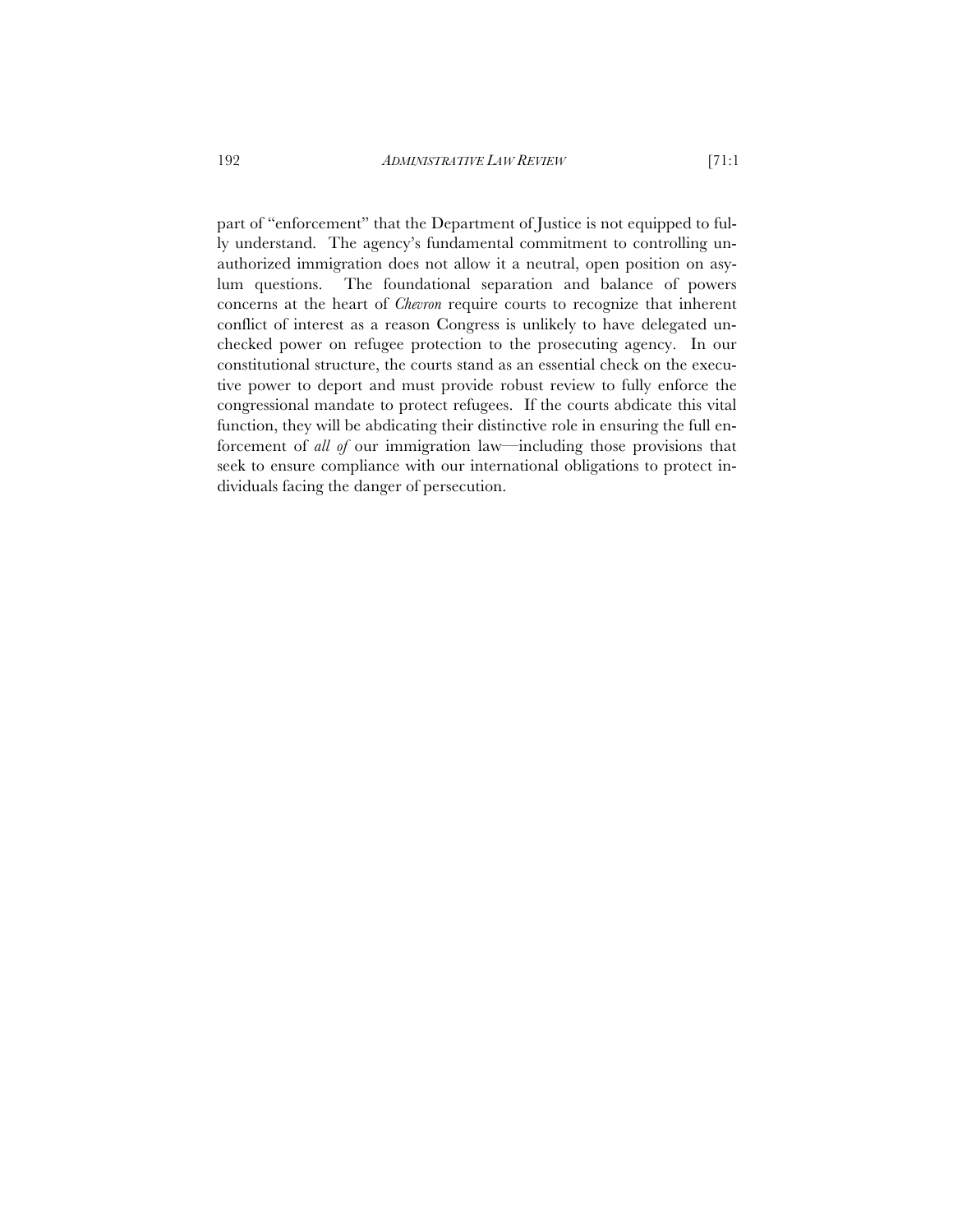part of "enforcement" that the Department of Justice is not equipped to fully understand. The agency's fundamental commitment to controlling unauthorized immigration does not allow it a neutral, open position on asylum questions. The foundational separation and balance of powers concerns at the heart of *Chevron* require courts to recognize that inherent conflict of interest as a reason Congress is unlikely to have delegated unchecked power on refugee protection to the prosecuting agency. In our constitutional structure, the courts stand as an essential check on the executive power to deport and must provide robust review to fully enforce the congressional mandate to protect refugees. If the courts abdicate this vital function, they will be abdicating their distinctive role in ensuring the full enforcement of *all of* our immigration law—including those provisions that seek to ensure compliance with our international obligations to protect individuals facing the danger of persecution.